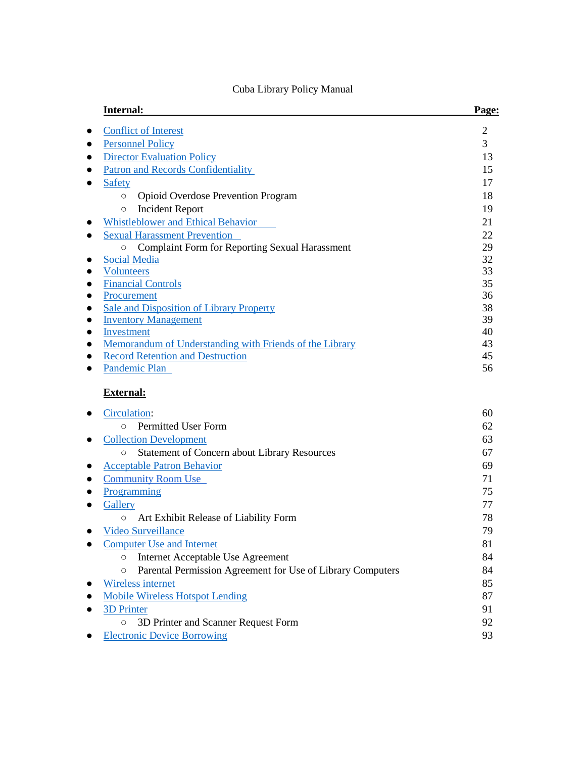# Cuba Library Policy Manual

| **Internal:** | **Page:** |
|---|---|
| • Conflict of Interest | 2 |
| • Personnel Policy | 3 |
| • Director Evaluation Policy | 13 |
| • Patron and Records Confidentiality | 15 |
| • Safety | 17 |
| ○ Opioid Overdose Prevention Program | 18 |
| ○ Incident Report | 19 |
| • Whistleblower and Ethical Behavior | 21 |
| • Sexual Harassment Prevention | 22 |
| ○ Complaint Form for Reporting Sexual Harassment | 29 |
| • Social Media | 32 |
| • Volunteers | 33 |
| • Financial Controls | 35 |
| • Procurement | 36 |
| • Sale and Disposition of Library Property | 38 |
| • Inventory Management | 39 |
| • Investment | 40 |
| • Memorandum of Understanding with Friends of the Library | 43 |
| • Record Retention and Destruction | 45 |
| • Pandemic Plan | 56 |

| **External:** | |
|---|---|
| • Circulation: | 60 |
| ○ Permitted User Form | 62 |
| • Collection Development | 63 |
| ○ Statement of Concern about Library Resources | 67 |
| • Acceptable Patron Behavior | 69 |
| • Community Room Use | 71 |
| • Programming | 75 |
| • Gallery | 77 |
| ○ Art Exhibit Release of Liability Form | 78 |
| • Video Surveillance | 79 |
| • Computer Use and Internet | 81 |
| ○ Internet Acceptable Use Agreement | 84 |
| ○ Parental Permission Agreement for Use of Library Computers | 84 |
| • Wireless internet | 85 |
| • Mobile Wireless Hotspot Lending | 87 |
| • 3D Printer | 91 |
| ○ 3D Printer and Scanner Request Form | 92 |
| • Electronic Device Borrowing | 93 |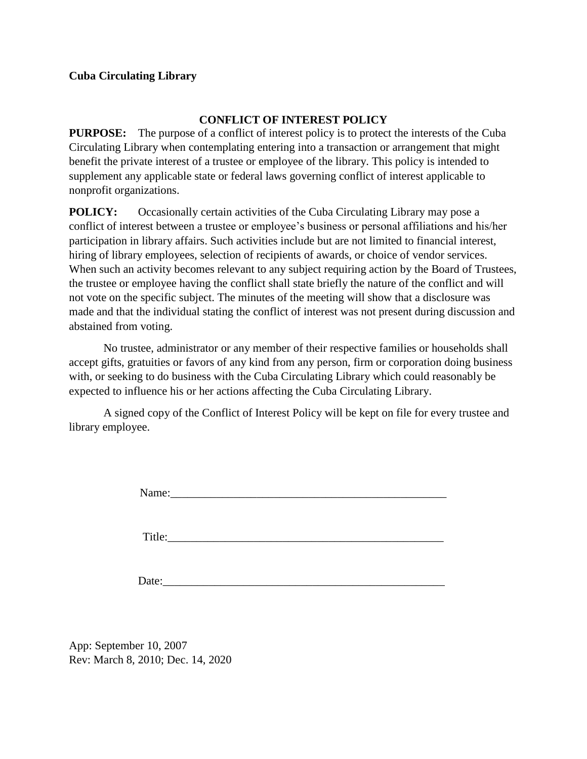**Cuba Circulating Library**

## CONFLICT OF INTEREST POLICY

**PURPOSE:** The purpose of a conflict of interest policy is to protect the interests of the Cuba Circulating Library when contemplating entering into a transaction or arrangement that might benefit the private interest of a trustee or employee of the library. This policy is intended to supplement any applicable state or federal laws governing conflict of interest applicable to nonprofit organizations.

**POLICY:** Occasionally certain activities of the Cuba Circulating Library may pose a conflict of interest between a trustee or employee's business or personal affiliations and his/her participation in library affairs. Such activities include but are not limited to financial interest, hiring of library employees, selection of recipients of awards, or choice of vendor services. When such an activity becomes relevant to any subject requiring action by the Board of Trustees, the trustee or employee having the conflict shall state briefly the nature of the conflict and will not vote on the specific subject. The minutes of the meeting will show that a disclosure was made and that the individual stating the conflict of interest was not present during discussion and abstained from voting.

No trustee, administrator or any member of their respective families or households shall accept gifts, gratuities or favors of any kind from any person, firm or corporation doing business with, or seeking to do business with the Cuba Circulating Library which could reasonably be expected to influence his or her actions affecting the Cuba Circulating Library.

A signed copy of the Conflict of Interest Policy will be kept on file for every trustee and library employee.

Name:__________________________________________________

Title:__________________________________________________

Date:__________________________________________________

App: September 10, 2007
Rev: March 8, 2010; Dec. 14, 2020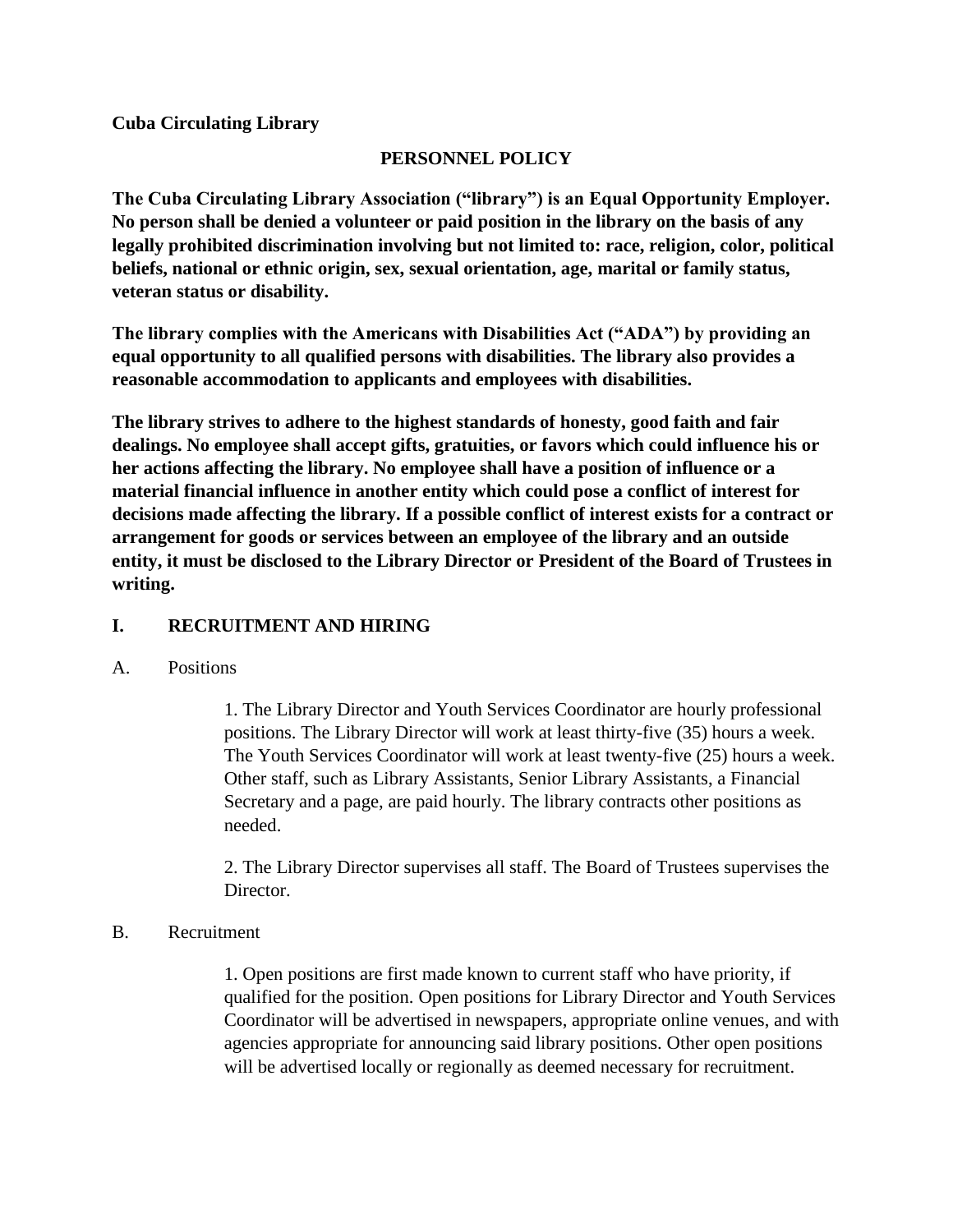**Cuba Circulating Library**

## PERSONNEL POLICY

**The Cuba Circulating Library Association ("library") is an Equal Opportunity Employer. No person shall be denied a volunteer or paid position in the library on the basis of any legally prohibited discrimination involving but not limited to: race, religion, color, political beliefs, national or ethnic origin, sex, sexual orientation, age, marital or family status, veteran status or disability.**

**The library complies with the Americans with Disabilities Act ("ADA") by providing an equal opportunity to all qualified persons with disabilities. The library also provides a reasonable accommodation to applicants and employees with disabilities.**

**The library strives to adhere to the highest standards of honesty, good faith and fair dealings. No employee shall accept gifts, gratuities, or favors which could influence his or her actions affecting the library. No employee shall have a position of influence or a material financial influence in another entity which could pose a conflict of interest for decisions made affecting the library. If a possible conflict of interest exists for a contract or arrangement for goods or services between an employee of the library and an outside entity, it must be disclosed to the Library Director or President of the Board of Trustees in writing.**

### I. RECRUITMENT AND HIRING

A. Positions

1. The Library Director and Youth Services Coordinator are hourly professional positions. The Library Director will work at least thirty-five (35) hours a week. The Youth Services Coordinator will work at least twenty-five (25) hours a week. Other staff, such as Library Assistants, Senior Library Assistants, a Financial Secretary and a page, are paid hourly. The library contracts other positions as needed.

2. The Library Director supervises all staff. The Board of Trustees supervises the Director.

B. Recruitment

1. Open positions are first made known to current staff who have priority, if qualified for the position. Open positions for Library Director and Youth Services Coordinator will be advertised in newspapers, appropriate online venues, and with agencies appropriate for announcing said library positions. Other open positions will be advertised locally or regionally as deemed necessary for recruitment.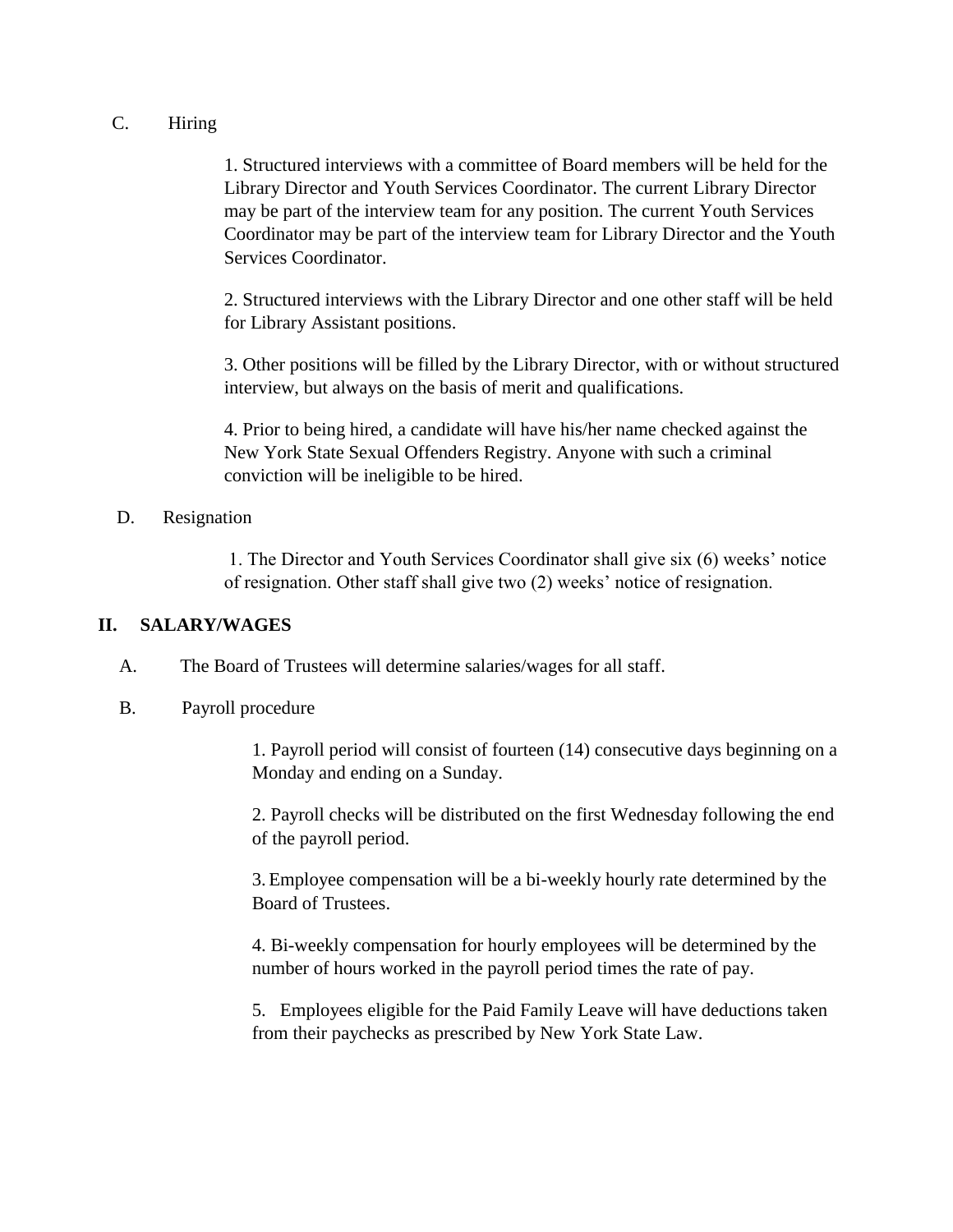C. Hiring

1. Structured interviews with a committee of Board members will be held for the Library Director and Youth Services Coordinator. The current Library Director may be part of the interview team for any position. The current Youth Services Coordinator may be part of the interview team for Library Director and the Youth Services Coordinator.

2. Structured interviews with the Library Director and one other staff will be held for Library Assistant positions.

3. Other positions will be filled by the Library Director, with or without structured interview, but always on the basis of merit and qualifications.

4. Prior to being hired, a candidate will have his/her name checked against the New York State Sexual Offenders Registry. Anyone with such a criminal conviction will be ineligible to be hired.

D. Resignation

1. The Director and Youth Services Coordinator shall give six (6) weeks' notice of resignation. Other staff shall give two (2) weeks' notice of resignation.

## II. SALARY/WAGES

A. The Board of Trustees will determine salaries/wages for all staff.

B. Payroll procedure

1. Payroll period will consist of fourteen (14) consecutive days beginning on a Monday and ending on a Sunday.

2. Payroll checks will be distributed on the first Wednesday following the end of the payroll period.

3. Employee compensation will be a bi-weekly hourly rate determined by the Board of Trustees.

4. Bi-weekly compensation for hourly employees will be determined by the number of hours worked in the payroll period times the rate of pay.

5. Employees eligible for the Paid Family Leave will have deductions taken from their paychecks as prescribed by New York State Law.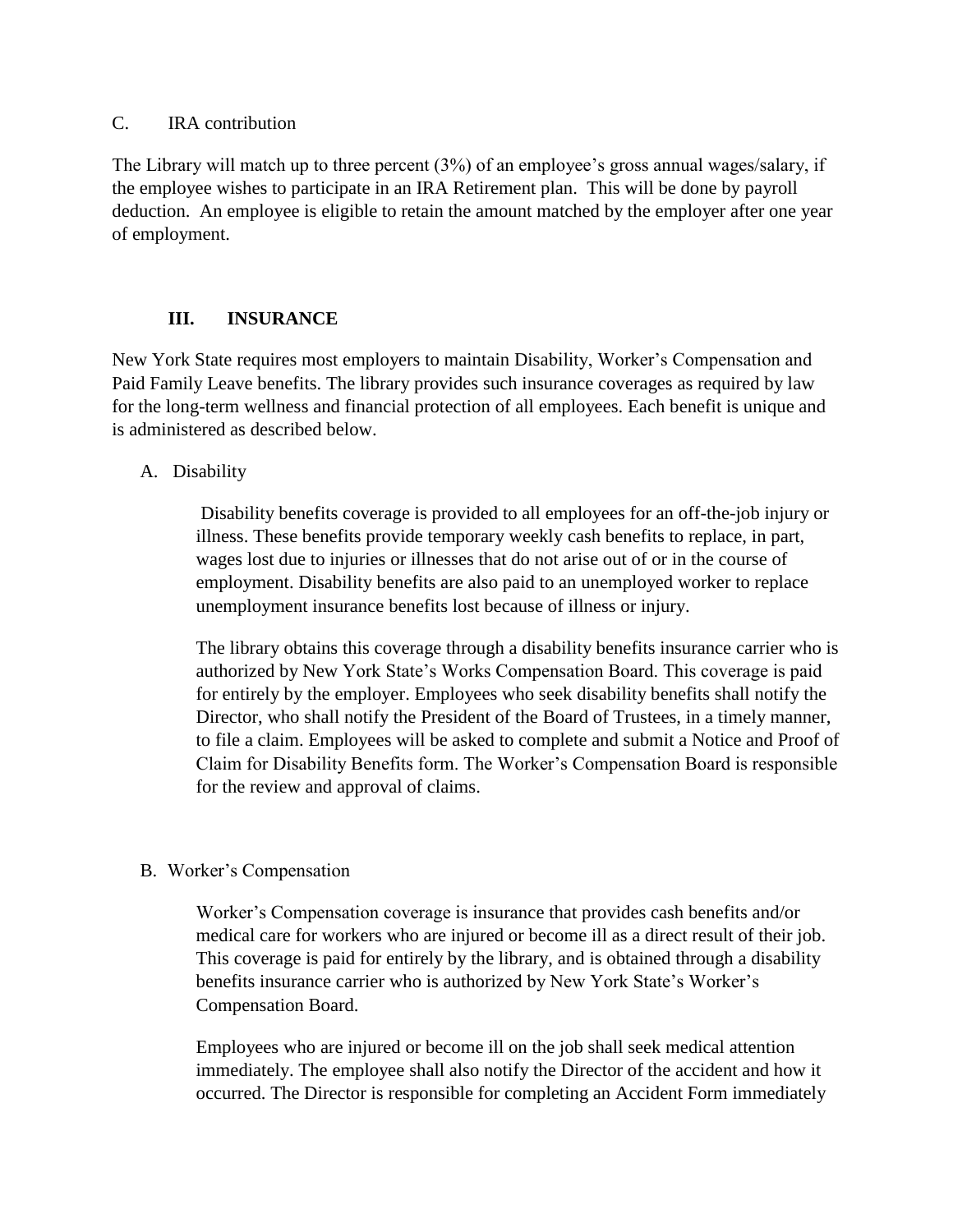C. IRA contribution

The Library will match up to three percent (3%) of an employee's gross annual wages/salary, if the employee wishes to participate in an IRA Retirement plan. This will be done by payroll deduction. An employee is eligible to retain the amount matched by the employer after one year of employment.

## III. INSURANCE

New York State requires most employers to maintain Disability, Worker's Compensation and Paid Family Leave benefits. The library provides such insurance coverages as required by law for the long-term wellness and financial protection of all employees. Each benefit is unique and is administered as described below.

A. Disability

Disability benefits coverage is provided to all employees for an off-the-job injury or illness. These benefits provide temporary weekly cash benefits to replace, in part, wages lost due to injuries or illnesses that do not arise out of or in the course of employment. Disability benefits are also paid to an unemployed worker to replace unemployment insurance benefits lost because of illness or injury.

The library obtains this coverage through a disability benefits insurance carrier who is authorized by New York State's Works Compensation Board. This coverage is paid for entirely by the employer. Employees who seek disability benefits shall notify the Director, who shall notify the President of the Board of Trustees, in a timely manner, to file a claim. Employees will be asked to complete and submit a Notice and Proof of Claim for Disability Benefits form. The Worker's Compensation Board is responsible for the review and approval of claims.

B. Worker's Compensation

Worker's Compensation coverage is insurance that provides cash benefits and/or medical care for workers who are injured or become ill as a direct result of their job. This coverage is paid for entirely by the library, and is obtained through a disability benefits insurance carrier who is authorized by New York State's Worker's Compensation Board.

Employees who are injured or become ill on the job shall seek medical attention immediately. The employee shall also notify the Director of the accident and how it occurred. The Director is responsible for completing an Accident Form immediately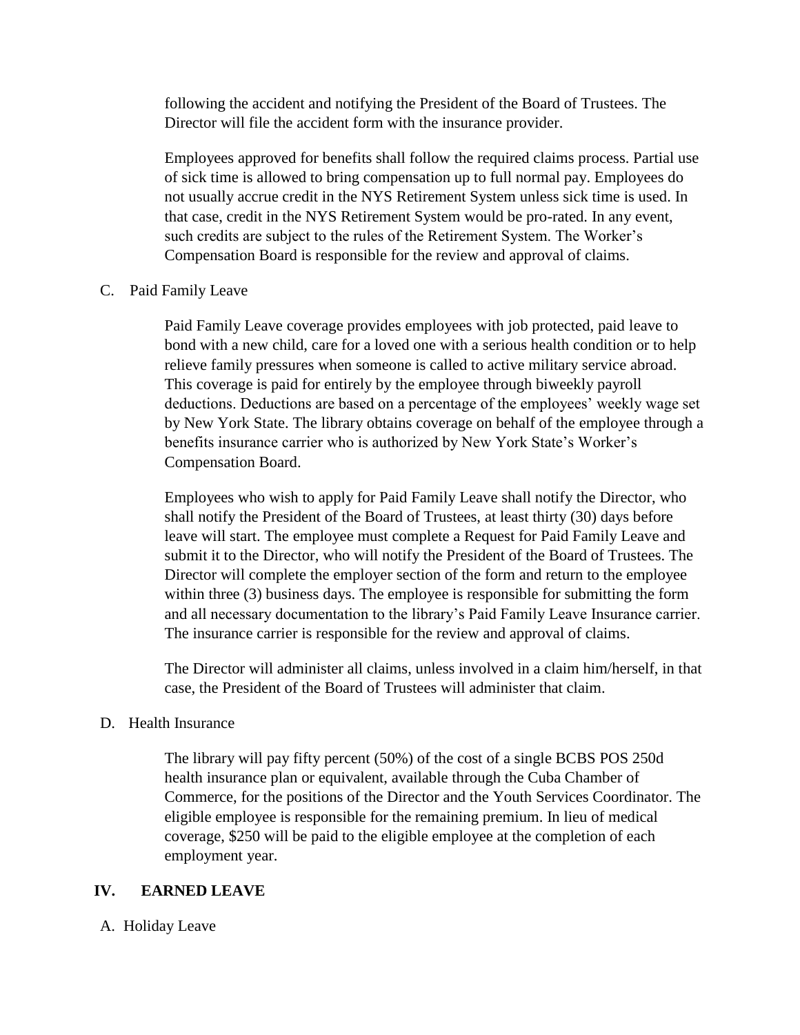following the accident and notifying the President of the Board of Trustees. The Director will file the accident form with the insurance provider.

Employees approved for benefits shall follow the required claims process. Partial use of sick time is allowed to bring compensation up to full normal pay. Employees do not usually accrue credit in the NYS Retirement System unless sick time is used. In that case, credit in the NYS Retirement System would be pro-rated. In any event, such credits are subject to the rules of the Retirement System. The Worker's Compensation Board is responsible for the review and approval of claims.

C. Paid Family Leave

Paid Family Leave coverage provides employees with job protected, paid leave to bond with a new child, care for a loved one with a serious health condition or to help relieve family pressures when someone is called to active military service abroad. This coverage is paid for entirely by the employee through biweekly payroll deductions. Deductions are based on a percentage of the employees' weekly wage set by New York State. The library obtains coverage on behalf of the employee through a benefits insurance carrier who is authorized by New York State's Worker's Compensation Board.

Employees who wish to apply for Paid Family Leave shall notify the Director, who shall notify the President of the Board of Trustees, at least thirty (30) days before leave will start. The employee must complete a Request for Paid Family Leave and submit it to the Director, who will notify the President of the Board of Trustees. The Director will complete the employer section of the form and return to the employee within three (3) business days. The employee is responsible for submitting the form and all necessary documentation to the library's Paid Family Leave Insurance carrier. The insurance carrier is responsible for the review and approval of claims.

The Director will administer all claims, unless involved in a claim him/herself, in that case, the President of the Board of Trustees will administer that claim.

D. Health Insurance

The library will pay fifty percent (50%) of the cost of a single BCBS POS 250d health insurance plan or equivalent, available through the Cuba Chamber of Commerce, for the positions of the Director and the Youth Services Coordinator. The eligible employee is responsible for the remaining premium. In lieu of medical coverage, $250 will be paid to the eligible employee at the completion of each employment year.

## IV. EARNED LEAVE

A. Holiday Leave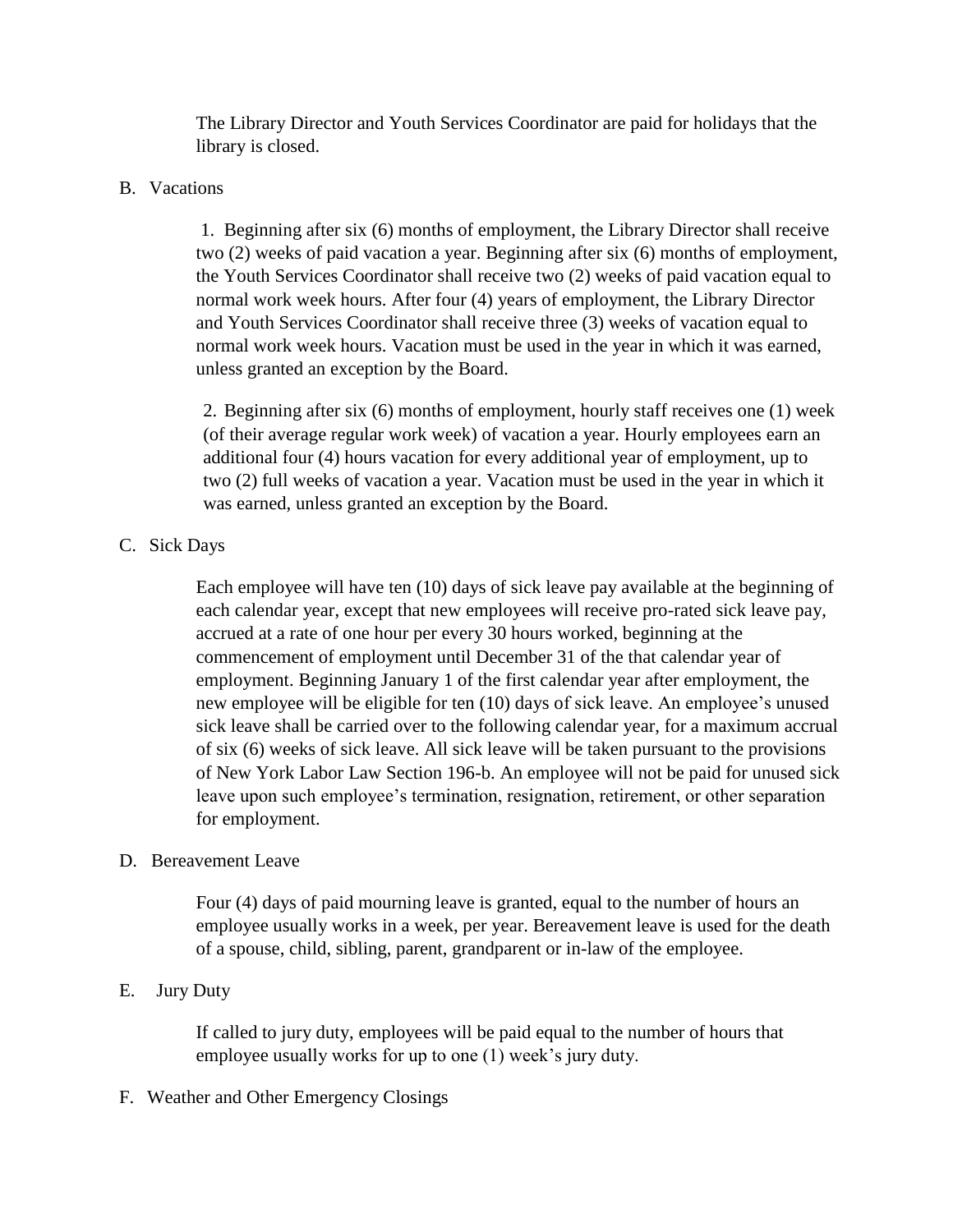The Library Director and Youth Services Coordinator are paid for holidays that the library is closed.

B. Vacations

1. Beginning after six (6) months of employment, the Library Director shall receive two (2) weeks of paid vacation a year. Beginning after six (6) months of employment, the Youth Services Coordinator shall receive two (2) weeks of paid vacation equal to normal work week hours. After four (4) years of employment, the Library Director and Youth Services Coordinator shall receive three (3) weeks of vacation equal to normal work week hours. Vacation must be used in the year in which it was earned, unless granted an exception by the Board.

2. Beginning after six (6) months of employment, hourly staff receives one (1) week (of their average regular work week) of vacation a year. Hourly employees earn an additional four (4) hours vacation for every additional year of employment, up to two (2) full weeks of vacation a year. Vacation must be used in the year in which it was earned, unless granted an exception by the Board.

C. Sick Days

Each employee will have ten (10) days of sick leave pay available at the beginning of each calendar year, except that new employees will receive pro-rated sick leave pay, accrued at a rate of one hour per every 30 hours worked, beginning at the commencement of employment until December 31 of the that calendar year of employment. Beginning January 1 of the first calendar year after employment, the new employee will be eligible for ten (10) days of sick leave. An employee's unused sick leave shall be carried over to the following calendar year, for a maximum accrual of six (6) weeks of sick leave. All sick leave will be taken pursuant to the provisions of New York Labor Law Section 196-b. An employee will not be paid for unused sick leave upon such employee's termination, resignation, retirement, or other separation for employment.

D. Bereavement Leave

Four (4) days of paid mourning leave is granted, equal to the number of hours an employee usually works in a week, per year. Bereavement leave is used for the death of a spouse, child, sibling, parent, grandparent or in-law of the employee.

E. Jury Duty

If called to jury duty, employees will be paid equal to the number of hours that employee usually works for up to one (1) week's jury duty.

F. Weather and Other Emergency Closings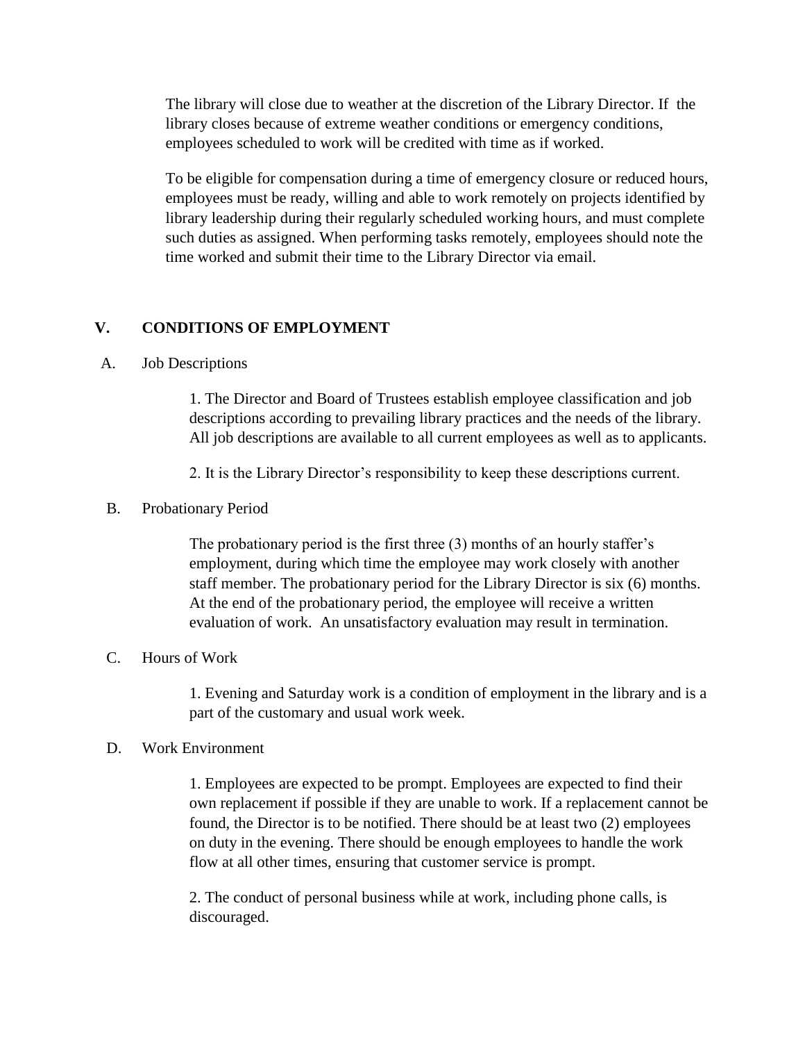The library will close due to weather at the discretion of the Library Director. If the library closes because of extreme weather conditions or emergency conditions, employees scheduled to work will be credited with time as if worked.

To be eligible for compensation during a time of emergency closure or reduced hours, employees must be ready, willing and able to work remotely on projects identified by library leadership during their regularly scheduled working hours, and must complete such duties as assigned. When performing tasks remotely, employees should note the time worked and submit their time to the Library Director via email.

## V. CONDITIONS OF EMPLOYMENT

### A. Job Descriptions

1. The Director and Board of Trustees establish employee classification and job descriptions according to prevailing library practices and the needs of the library. All job descriptions are available to all current employees as well as to applicants.

2. It is the Library Director's responsibility to keep these descriptions current.

### B. Probationary Period

The probationary period is the first three (3) months of an hourly staffer's employment, during which time the employee may work closely with another staff member. The probationary period for the Library Director is six (6) months. At the end of the probationary period, the employee will receive a written evaluation of work. An unsatisfactory evaluation may result in termination.

### C. Hours of Work

1. Evening and Saturday work is a condition of employment in the library and is a part of the customary and usual work week.

### D. Work Environment

1. Employees are expected to be prompt. Employees are expected to find their own replacement if possible if they are unable to work. If a replacement cannot be found, the Director is to be notified. There should be at least two (2) employees on duty in the evening. There should be enough employees to handle the work flow at all other times, ensuring that customer service is prompt.

2. The conduct of personal business while at work, including phone calls, is discouraged.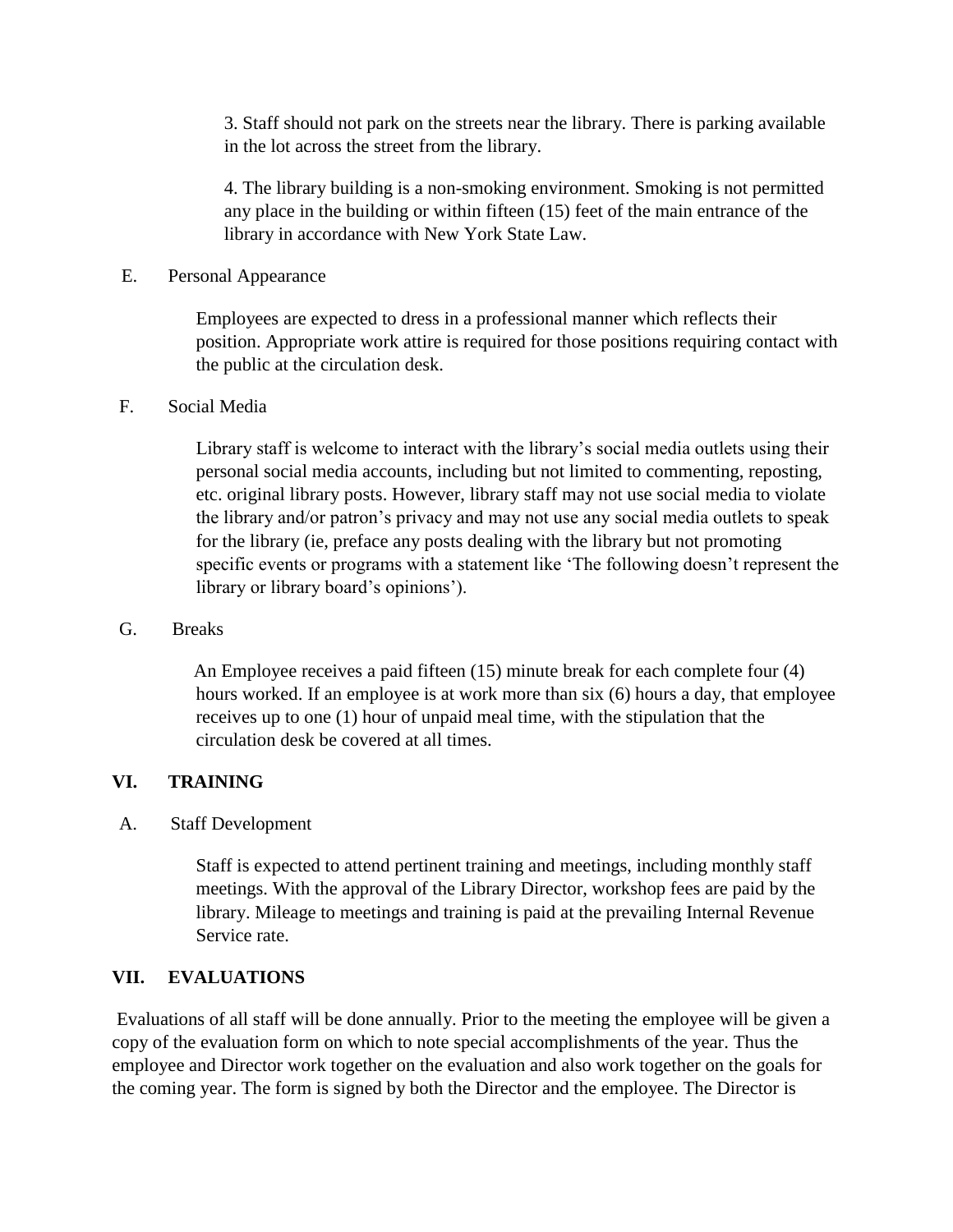3. Staff should not park on the streets near the library. There is parking available in the lot across the street from the library.

4. The library building is a non-smoking environment. Smoking is not permitted any place in the building or within fifteen (15) feet of the main entrance of the library in accordance with New York State Law.

E. Personal Appearance

Employees are expected to dress in a professional manner which reflects their position. Appropriate work attire is required for those positions requiring contact with the public at the circulation desk.

F. Social Media

Library staff is welcome to interact with the library's social media outlets using their personal social media accounts, including but not limited to commenting, reposting, etc. original library posts. However, library staff may not use social media to violate the library and/or patron's privacy and may not use any social media outlets to speak for the library (ie, preface any posts dealing with the library but not promoting specific events or programs with a statement like 'The following doesn't represent the library or library board's opinions').

G. Breaks

An Employee receives a paid fifteen (15) minute break for each complete four (4) hours worked. If an employee is at work more than six (6) hours a day, that employee receives up to one (1) hour of unpaid meal time, with the stipulation that the circulation desk be covered at all times.

## VI. TRAINING

A. Staff Development

Staff is expected to attend pertinent training and meetings, including monthly staff meetings. With the approval of the Library Director, workshop fees are paid by the library. Mileage to meetings and training is paid at the prevailing Internal Revenue Service rate.

## VII. EVALUATIONS

Evaluations of all staff will be done annually. Prior to the meeting the employee will be given a copy of the evaluation form on which to note special accomplishments of the year. Thus the employee and Director work together on the evaluation and also work together on the goals for the coming year. The form is signed by both the Director and the employee. The Director is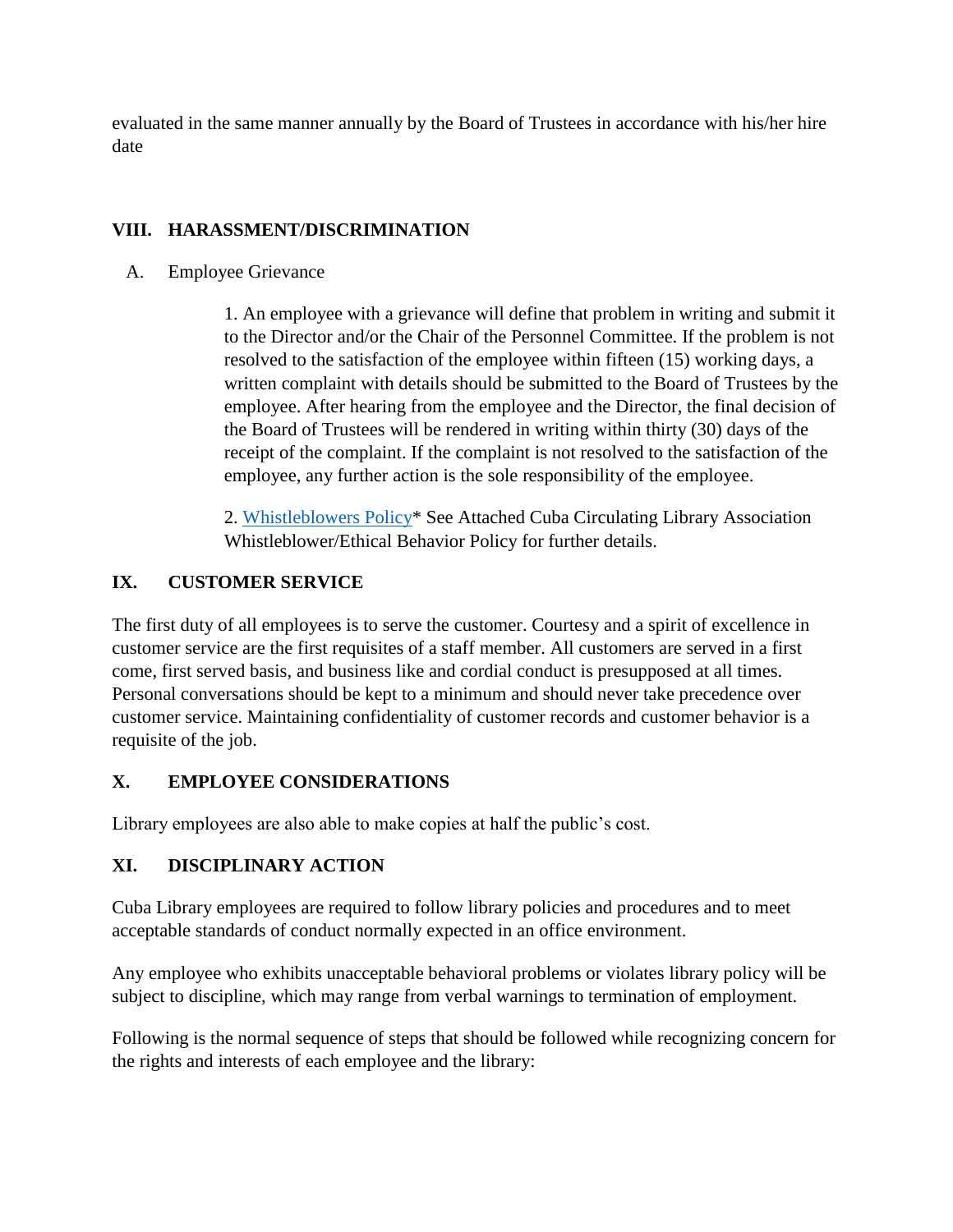evaluated in the same manner annually by the Board of Trustees in accordance with his/her hire date

## VIII. HARASSMENT/DISCRIMINATION

A. Employee Grievance

1. An employee with a grievance will define that problem in writing and submit it to the Director and/or the Chair of the Personnel Committee. If the problem is not resolved to the satisfaction of the employee within fifteen (15) working days, a written complaint with details should be submitted to the Board of Trustees by the employee. After hearing from the employee and the Director, the final decision of the Board of Trustees will be rendered in writing within thirty (30) days of the receipt of the complaint. If the complaint is not resolved to the satisfaction of the employee, any further action is the sole responsibility of the employee.

2. Whistleblowers Policy* See Attached Cuba Circulating Library Association Whistleblower/Ethical Behavior Policy for further details.

## IX. CUSTOMER SERVICE

The first duty of all employees is to serve the customer. Courtesy and a spirit of excellence in customer service are the first requisites of a staff member. All customers are served in a first come, first served basis, and business like and cordial conduct is presupposed at all times. Personal conversations should be kept to a minimum and should never take precedence over customer service. Maintaining confidentiality of customer records and customer behavior is a requisite of the job.

## X. EMPLOYEE CONSIDERATIONS

Library employees are also able to make copies at half the public's cost.

## XI. DISCIPLINARY ACTION

Cuba Library employees are required to follow library policies and procedures and to meet acceptable standards of conduct normally expected in an office environment.

Any employee who exhibits unacceptable behavioral problems or violates library policy will be subject to discipline, which may range from verbal warnings to termination of employment.

Following is the normal sequence of steps that should be followed while recognizing concern for the rights and interests of each employee and the library: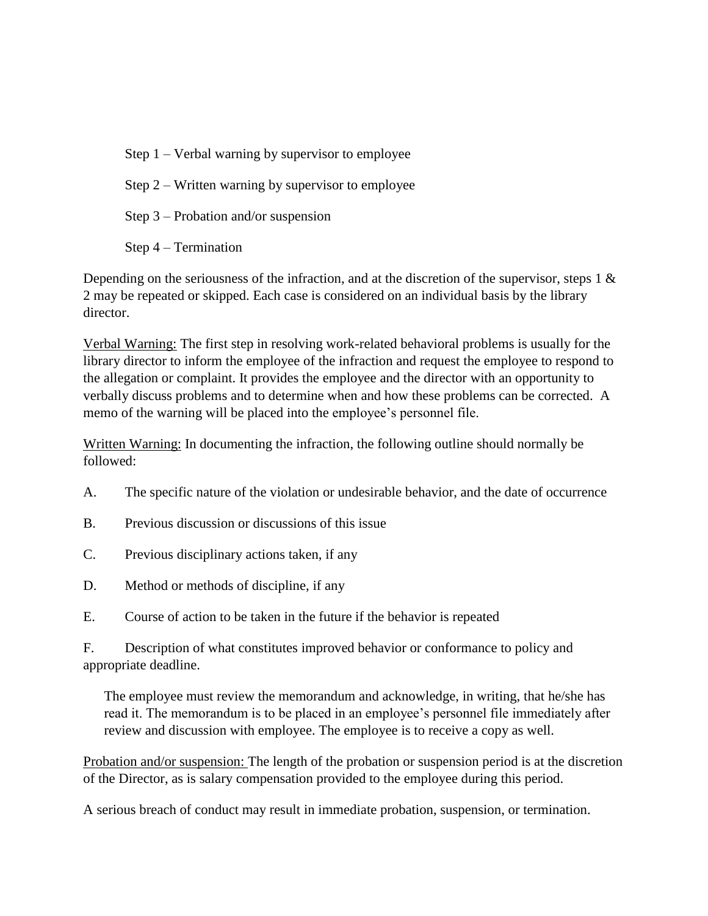Step 1 – Verbal warning by supervisor to employee

Step 2 – Written warning by supervisor to employee

Step 3 – Probation and/or suspension

Step 4 – Termination

Depending on the seriousness of the infraction, and at the discretion of the supervisor, steps 1 & 2 may be repeated or skipped. Each case is considered on an individual basis by the library director.

<u>Verbal Warning:</u> The first step in resolving work-related behavioral problems is usually for the library director to inform the employee of the infraction and request the employee to respond to the allegation or complaint. It provides the employee and the director with an opportunity to verbally discuss problems and to determine when and how these problems can be corrected. A memo of the warning will be placed into the employee's personnel file.

<u>Written Warning:</u> In documenting the infraction, the following outline should normally be followed:

A. The specific nature of the violation or undesirable behavior, and the date of occurrence

B. Previous discussion or discussions of this issue

C. Previous disciplinary actions taken, if any

D. Method or methods of discipline, if any

E. Course of action to be taken in the future if the behavior is repeated

F. Description of what constitutes improved behavior or conformance to policy and appropriate deadline.

The employee must review the memorandum and acknowledge, in writing, that he/she has read it. The memorandum is to be placed in an employee's personnel file immediately after review and discussion with employee. The employee is to receive a copy as well.

<u>Probation and/or suspension:</u> The length of the probation or suspension period is at the discretion of the Director, as is salary compensation provided to the employee during this period.

A serious breach of conduct may result in immediate probation, suspension, or termination.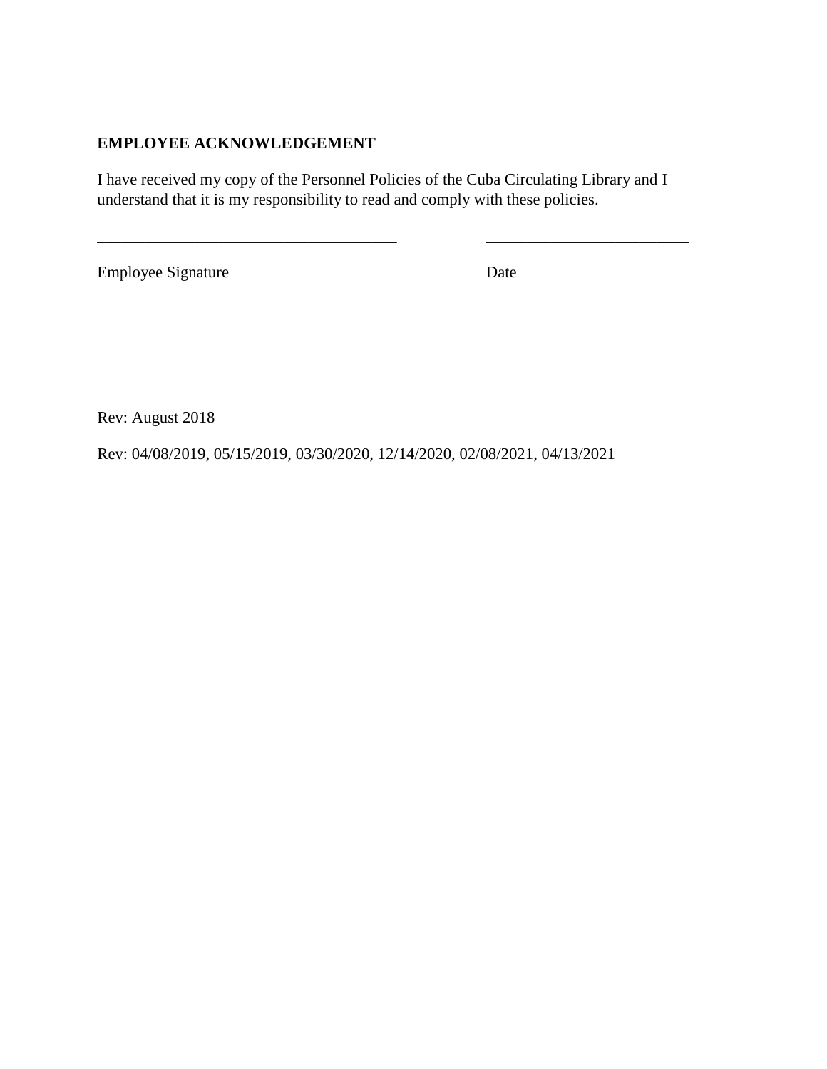**EMPLOYEE ACKNOWLEDGEMENT**

I have received my copy of the Personnel Policies of the Cuba Circulating Library and I understand that it is my responsibility to read and comply with these policies.

_____________________________________ _________________________

Employee Signature Date

Rev: August 2018

Rev: 04/08/2019, 05/15/2019, 03/30/2020, 12/14/2020, 02/08/2021, 04/13/2021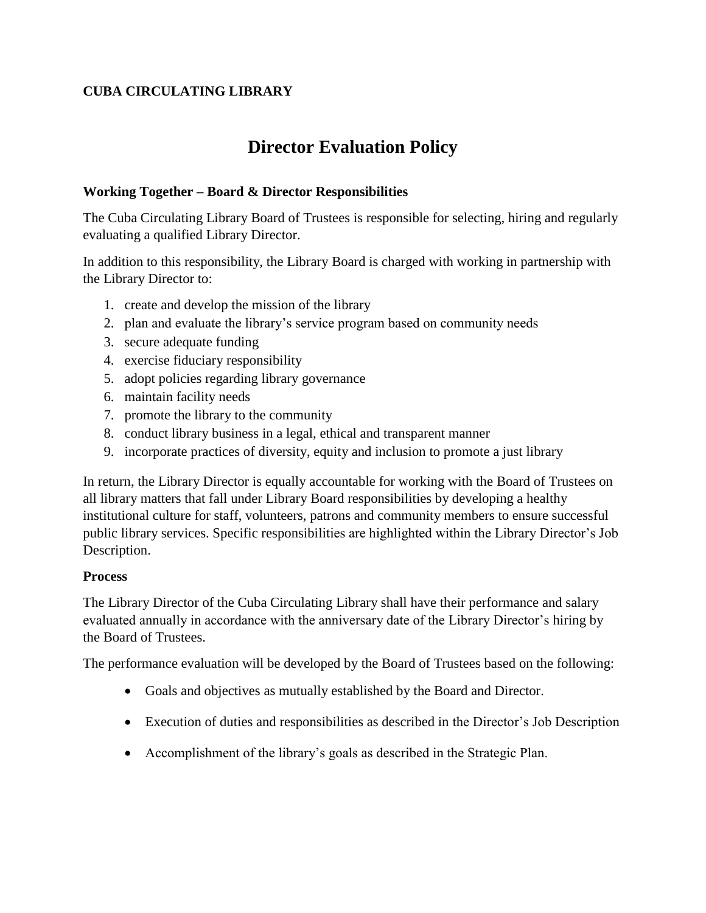**CUBA CIRCULATING LIBRARY**

# Director Evaluation Policy

### Working Together – Board & Director Responsibilities

The Cuba Circulating Library Board of Trustees is responsible for selecting, hiring and regularly evaluating a qualified Library Director.

In addition to this responsibility, the Library Board is charged with working in partnership with the Library Director to:

1. create and develop the mission of the library
2. plan and evaluate the library's service program based on community needs
3. secure adequate funding
4. exercise fiduciary responsibility
5. adopt policies regarding library governance
6. maintain facility needs
7. promote the library to the community
8. conduct library business in a legal, ethical and transparent manner
9. incorporate practices of diversity, equity and inclusion to promote a just library

In return, the Library Director is equally accountable for working with the Board of Trustees on all library matters that fall under Library Board responsibilities by developing a healthy institutional culture for staff, volunteers, patrons and community members to ensure successful public library services. Specific responsibilities are highlighted within the Library Director's Job Description.

### Process

The Library Director of the Cuba Circulating Library shall have their performance and salary evaluated annually in accordance with the anniversary date of the Library Director's hiring by the Board of Trustees.

The performance evaluation will be developed by the Board of Trustees based on the following:

- Goals and objectives as mutually established by the Board and Director.
- Execution of duties and responsibilities as described in the Director's Job Description
- Accomplishment of the library's goals as described in the Strategic Plan.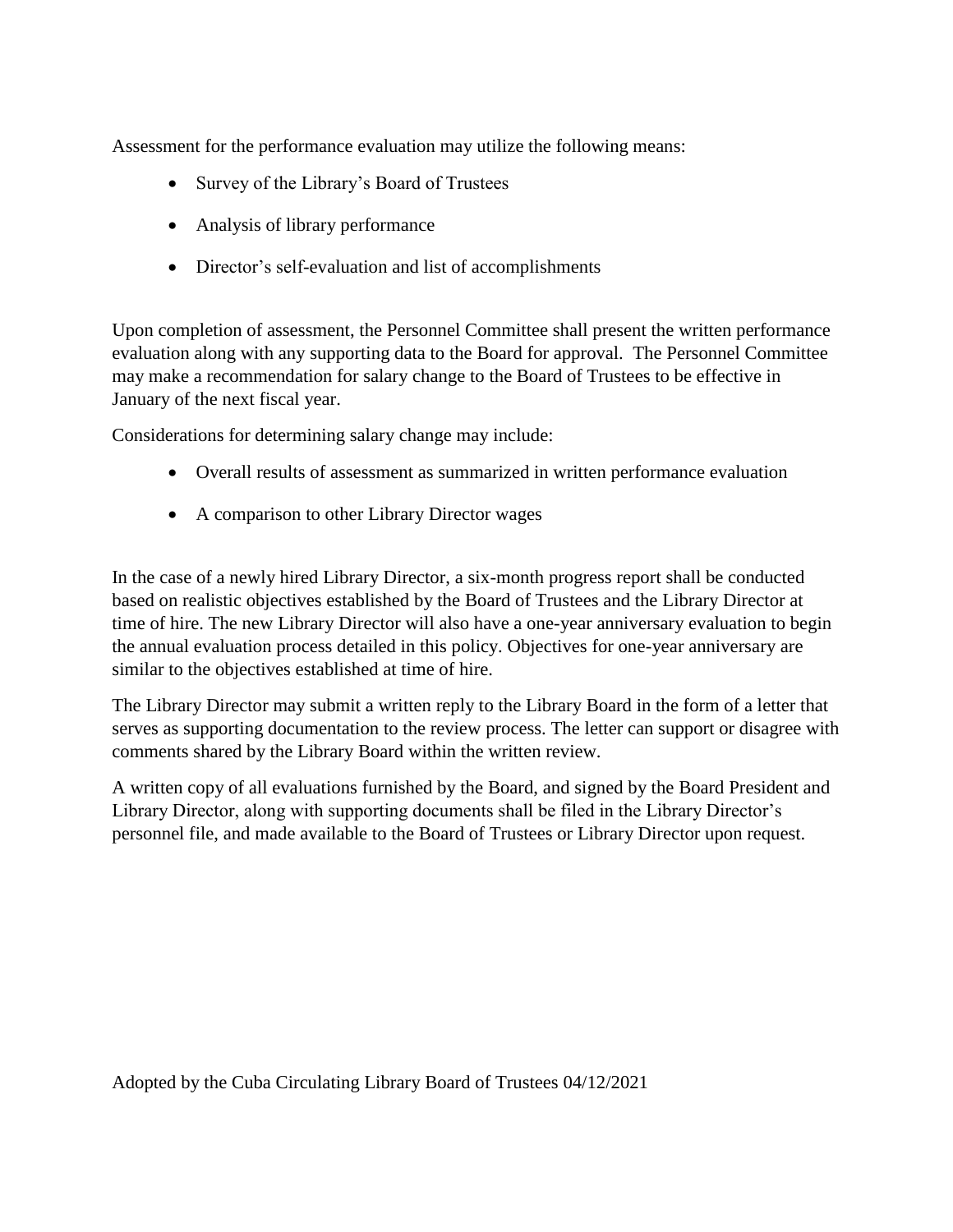Assessment for the performance evaluation may utilize the following means:

- Survey of the Library's Board of Trustees
- Analysis of library performance
- Director's self-evaluation and list of accomplishments

Upon completion of assessment, the Personnel Committee shall present the written performance evaluation along with any supporting data to the Board for approval. The Personnel Committee may make a recommendation for salary change to the Board of Trustees to be effective in January of the next fiscal year.

Considerations for determining salary change may include:

- Overall results of assessment as summarized in written performance evaluation
- A comparison to other Library Director wages

In the case of a newly hired Library Director, a six-month progress report shall be conducted based on realistic objectives established by the Board of Trustees and the Library Director at time of hire. The new Library Director will also have a one-year anniversary evaluation to begin the annual evaluation process detailed in this policy. Objectives for one-year anniversary are similar to the objectives established at time of hire.

The Library Director may submit a written reply to the Library Board in the form of a letter that serves as supporting documentation to the review process. The letter can support or disagree with comments shared by the Library Board within the written review.

A written copy of all evaluations furnished by the Board, and signed by the Board President and Library Director, along with supporting documents shall be filed in the Library Director's personnel file, and made available to the Board of Trustees or Library Director upon request.

Adopted by the Cuba Circulating Library Board of Trustees 04/12/2021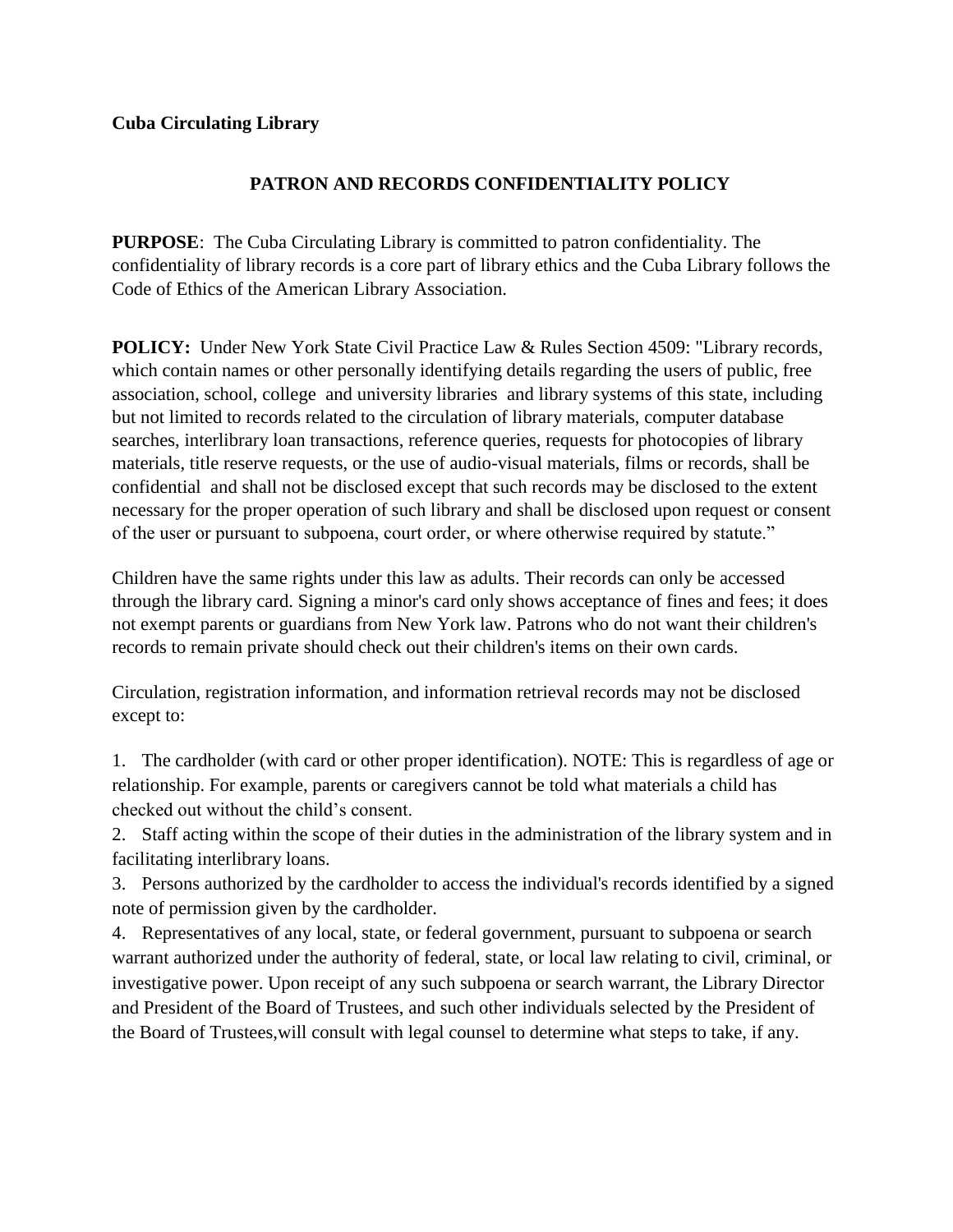**Cuba Circulating Library**

## PATRON AND RECORDS CONFIDENTIALITY POLICY

**PURPOSE**: The Cuba Circulating Library is committed to patron confidentiality. The confidentiality of library records is a core part of library ethics and the Cuba Library follows the Code of Ethics of the American Library Association.

**POLICY:** Under New York State Civil Practice Law & Rules Section 4509: "Library records, which contain names or other personally identifying details regarding the users of public, free association, school, college and university libraries and library systems of this state, including but not limited to records related to the circulation of library materials, computer database searches, interlibrary loan transactions, reference queries, requests for photocopies of library materials, title reserve requests, or the use of audio-visual materials, films or records, shall be confidential and shall not be disclosed except that such records may be disclosed to the extent necessary for the proper operation of such library and shall be disclosed upon request or consent of the user or pursuant to subpoena, court order, or where otherwise required by statute."

Children have the same rights under this law as adults. Their records can only be accessed through the library card. Signing a minor's card only shows acceptance of fines and fees; it does not exempt parents or guardians from New York law. Patrons who do not want their children's records to remain private should check out their children's items on their own cards.

Circulation, registration information, and information retrieval records may not be disclosed except to:

1. The cardholder (with card or other proper identification). NOTE: This is regardless of age or relationship. For example, parents or caregivers cannot be told what materials a child has checked out without the child's consent.
2. Staff acting within the scope of their duties in the administration of the library system and in facilitating interlibrary loans.
3. Persons authorized by the cardholder to access the individual's records identified by a signed note of permission given by the cardholder.
4. Representatives of any local, state, or federal government, pursuant to subpoena or search warrant authorized under the authority of federal, state, or local law relating to civil, criminal, or investigative power. Upon receipt of any such subpoena or search warrant, the Library Director and President of the Board of Trustees, and such other individuals selected by the President of the Board of Trustees,will consult with legal counsel to determine what steps to take, if any.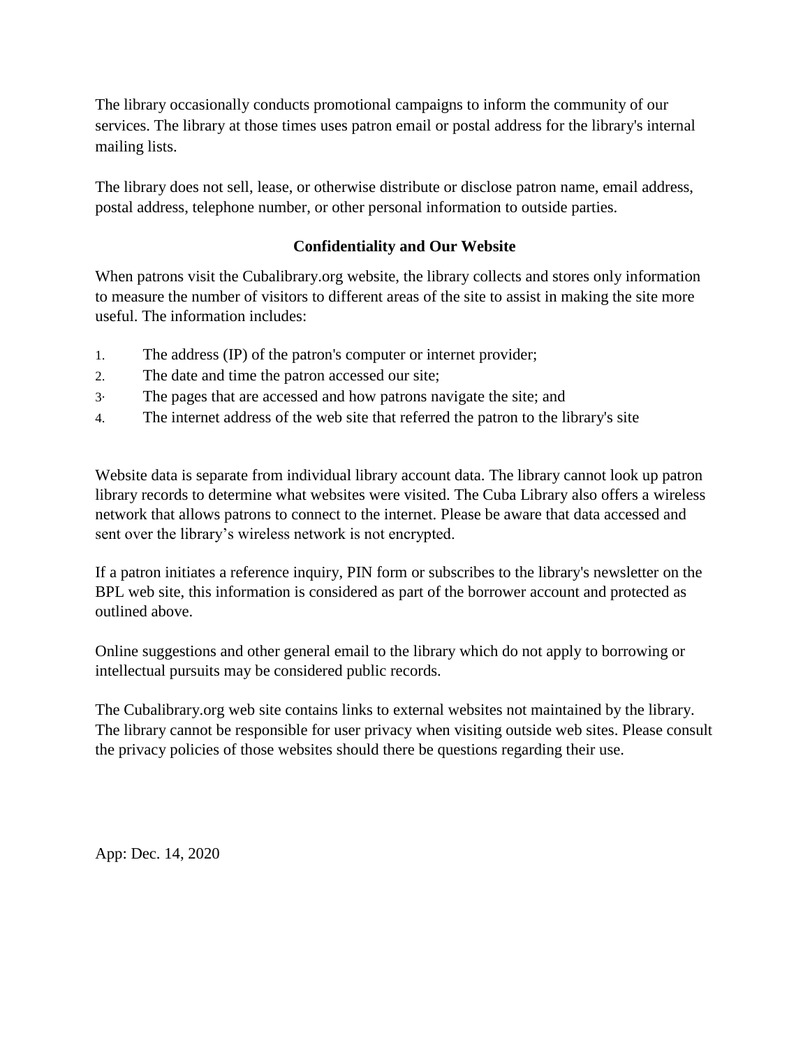The library occasionally conducts promotional campaigns to inform the community of our services. The library at those times uses patron email or postal address for the library's internal mailing lists.

The library does not sell, lease, or otherwise distribute or disclose patron name, email address, postal address, telephone number, or other personal information to outside parties.

## Confidentiality and Our Website

When patrons visit the Cubalibrary.org website, the library collects and stores only information to measure the number of visitors to different areas of the site to assist in making the site more useful. The information includes:

1. The address (IP) of the patron's computer or internet provider;
2. The date and time the patron accessed our site;
3. The pages that are accessed and how patrons navigate the site; and
4. The internet address of the web site that referred the patron to the library's site

Website data is separate from individual library account data. The library cannot look up patron library records to determine what websites were visited. The Cuba Library also offers a wireless network that allows patrons to connect to the internet. Please be aware that data accessed and sent over the library's wireless network is not encrypted.

If a patron initiates a reference inquiry, PIN form or subscribes to the library's newsletter on the BPL web site, this information is considered as part of the borrower account and protected as outlined above.

Online suggestions and other general email to the library which do not apply to borrowing or intellectual pursuits may be considered public records.

The Cubalibrary.org web site contains links to external websites not maintained by the library. The library cannot be responsible for user privacy when visiting outside web sites. Please consult the privacy policies of those websites should there be questions regarding their use.

App: Dec. 14, 2020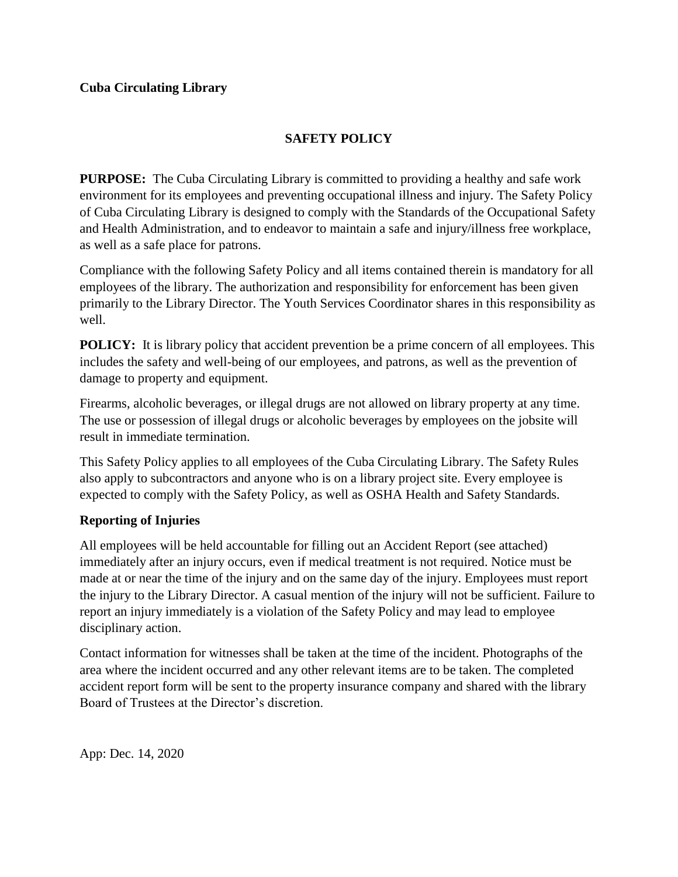**Cuba Circulating Library**

# SAFETY POLICY

**PURPOSE:** The Cuba Circulating Library is committed to providing a healthy and safe work environment for its employees and preventing occupational illness and injury. The Safety Policy of Cuba Circulating Library is designed to comply with the Standards of the Occupational Safety and Health Administration, and to endeavor to maintain a safe and injury/illness free workplace, as well as a safe place for patrons.

Compliance with the following Safety Policy and all items contained therein is mandatory for all employees of the library. The authorization and responsibility for enforcement has been given primarily to the Library Director. The Youth Services Coordinator shares in this responsibility as well.

**POLICY:** It is library policy that accident prevention be a prime concern of all employees. This includes the safety and well-being of our employees, and patrons, as well as the prevention of damage to property and equipment.

Firearms, alcoholic beverages, or illegal drugs are not allowed on library property at any time. The use or possession of illegal drugs or alcoholic beverages by employees on the jobsite will result in immediate termination.

This Safety Policy applies to all employees of the Cuba Circulating Library. The Safety Rules also apply to subcontractors and anyone who is on a library project site. Every employee is expected to comply with the Safety Policy, as well as OSHA Health and Safety Standards.

## Reporting of Injuries

All employees will be held accountable for filling out an Accident Report (see attached) immediately after an injury occurs, even if medical treatment is not required. Notice must be made at or near the time of the injury and on the same day of the injury. Employees must report the injury to the Library Director. A casual mention of the injury will not be sufficient. Failure to report an injury immediately is a violation of the Safety Policy and may lead to employee disciplinary action.

Contact information for witnesses shall be taken at the time of the incident. Photographs of the area where the incident occurred and any other relevant items are to be taken. The completed accident report form will be sent to the property insurance company and shared with the library Board of Trustees at the Director's discretion.

App: Dec. 14, 2020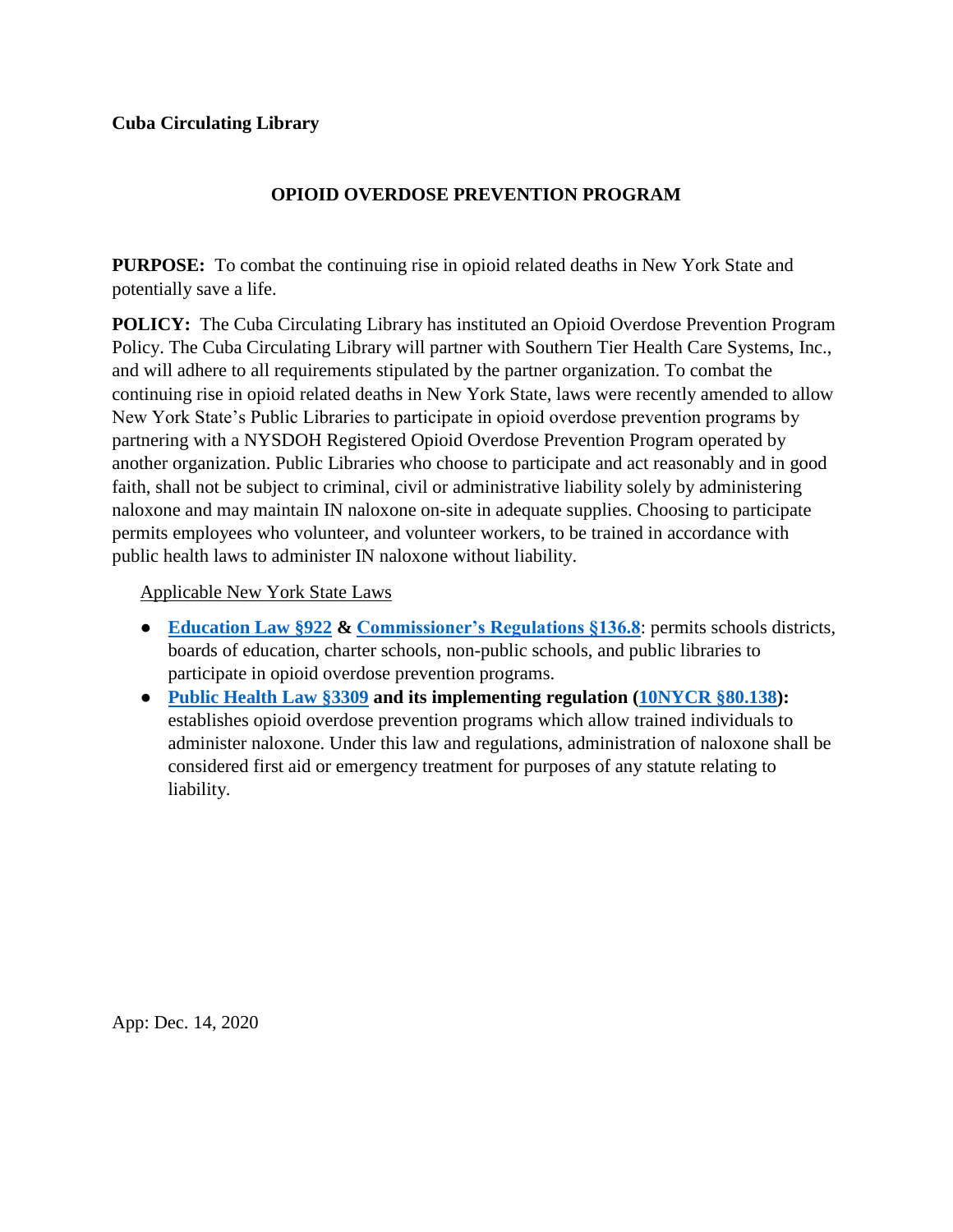**Cuba Circulating Library**

## OPIOID OVERDOSE PREVENTION PROGRAM

**PURPOSE:** To combat the continuing rise in opioid related deaths in New York State and potentially save a life.

**POLICY:** The Cuba Circulating Library has instituted an Opioid Overdose Prevention Program Policy. The Cuba Circulating Library will partner with Southern Tier Health Care Systems, Inc., and will adhere to all requirements stipulated by the partner organization. To combat the continuing rise in opioid related deaths in New York State, laws were recently amended to allow New York State's Public Libraries to participate in opioid overdose prevention programs by partnering with a NYSDOH Registered Opioid Overdose Prevention Program operated by another organization. Public Libraries who choose to participate and act reasonably and in good faith, shall not be subject to criminal, civil or administrative liability solely by administering naloxone and may maintain IN naloxone on-site in adequate supplies. Choosing to participate permits employees who volunteer, and volunteer workers, to be trained in accordance with public health laws to administer IN naloxone without liability.

Applicable New York State Laws

- **Education Law §922 & Commissioner's Regulations §136.8**: permits schools districts, boards of education, charter schools, non-public schools, and public libraries to participate in opioid overdose prevention programs.
- **Public Health Law §3309 and its implementing regulation (10NYCR §80.138):** establishes opioid overdose prevention programs which allow trained individuals to administer naloxone. Under this law and regulations, administration of naloxone shall be considered first aid or emergency treatment for purposes of any statute relating to liability.

App: Dec. 14, 2020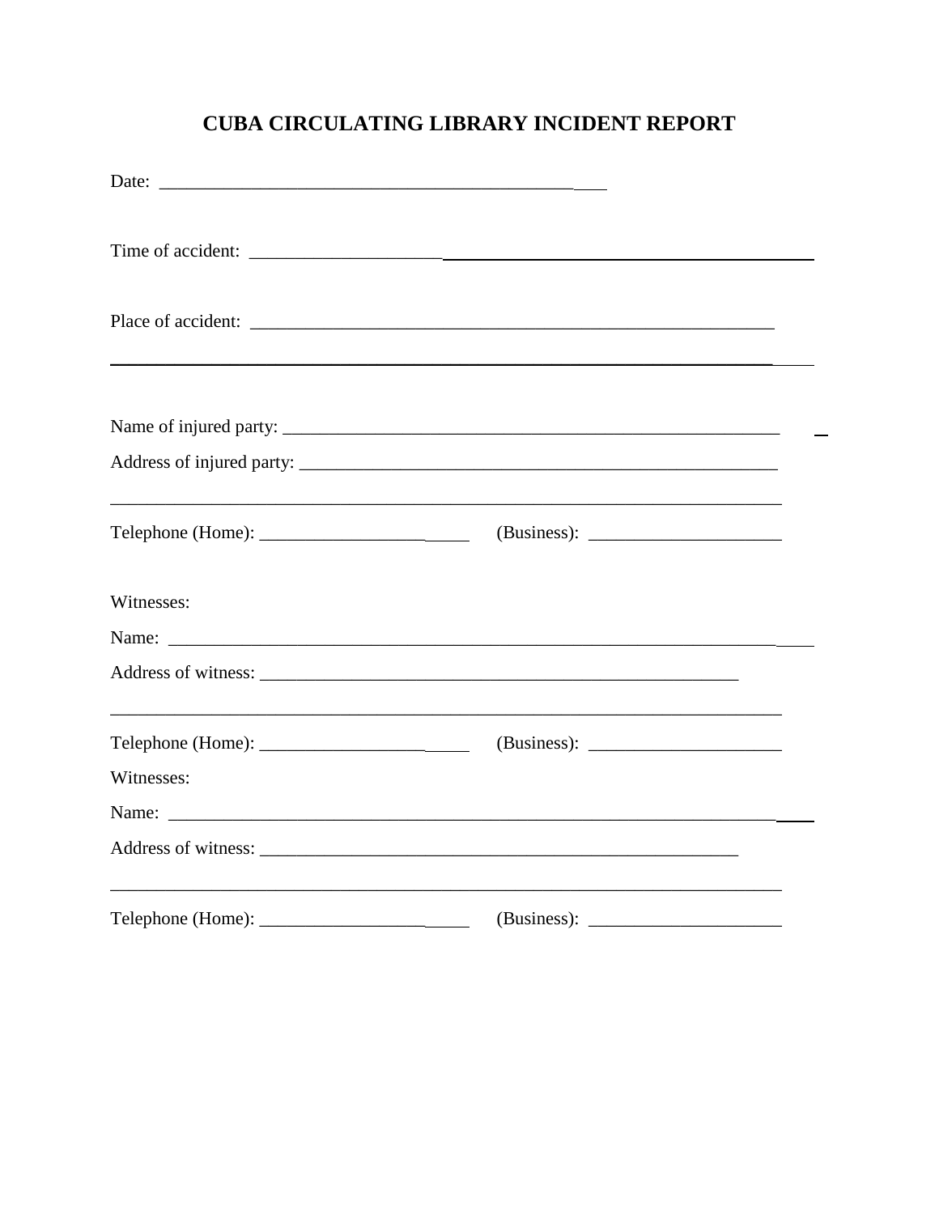# CUBA CIRCULATING LIBRARY INCIDENT REPORT

Date: ________________________________________________

Time of accident: ________________________________________________

Place of accident: ________________________________________________

________________________________________________________________

Name of injured party: ________________________________________________

Address of injured party: ________________________________________________

________________________________________________________________

Telephone (Home): ________________________ (Business): ____________________

Witnesses:

Name: ________________________________________________________________

Address of witness: ________________________________________________

________________________________________________________________

Telephone (Home): ________________________ (Business): ____________________

Witnesses:

Name: ________________________________________________________________

Address of witness: ________________________________________________

________________________________________________________________

Telephone (Home): ________________________ (Business): ____________________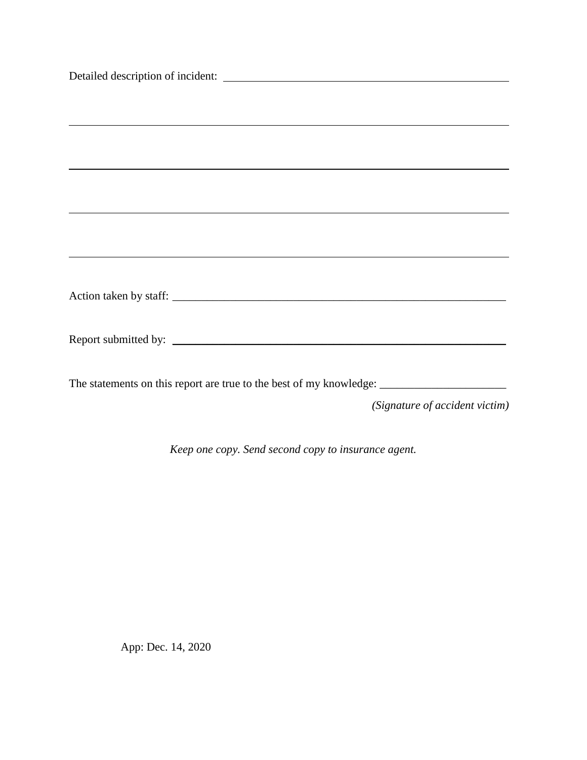Detailed description of incident: ______________________________________________________

______________________________________________________________________________

______________________________________________________________________________

______________________________________________________________________________

______________________________________________________________________________

Action taken by staff: ___________________________________________________________

Report submitted by: ____________________________________________________________

The statements on this report are true to the best of my knowledge: _____________________

*(Signature of accident victim)*

*Keep one copy. Send second copy to insurance agent.*

App: Dec. 14, 2020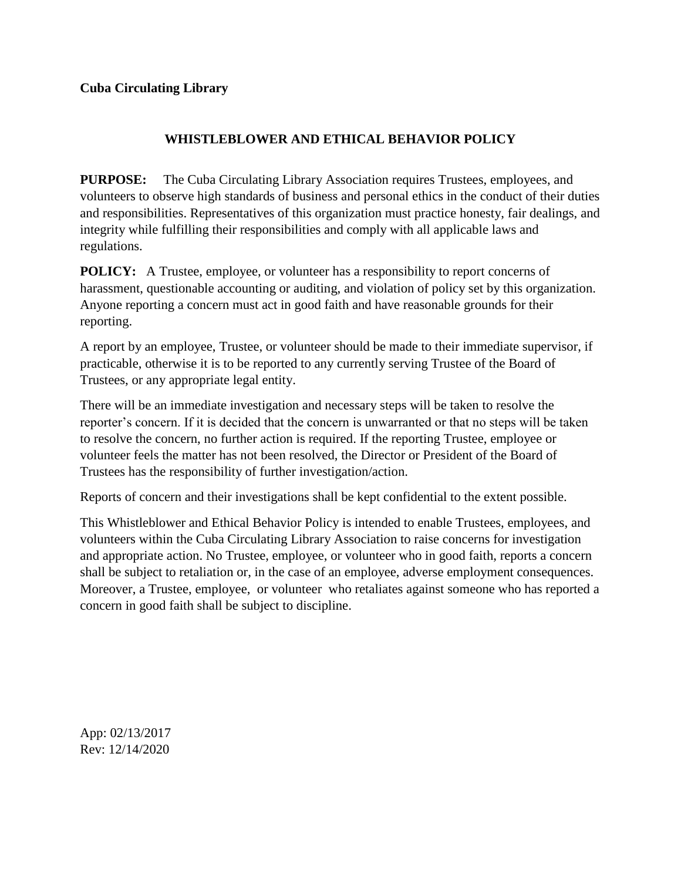**Cuba Circulating Library**

## WHISTLEBLOWER AND ETHICAL BEHAVIOR POLICY

**PURPOSE:** The Cuba Circulating Library Association requires Trustees, employees, and volunteers to observe high standards of business and personal ethics in the conduct of their duties and responsibilities. Representatives of this organization must practice honesty, fair dealings, and integrity while fulfilling their responsibilities and comply with all applicable laws and regulations.

**POLICY:** A Trustee, employee, or volunteer has a responsibility to report concerns of harassment, questionable accounting or auditing, and violation of policy set by this organization. Anyone reporting a concern must act in good faith and have reasonable grounds for their reporting.

A report by an employee, Trustee, or volunteer should be made to their immediate supervisor, if practicable, otherwise it is to be reported to any currently serving Trustee of the Board of Trustees, or any appropriate legal entity.

There will be an immediate investigation and necessary steps will be taken to resolve the reporter's concern. If it is decided that the concern is unwarranted or that no steps will be taken to resolve the concern, no further action is required. If the reporting Trustee, employee or volunteer feels the matter has not been resolved, the Director or President of the Board of Trustees has the responsibility of further investigation/action.

Reports of concern and their investigations shall be kept confidential to the extent possible.

This Whistleblower and Ethical Behavior Policy is intended to enable Trustees, employees, and volunteers within the Cuba Circulating Library Association to raise concerns for investigation and appropriate action. No Trustee, employee, or volunteer who in good faith, reports a concern shall be subject to retaliation or, in the case of an employee, adverse employment consequences. Moreover, a Trustee, employee, or volunteer who retaliates against someone who has reported a concern in good faith shall be subject to discipline.

App: 02/13/2017
Rev: 12/14/2020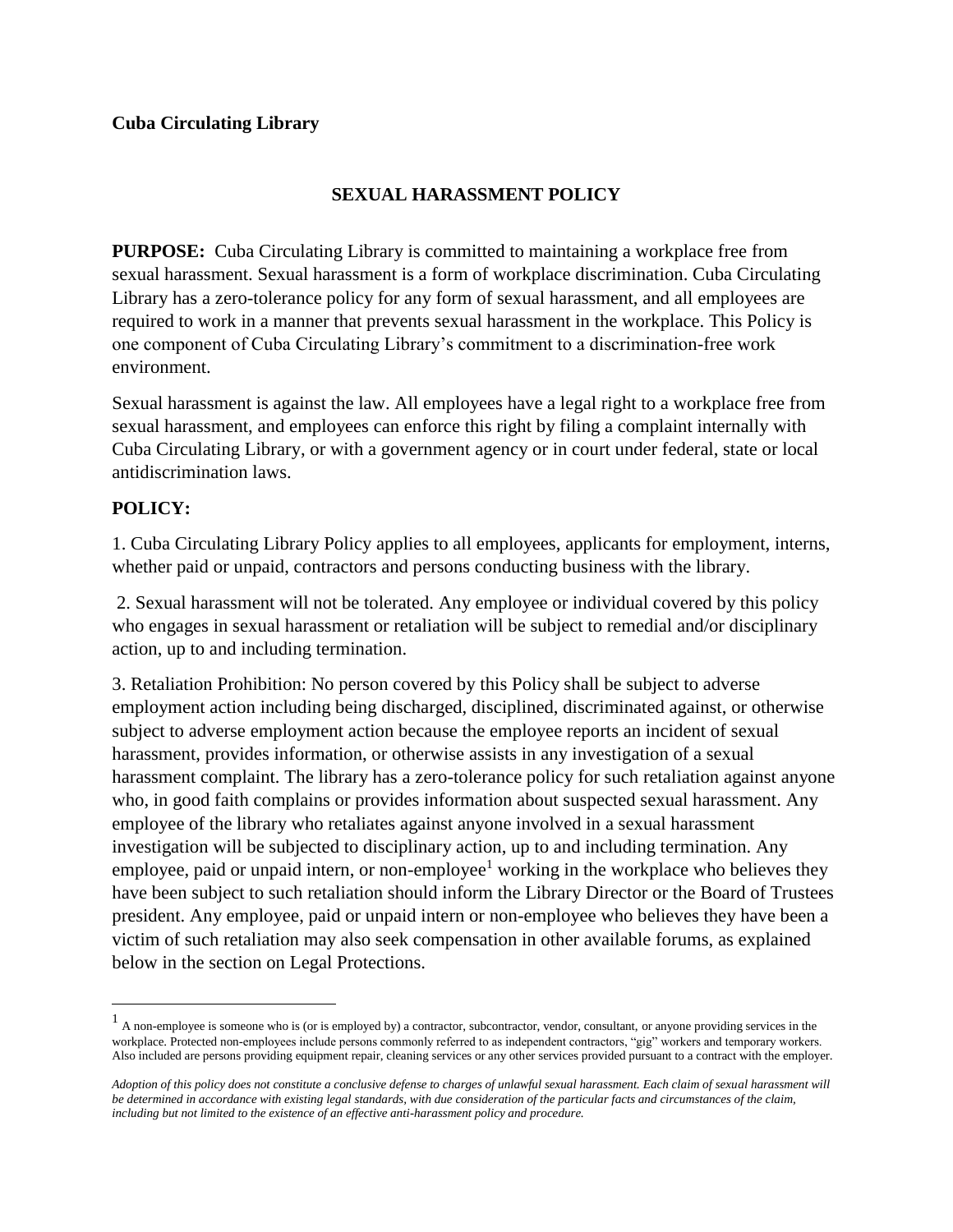**Cuba Circulating Library**

## SEXUAL HARASSMENT POLICY

**PURPOSE:** Cuba Circulating Library is committed to maintaining a workplace free from sexual harassment. Sexual harassment is a form of workplace discrimination. Cuba Circulating Library has a zero-tolerance policy for any form of sexual harassment, and all employees are required to work in a manner that prevents sexual harassment in the workplace. This Policy is one component of Cuba Circulating Library's commitment to a discrimination-free work environment.

Sexual harassment is against the law. All employees have a legal right to a workplace free from sexual harassment, and employees can enforce this right by filing a complaint internally with Cuba Circulating Library, or with a government agency or in court under federal, state or local antidiscrimination laws.

**POLICY:**

1. Cuba Circulating Library Policy applies to all employees, applicants for employment, interns, whether paid or unpaid, contractors and persons conducting business with the library.

2. Sexual harassment will not be tolerated. Any employee or individual covered by this policy who engages in sexual harassment or retaliation will be subject to remedial and/or disciplinary action, up to and including termination.

3. Retaliation Prohibition: No person covered by this Policy shall be subject to adverse employment action including being discharged, disciplined, discriminated against, or otherwise subject to adverse employment action because the employee reports an incident of sexual harassment, provides information, or otherwise assists in any investigation of a sexual harassment complaint. The library has a zero-tolerance policy for such retaliation against anyone who, in good faith complains or provides information about suspected sexual harassment. Any employee of the library who retaliates against anyone involved in a sexual harassment investigation will be subjected to disciplinary action, up to and including termination. Any employee, paid or unpaid intern, or non-employee[1] working in the workplace who believes they have been subject to such retaliation should inform the Library Director or the Board of Trustees president. Any employee, paid or unpaid intern or non-employee who believes they have been a victim of such retaliation may also seek compensation in other available forums, as explained below in the section on Legal Protections.

---

[1] A non-employee is someone who is (or is employed by) a contractor, subcontractor, vendor, consultant, or anyone providing services in the workplace. Protected non-employees include persons commonly referred to as independent contractors, "gig" workers and temporary workers. Also included are persons providing equipment repair, cleaning services or any other services provided pursuant to a contract with the employer.

*Adoption of this policy does not constitute a conclusive defense to charges of unlawful sexual harassment. Each claim of sexual harassment will be determined in accordance with existing legal standards, with due consideration of the particular facts and circumstances of the claim, including but not limited to the existence of an effective anti-harassment policy and procedure.*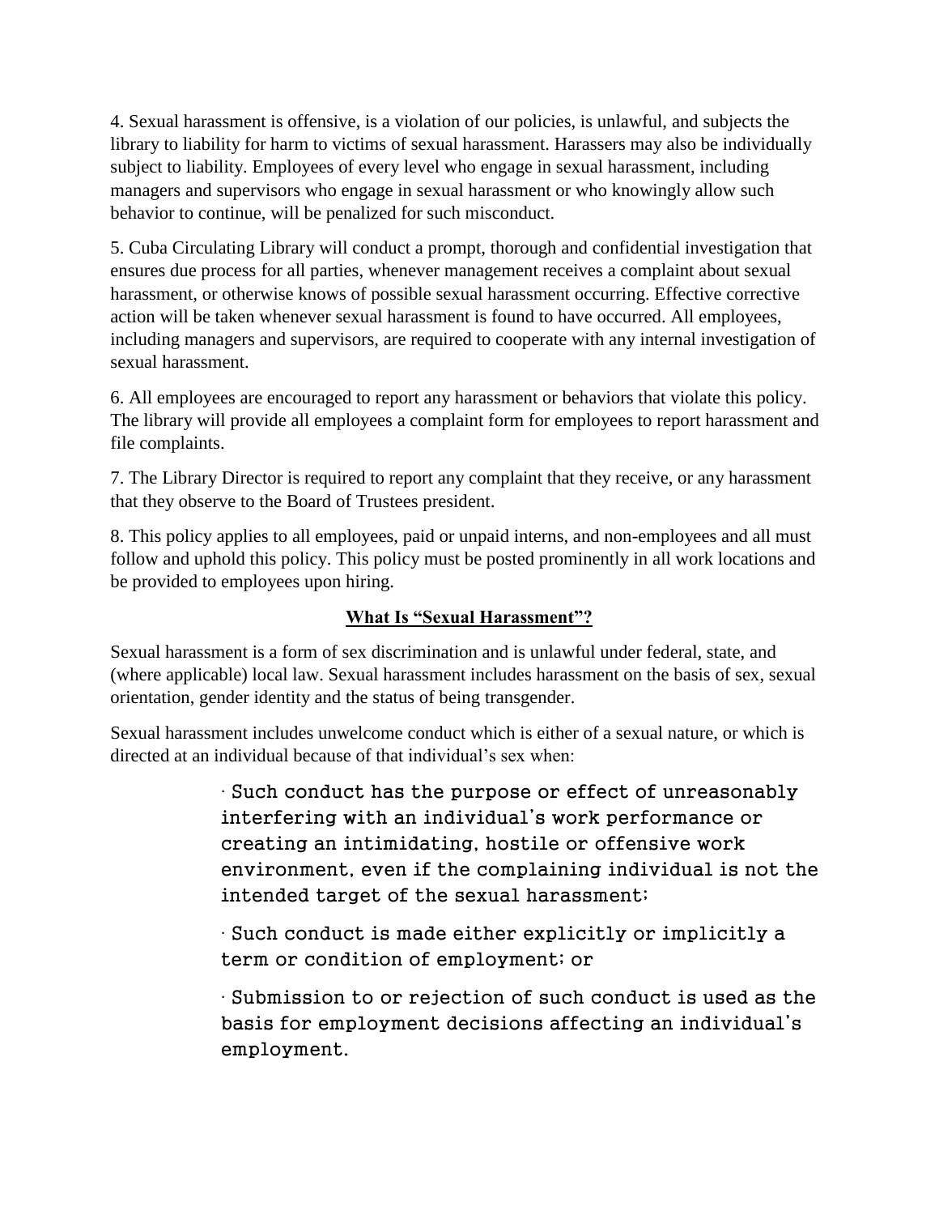4. Sexual harassment is offensive, is a violation of our policies, is unlawful, and subjects the library to liability for harm to victims of sexual harassment. Harassers may also be individually subject to liability. Employees of every level who engage in sexual harassment, including managers and supervisors who engage in sexual harassment or who knowingly allow such behavior to continue, will be penalized for such misconduct.

5. Cuba Circulating Library will conduct a prompt, thorough and confidential investigation that ensures due process for all parties, whenever management receives a complaint about sexual harassment, or otherwise knows of possible sexual harassment occurring. Effective corrective action will be taken whenever sexual harassment is found to have occurred. All employees, including managers and supervisors, are required to cooperate with any internal investigation of sexual harassment.

6. All employees are encouraged to report any harassment or behaviors that violate this policy. The library will provide all employees a complaint form for employees to report harassment and file complaints.

7. The Library Director is required to report any complaint that they receive, or any harassment that they observe to the Board of Trustees president.

8. This policy applies to all employees, paid or unpaid interns, and non-employees and all must follow and uphold this policy. This policy must be posted prominently in all work locations and be provided to employees upon hiring.

## **What Is "Sexual Harassment"?**

Sexual harassment is a form of sex discrimination and is unlawful under federal, state, and (where applicable) local law. Sexual harassment includes harassment on the basis of sex, sexual orientation, gender identity and the status of being transgender.

Sexual harassment includes unwelcome conduct which is either of a sexual nature, or which is directed at an individual because of that individual's sex when:

- Such conduct has the purpose or effect of unreasonably interfering with an individual's work performance or creating an intimidating, hostile or offensive work environment, even if the complaining individual is not the intended target of the sexual harassment;
- Such conduct is made either explicitly or implicitly a term or condition of employment; or
- Submission to or rejection of such conduct is used as the basis for employment decisions affecting an individual's employment.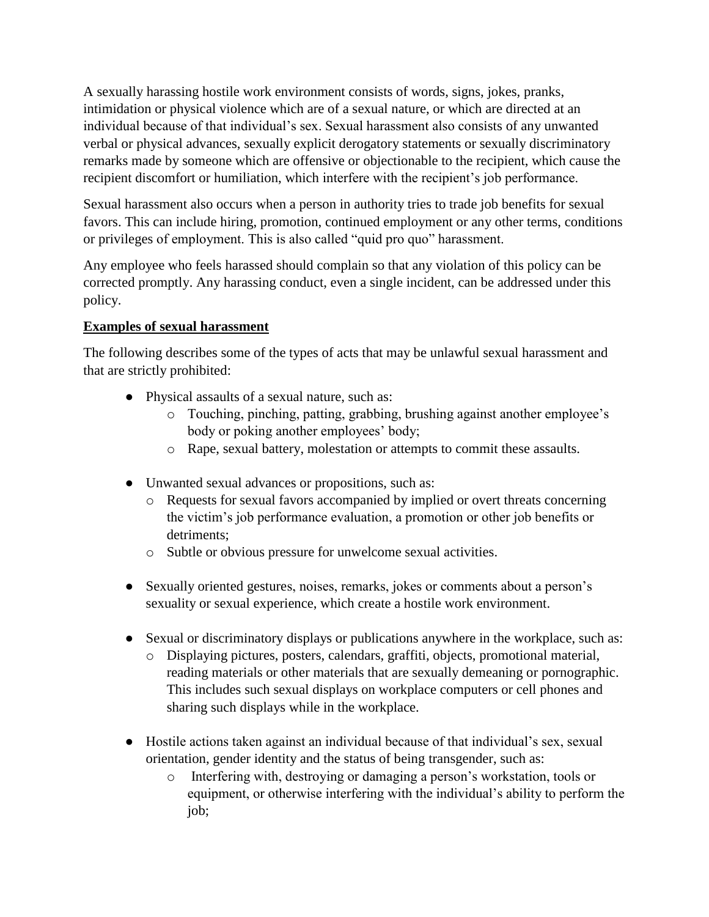A sexually harassing hostile work environment consists of words, signs, jokes, pranks, intimidation or physical violence which are of a sexual nature, or which are directed at an individual because of that individual's sex. Sexual harassment also consists of any unwanted verbal or physical advances, sexually explicit derogatory statements or sexually discriminatory remarks made by someone which are offensive or objectionable to the recipient, which cause the recipient discomfort or humiliation, which interfere with the recipient's job performance.

Sexual harassment also occurs when a person in authority tries to trade job benefits for sexual favors. This can include hiring, promotion, continued employment or any other terms, conditions or privileges of employment. This is also called "quid pro quo" harassment.

Any employee who feels harassed should complain so that any violation of this policy can be corrected promptly. Any harassing conduct, even a single incident, can be addressed under this policy.

**Examples of sexual harassment**

The following describes some of the types of acts that may be unlawful sexual harassment and that are strictly prohibited:

- Physical assaults of a sexual nature, such as:
  - Touching, pinching, patting, grabbing, brushing against another employee's body or poking another employees' body;
  - Rape, sexual battery, molestation or attempts to commit these assaults.
- Unwanted sexual advances or propositions, such as:
  - Requests for sexual favors accompanied by implied or overt threats concerning the victim's job performance evaluation, a promotion or other job benefits or detriments;
  - Subtle or obvious pressure for unwelcome sexual activities.
- Sexually oriented gestures, noises, remarks, jokes or comments about a person's sexuality or sexual experience, which create a hostile work environment.
- Sexual or discriminatory displays or publications anywhere in the workplace, such as:
  - Displaying pictures, posters, calendars, graffiti, objects, promotional material, reading materials or other materials that are sexually demeaning or pornographic. This includes such sexual displays on workplace computers or cell phones and sharing such displays while in the workplace.
- Hostile actions taken against an individual because of that individual's sex, sexual orientation, gender identity and the status of being transgender, such as:
  - Interfering with, destroying or damaging a person's workstation, tools or equipment, or otherwise interfering with the individual's ability to perform the job;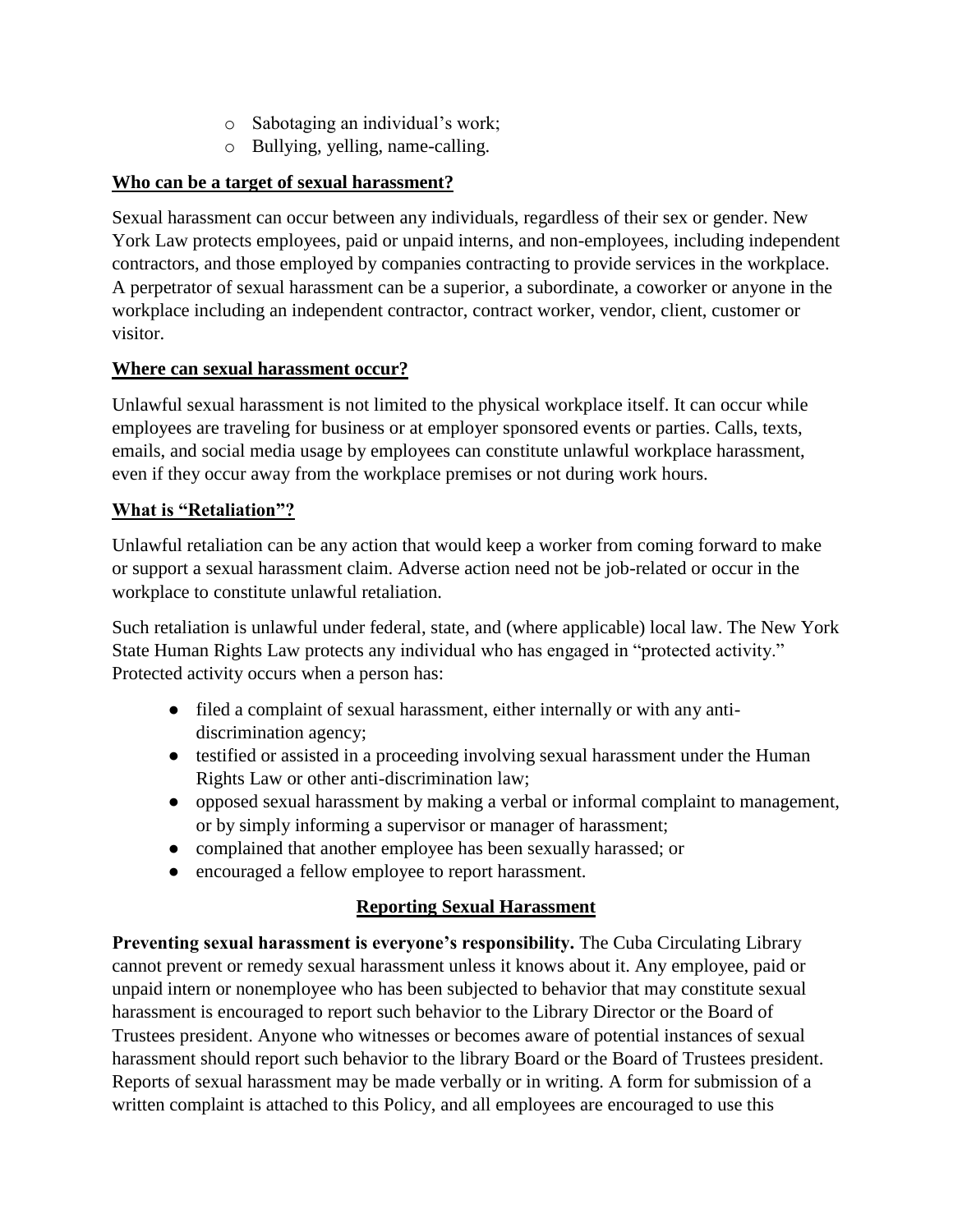- Sabotaging an individual's work;
   - Bullying, yelling, name-calling.

**Who can be a target of sexual harassment?**

Sexual harassment can occur between any individuals, regardless of their sex or gender. New York Law protects employees, paid or unpaid interns, and non-employees, including independent contractors, and those employed by companies contracting to provide services in the workplace. A perpetrator of sexual harassment can be a superior, a subordinate, a coworker or anyone in the workplace including an independent contractor, contract worker, vendor, client, customer or visitor.

**Where can sexual harassment occur?**

Unlawful sexual harassment is not limited to the physical workplace itself. It can occur while employees are traveling for business or at employer sponsored events or parties. Calls, texts, emails, and social media usage by employees can constitute unlawful workplace harassment, even if they occur away from the workplace premises or not during work hours.

**What is "Retaliation"?**

Unlawful retaliation can be any action that would keep a worker from coming forward to make or support a sexual harassment claim. Adverse action need not be job-related or occur in the workplace to constitute unlawful retaliation.

Such retaliation is unlawful under federal, state, and (where applicable) local law. The New York State Human Rights Law protects any individual who has engaged in "protected activity." Protected activity occurs when a person has:

- filed a complaint of sexual harassment, either internally or with any anti-discrimination agency;
- testified or assisted in a proceeding involving sexual harassment under the Human Rights Law or other anti-discrimination law;
- opposed sexual harassment by making a verbal or informal complaint to management, or by simply informing a supervisor or manager of harassment;
- complained that another employee has been sexually harassed; or
- encouraged a fellow employee to report harassment.

## Reporting Sexual Harassment

**Preventing sexual harassment is everyone's responsibility.** The Cuba Circulating Library cannot prevent or remedy sexual harassment unless it knows about it. Any employee, paid or unpaid intern or nonemployee who has been subjected to behavior that may constitute sexual harassment is encouraged to report such behavior to the Library Director or the Board of Trustees president. Anyone who witnesses or becomes aware of potential instances of sexual harassment should report such behavior to the library Board or the Board of Trustees president. Reports of sexual harassment may be made verbally or in writing. A form for submission of a written complaint is attached to this Policy, and all employees are encouraged to use this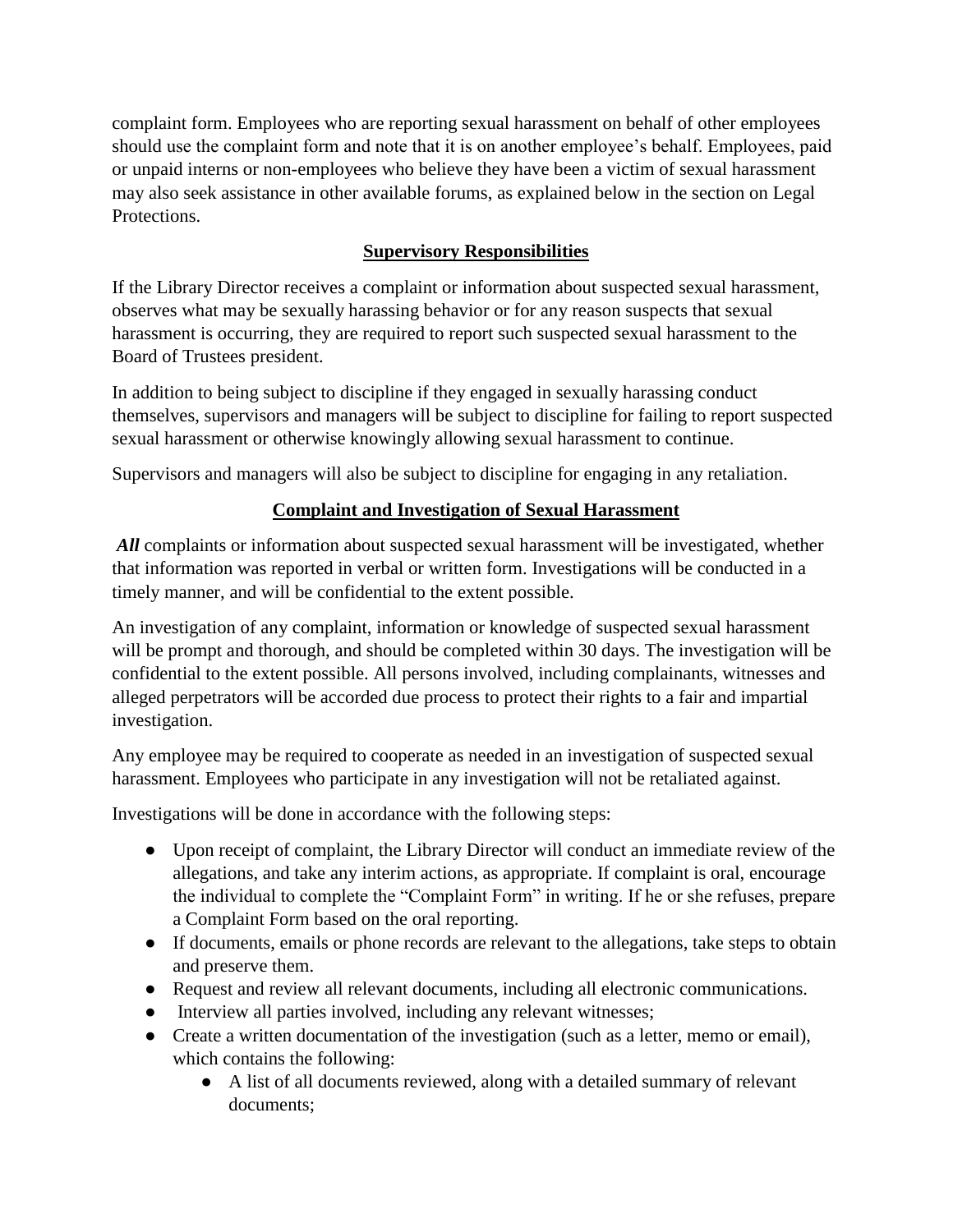complaint form. Employees who are reporting sexual harassment on behalf of other employees should use the complaint form and note that it is on another employee's behalf. Employees, paid or unpaid interns or non-employees who believe they have been a victim of sexual harassment may also seek assistance in other available forums, as explained below in the section on Legal Protections.

## Supervisory Responsibilities

If the Library Director receives a complaint or information about suspected sexual harassment, observes what may be sexually harassing behavior or for any reason suspects that sexual harassment is occurring, they are required to report such suspected sexual harassment to the Board of Trustees president.

In addition to being subject to discipline if they engaged in sexually harassing conduct themselves, supervisors and managers will be subject to discipline for failing to report suspected sexual harassment or otherwise knowingly allowing sexual harassment to continue.

Supervisors and managers will also be subject to discipline for engaging in any retaliation.

## Complaint and Investigation of Sexual Harassment

***All*** complaints or information about suspected sexual harassment will be investigated, whether that information was reported in verbal or written form. Investigations will be conducted in a timely manner, and will be confidential to the extent possible.

An investigation of any complaint, information or knowledge of suspected sexual harassment will be prompt and thorough, and should be completed within 30 days. The investigation will be confidential to the extent possible. All persons involved, including complainants, witnesses and alleged perpetrators will be accorded due process to protect their rights to a fair and impartial investigation.

Any employee may be required to cooperate as needed in an investigation of suspected sexual harassment. Employees who participate in any investigation will not be retaliated against.

Investigations will be done in accordance with the following steps:

- Upon receipt of complaint, the Library Director will conduct an immediate review of the allegations, and take any interim actions, as appropriate. If complaint is oral, encourage the individual to complete the "Complaint Form" in writing. If he or she refuses, prepare a Complaint Form based on the oral reporting.
- If documents, emails or phone records are relevant to the allegations, take steps to obtain and preserve them.
- Request and review all relevant documents, including all electronic communications.
- Interview all parties involved, including any relevant witnesses;
- Create a written documentation of the investigation (such as a letter, memo or email), which contains the following:
    - A list of all documents reviewed, along with a detailed summary of relevant documents;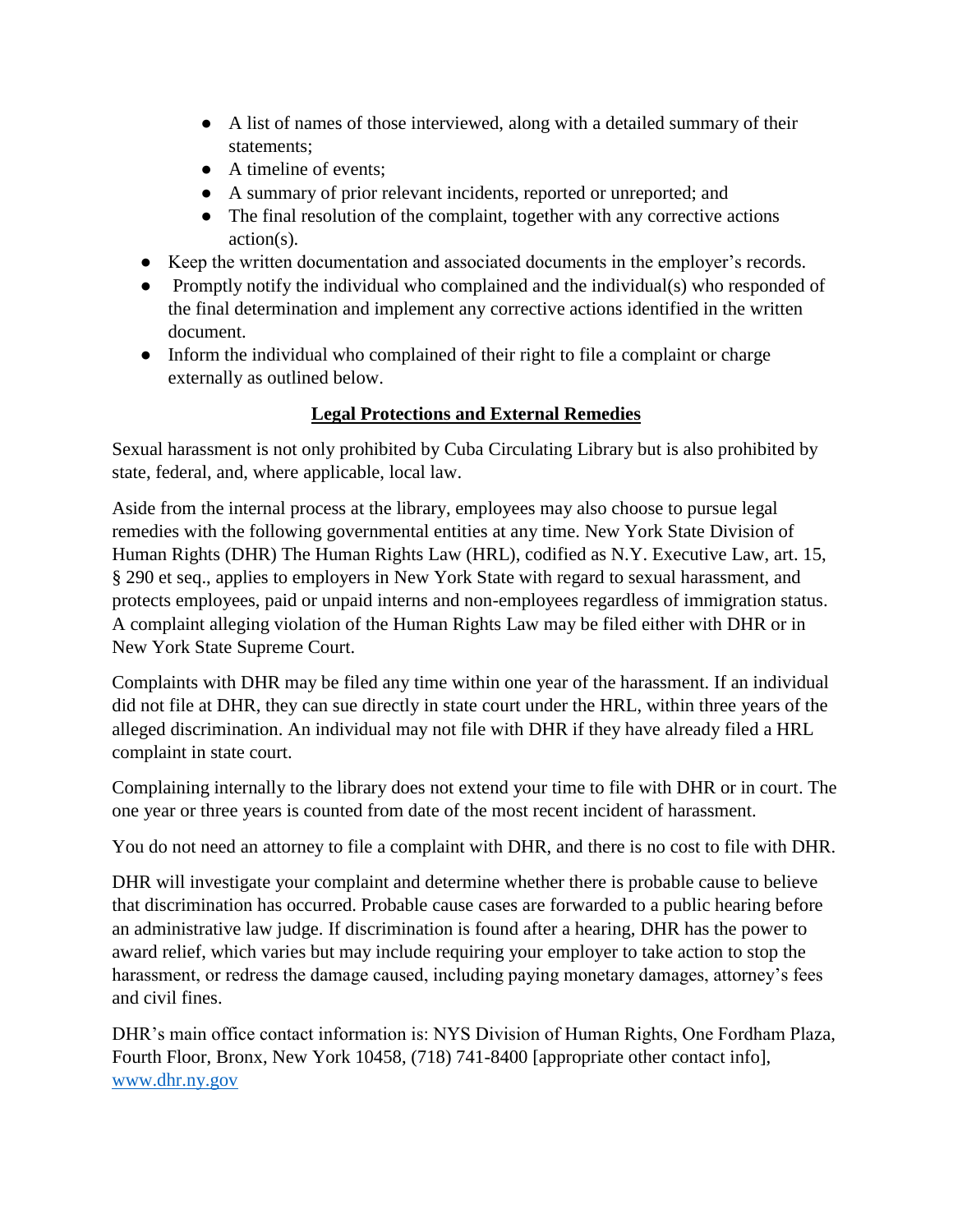- A list of names of those interviewed, along with a detailed summary of their statements;
    - A timeline of events;
    - A summary of prior relevant incidents, reported or unreported; and
    - The final resolution of the complaint, together with any corrective actions action(s).
- Keep the written documentation and associated documents in the employer's records.
- Promptly notify the individual who complained and the individual(s) who responded of the final determination and implement any corrective actions identified in the written document.
- Inform the individual who complained of their right to file a complaint or charge externally as outlined below.

## Legal Protections and External Remedies

Sexual harassment is not only prohibited by Cuba Circulating Library but is also prohibited by state, federal, and, where applicable, local law.

Aside from the internal process at the library, employees may also choose to pursue legal remedies with the following governmental entities at any time. New York State Division of Human Rights (DHR) The Human Rights Law (HRL), codified as N.Y. Executive Law, art. 15, § 290 et seq., applies to employers in New York State with regard to sexual harassment, and protects employees, paid or unpaid interns and non-employees regardless of immigration status. A complaint alleging violation of the Human Rights Law may be filed either with DHR or in New York State Supreme Court.

Complaints with DHR may be filed any time within one year of the harassment. If an individual did not file at DHR, they can sue directly in state court under the HRL, within three years of the alleged discrimination. An individual may not file with DHR if they have already filed a HRL complaint in state court.

Complaining internally to the library does not extend your time to file with DHR or in court. The one year or three years is counted from date of the most recent incident of harassment.

You do not need an attorney to file a complaint with DHR, and there is no cost to file with DHR.

DHR will investigate your complaint and determine whether there is probable cause to believe that discrimination has occurred. Probable cause cases are forwarded to a public hearing before an administrative law judge. If discrimination is found after a hearing, DHR has the power to award relief, which varies but may include requiring your employer to take action to stop the harassment, or redress the damage caused, including paying monetary damages, attorney's fees and civil fines.

DHR's main office contact information is: NYS Division of Human Rights, One Fordham Plaza, Fourth Floor, Bronx, New York 10458, (718) 741-8400 [appropriate other contact info], www.dhr.ny.gov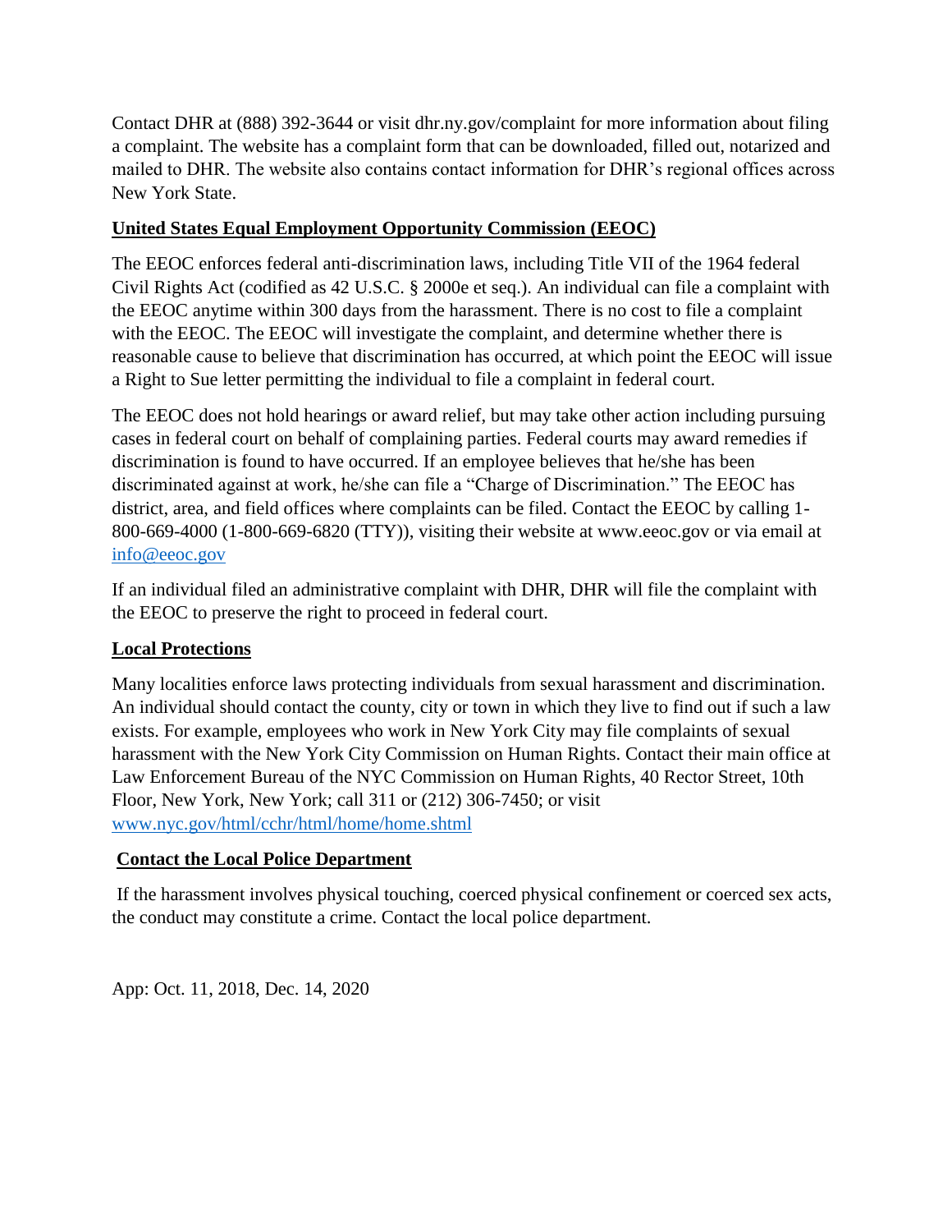Contact DHR at (888) 392-3644 or visit dhr.ny.gov/complaint for more information about filing a complaint. The website has a complaint form that can be downloaded, filled out, notarized and mailed to DHR. The website also contains contact information for DHR's regional offices across New York State.

## United States Equal Employment Opportunity Commission (EEOC)

The EEOC enforces federal anti-discrimination laws, including Title VII of the 1964 federal Civil Rights Act (codified as 42 U.S.C. § 2000e et seq.). An individual can file a complaint with the EEOC anytime within 300 days from the harassment. There is no cost to file a complaint with the EEOC. The EEOC will investigate the complaint, and determine whether there is reasonable cause to believe that discrimination has occurred, at which point the EEOC will issue a Right to Sue letter permitting the individual to file a complaint in federal court.

The EEOC does not hold hearings or award relief, but may take other action including pursuing cases in federal court on behalf of complaining parties. Federal courts may award remedies if discrimination is found to have occurred. If an employee believes that he/she has been discriminated against at work, he/she can file a "Charge of Discrimination." The EEOC has district, area, and field offices where complaints can be filed. Contact the EEOC by calling 1-800-669-4000 (1-800-669-6820 (TTY)), visiting their website at www.eeoc.gov or via email at info@eeoc.gov

If an individual filed an administrative complaint with DHR, DHR will file the complaint with the EEOC to preserve the right to proceed in federal court.

## Local Protections

Many localities enforce laws protecting individuals from sexual harassment and discrimination. An individual should contact the county, city or town in which they live to find out if such a law exists. For example, employees who work in New York City may file complaints of sexual harassment with the New York City Commission on Human Rights. Contact their main office at Law Enforcement Bureau of the NYC Commission on Human Rights, 40 Rector Street, 10th Floor, New York, New York; call 311 or (212) 306-7450; or visit www.nyc.gov/html/cchr/html/home/home.shtml

## Contact the Local Police Department

If the harassment involves physical touching, coerced physical confinement or coerced sex acts, the conduct may constitute a crime. Contact the local police department.

App: Oct. 11, 2018, Dec. 14, 2020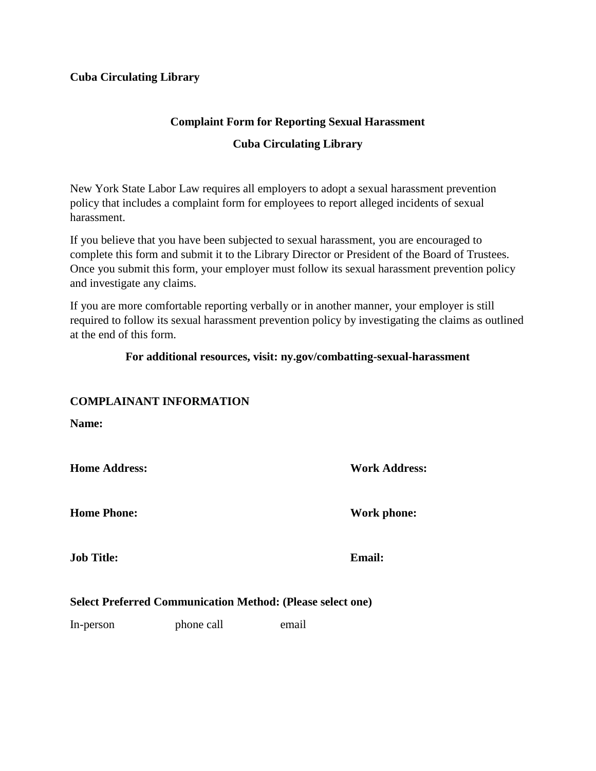**Cuba Circulating Library**

## Complaint Form for Reporting Sexual Harassment

## Cuba Circulating Library

New York State Labor Law requires all employers to adopt a sexual harassment prevention policy that includes a complaint form for employees to report alleged incidents of sexual harassment.

If you believe that you have been subjected to sexual harassment, you are encouraged to complete this form and submit it to the Library Director or President of the Board of Trustees. Once you submit this form, your employer must follow its sexual harassment prevention policy and investigate any claims.

If you are more comfortable reporting verbally or in another manner, your employer is still required to follow its sexual harassment prevention policy by investigating the claims as outlined at the end of this form.

**For additional resources, visit: ny.gov/combatting-sexual-harassment**

### COMPLAINANT INFORMATION

**Name:**

**Home Address:** **Work Address:**

**Home Phone:** **Work phone:**

**Job Title:** **Email:**

**Select Preferred Communication Method: (Please select one)**

In-person phone call email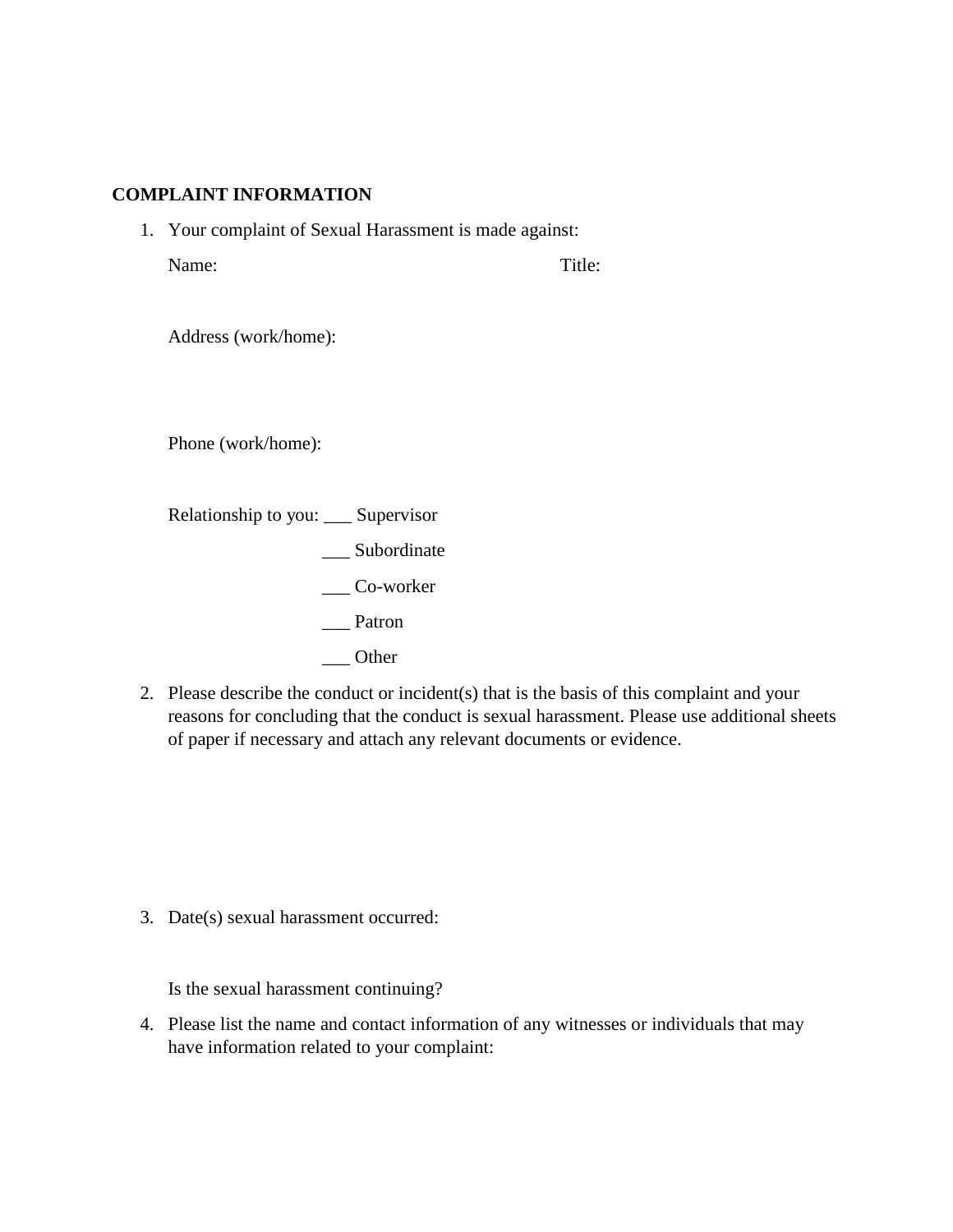**COMPLAINT INFORMATION**

1. Your complaint of Sexual Harassment is made against:

   Name: Title:

   Address (work/home):

   Phone (work/home):

   Relationship to you: ___ Supervisor

   ___ Subordinate

   ___ Co-worker

   ___ Patron

   ___ Other

2. Please describe the conduct or incident(s) that is the basis of this complaint and your reasons for concluding that the conduct is sexual harassment. Please use additional sheets of paper if necessary and attach any relevant documents or evidence.

3. Date(s) sexual harassment occurred:

   Is the sexual harassment continuing?

4. Please list the name and contact information of any witnesses or individuals that may have information related to your complaint: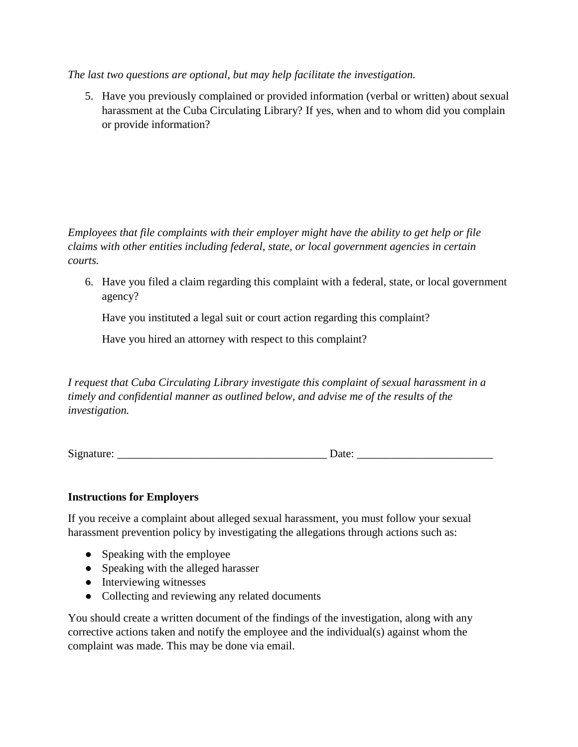*The last two questions are optional, but may help facilitate the investigation.*

5. Have you previously complained or provided information (verbal or written) about sexual harassment at the Cuba Circulating Library? If yes, when and to whom did you complain or provide information?

*Employees that file complaints with their employer might have the ability to get help or file claims with other entities including federal, state, or local government agencies in certain courts.*

6. Have you filed a claim regarding this complaint with a federal, state, or local government agency?

   Have you instituted a legal suit or court action regarding this complaint?

   Have you hired an attorney with respect to this complaint?

*I request that Cuba Circulating Library investigate this complaint of sexual harassment in a timely and confidential manner as outlined below, and advise me of the results of the investigation.*

Signature: ____________________________________ Date: ________________________

**Instructions for Employers**

If you receive a complaint about alleged sexual harassment, you must follow your sexual harassment prevention policy by investigating the allegations through actions such as:

- Speaking with the employee
- Speaking with the alleged harasser
- Interviewing witnesses
- Collecting and reviewing any related documents

You should create a written document of the findings of the investigation, along with any corrective actions taken and notify the employee and the individual(s) against whom the complaint was made. This may be done via email.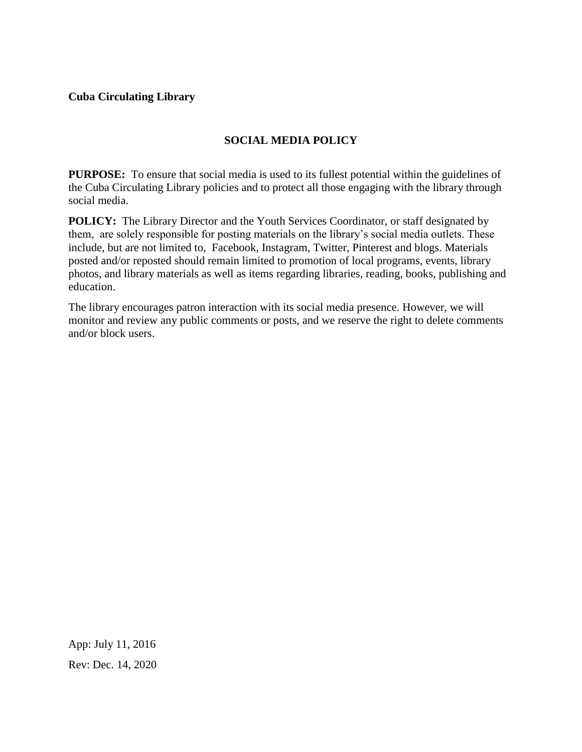**Cuba Circulating Library**

## SOCIAL MEDIA POLICY

**PURPOSE:** To ensure that social media is used to its fullest potential within the guidelines of the Cuba Circulating Library policies and to protect all those engaging with the library through social media.

**POLICY:** The Library Director and the Youth Services Coordinator, or staff designated by them, are solely responsible for posting materials on the library's social media outlets. These include, but are not limited to, Facebook, Instagram, Twitter, Pinterest and blogs. Materials posted and/or reposted should remain limited to promotion of local programs, events, library photos, and library materials as well as items regarding libraries, reading, books, publishing and education.

The library encourages patron interaction with its social media presence. However, we will monitor and review any public comments or posts, and we reserve the right to delete comments and/or block users.

App: July 11, 2016

Rev: Dec. 14, 2020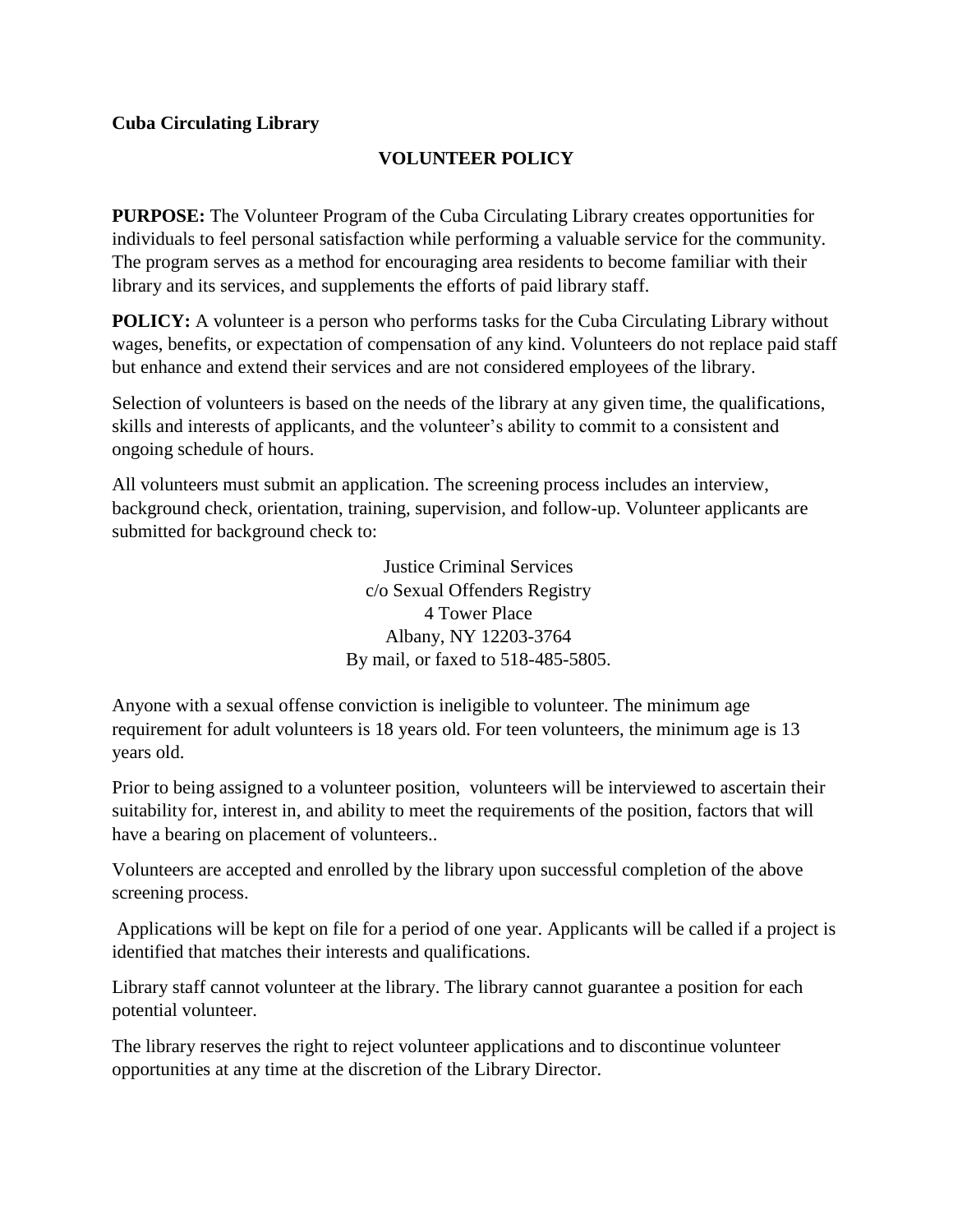**Cuba Circulating Library**

## VOLUNTEER POLICY

**PURPOSE:** The Volunteer Program of the Cuba Circulating Library creates opportunities for individuals to feel personal satisfaction while performing a valuable service for the community. The program serves as a method for encouraging area residents to become familiar with their library and its services, and supplements the efforts of paid library staff.

**POLICY:** A volunteer is a person who performs tasks for the Cuba Circulating Library without wages, benefits, or expectation of compensation of any kind. Volunteers do not replace paid staff but enhance and extend their services and are not considered employees of the library.

Selection of volunteers is based on the needs of the library at any given time, the qualifications, skills and interests of applicants, and the volunteer's ability to commit to a consistent and ongoing schedule of hours.

All volunteers must submit an application. The screening process includes an interview, background check, orientation, training, supervision, and follow-up. Volunteer applicants are submitted for background check to:

Justice Criminal Services
c/o Sexual Offenders Registry
4 Tower Place
Albany, NY 12203-3764
By mail, or faxed to 518-485-5805.

Anyone with a sexual offense conviction is ineligible to volunteer. The minimum age requirement for adult volunteers is 18 years old. For teen volunteers, the minimum age is 13 years old.

Prior to being assigned to a volunteer position, volunteers will be interviewed to ascertain their suitability for, interest in, and ability to meet the requirements of the position, factors that will have a bearing on placement of volunteers..

Volunteers are accepted and enrolled by the library upon successful completion of the above screening process.

Applications will be kept on file for a period of one year. Applicants will be called if a project is identified that matches their interests and qualifications.

Library staff cannot volunteer at the library. The library cannot guarantee a position for each potential volunteer.

The library reserves the right to reject volunteer applications and to discontinue volunteer opportunities at any time at the discretion of the Library Director.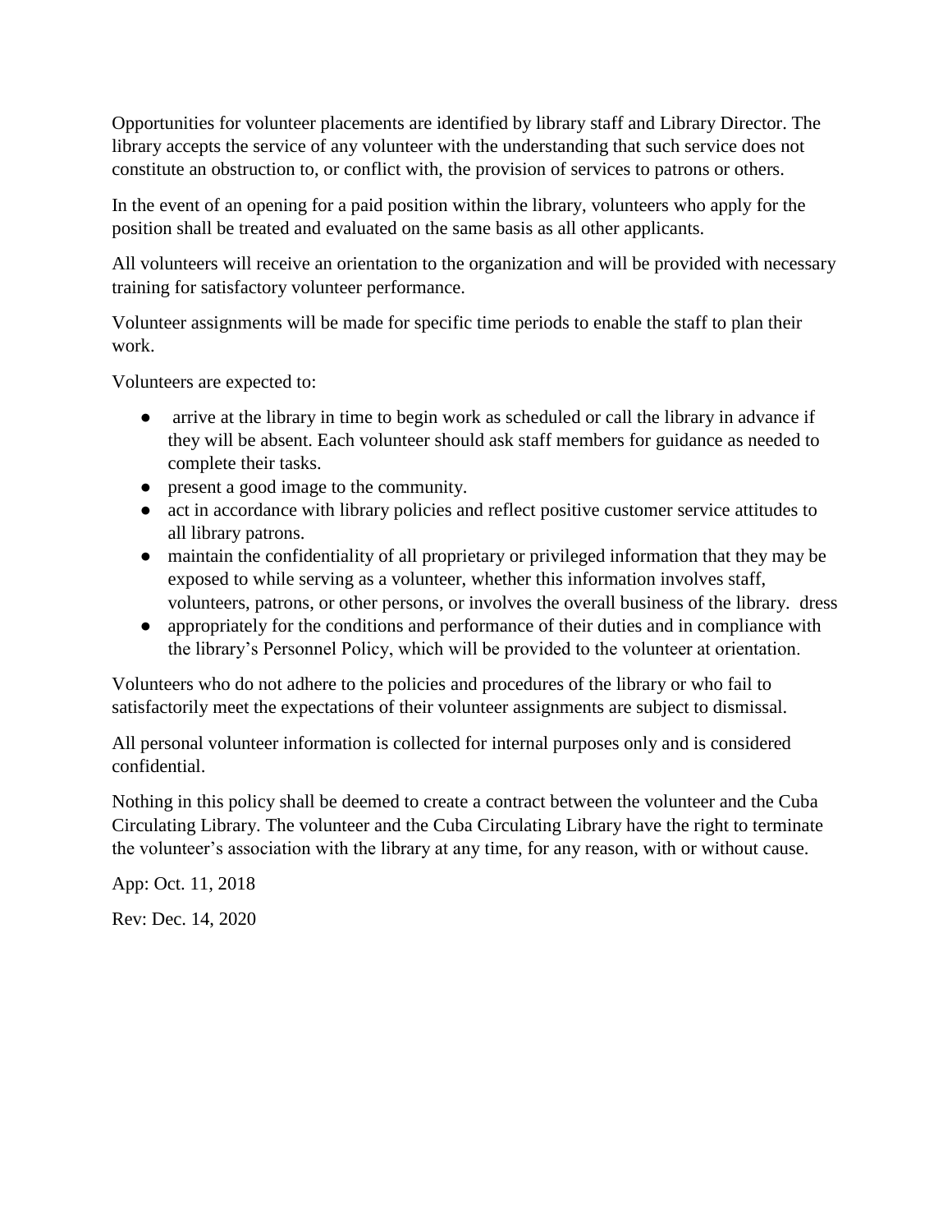Opportunities for volunteer placements are identified by library staff and Library Director. The library accepts the service of any volunteer with the understanding that such service does not constitute an obstruction to, or conflict with, the provision of services to patrons or others.

In the event of an opening for a paid position within the library, volunteers who apply for the position shall be treated and evaluated on the same basis as all other applicants.

All volunteers will receive an orientation to the organization and will be provided with necessary training for satisfactory volunteer performance.

Volunteer assignments will be made for specific time periods to enable the staff to plan their work.

Volunteers are expected to:

- arrive at the library in time to begin work as scheduled or call the library in advance if they will be absent. Each volunteer should ask staff members for guidance as needed to complete their tasks.
- present a good image to the community.
- act in accordance with library policies and reflect positive customer service attitudes to all library patrons.
- maintain the confidentiality of all proprietary or privileged information that they may be exposed to while serving as a volunteer, whether this information involves staff, volunteers, patrons, or other persons, or involves the overall business of the library. dress
- appropriately for the conditions and performance of their duties and in compliance with the library's Personnel Policy, which will be provided to the volunteer at orientation.

Volunteers who do not adhere to the policies and procedures of the library or who fail to satisfactorily meet the expectations of their volunteer assignments are subject to dismissal.

All personal volunteer information is collected for internal purposes only and is considered confidential.

Nothing in this policy shall be deemed to create a contract between the volunteer and the Cuba Circulating Library. The volunteer and the Cuba Circulating Library have the right to terminate the volunteer's association with the library at any time, for any reason, with or without cause.

App: Oct. 11, 2018

Rev: Dec. 14, 2020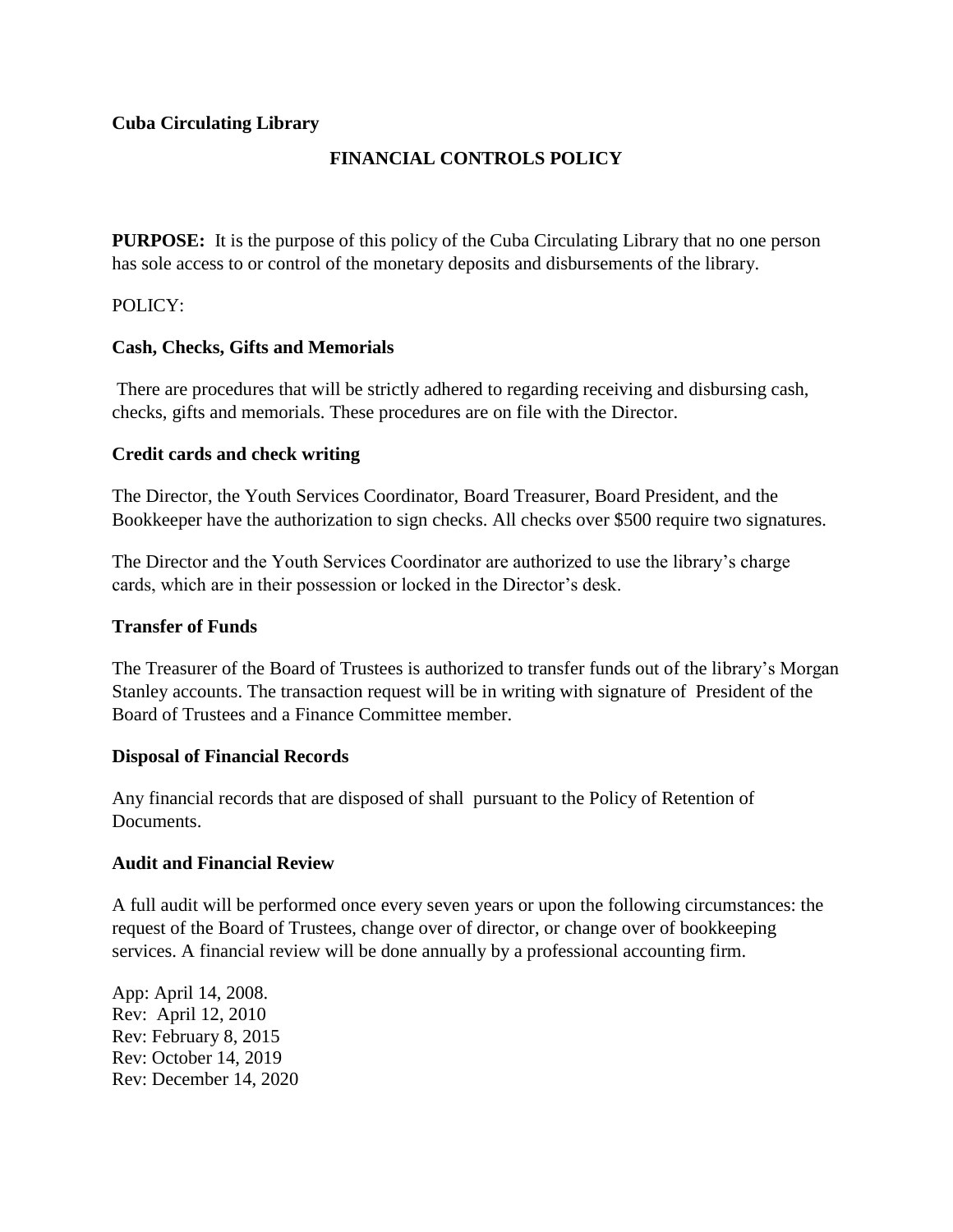**Cuba Circulating Library**

# FINANCIAL CONTROLS POLICY

**PURPOSE:** It is the purpose of this policy of the Cuba Circulating Library that no one person has sole access to or control of the monetary deposits and disbursements of the library.

POLICY:

**Cash, Checks, Gifts and Memorials**

There are procedures that will be strictly adhered to regarding receiving and disbursing cash, checks, gifts and memorials. These procedures are on file with the Director.

**Credit cards and check writing**

The Director, the Youth Services Coordinator, Board Treasurer, Board President, and the Bookkeeper have the authorization to sign checks. All checks over $500 require two signatures.

The Director and the Youth Services Coordinator are authorized to use the library's charge cards, which are in their possession or locked in the Director's desk.

**Transfer of Funds**

The Treasurer of the Board of Trustees is authorized to transfer funds out of the library's Morgan Stanley accounts. The transaction request will be in writing with signature of President of the Board of Trustees and a Finance Committee member.

**Disposal of Financial Records**

Any financial records that are disposed of shall pursuant to the Policy of Retention of Documents.

**Audit and Financial Review**

A full audit will be performed once every seven years or upon the following circumstances: the request of the Board of Trustees, change over of director, or change over of bookkeeping services. A financial review will be done annually by a professional accounting firm.

App: April 14, 2008.
Rev: April 12, 2010
Rev: February 8, 2015
Rev: October 14, 2019
Rev: December 14, 2020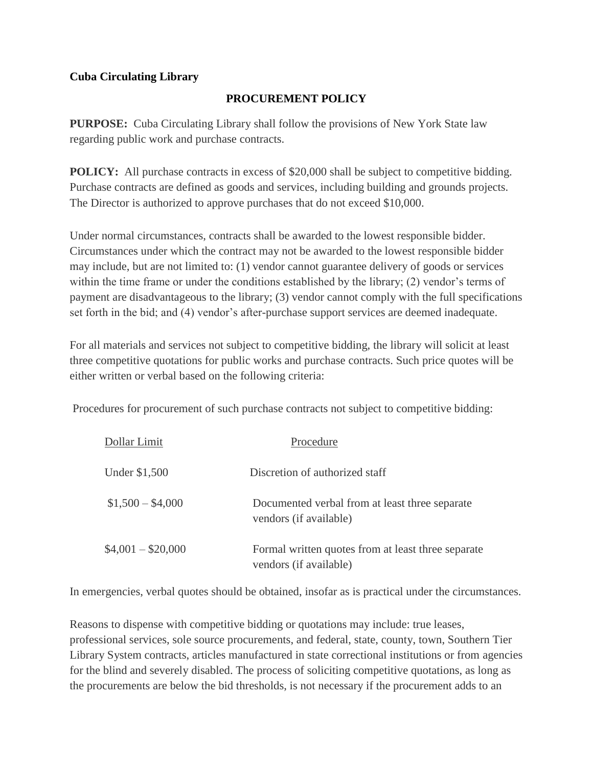**Cuba Circulating Library**

## PROCUREMENT POLICY

**PURPOSE:** Cuba Circulating Library shall follow the provisions of New York State law regarding public work and purchase contracts.

**POLICY:** All purchase contracts in excess of $20,000 shall be subject to competitive bidding. Purchase contracts are defined as goods and services, including building and grounds projects. The Director is authorized to approve purchases that do not exceed $10,000.

Under normal circumstances, contracts shall be awarded to the lowest responsible bidder. Circumstances under which the contract may not be awarded to the lowest responsible bidder may include, but are not limited to: (1) vendor cannot guarantee delivery of goods or services within the time frame or under the conditions established by the library; (2) vendor's terms of payment are disadvantageous to the library; (3) vendor cannot comply with the full specifications set forth in the bid; and (4) vendor's after-purchase support services are deemed inadequate.

For all materials and services not subject to competitive bidding, the library will solicit at least three competitive quotations for public works and purchase contracts. Such price quotes will be either written or verbal based on the following criteria:

Procedures for procurement of such purchase contracts not subject to competitive bidding:

| Dollar Limit | Procedure |
|---|---|
| Under $1,500 | Discretion of authorized staff |
| $1,500 – $4,000 | Documented verbal from at least three separate vendors (if available) |
| $4,001 – $20,000 | Formal written quotes from at least three separate vendors (if available) |

In emergencies, verbal quotes should be obtained, insofar as is practical under the circumstances.

Reasons to dispense with competitive bidding or quotations may include: true leases, professional services, sole source procurements, and federal, state, county, town, Southern Tier Library System contracts, articles manufactured in state correctional institutions or from agencies for the blind and severely disabled. The process of soliciting competitive quotations, as long as the procurements are below the bid thresholds, is not necessary if the procurement adds to an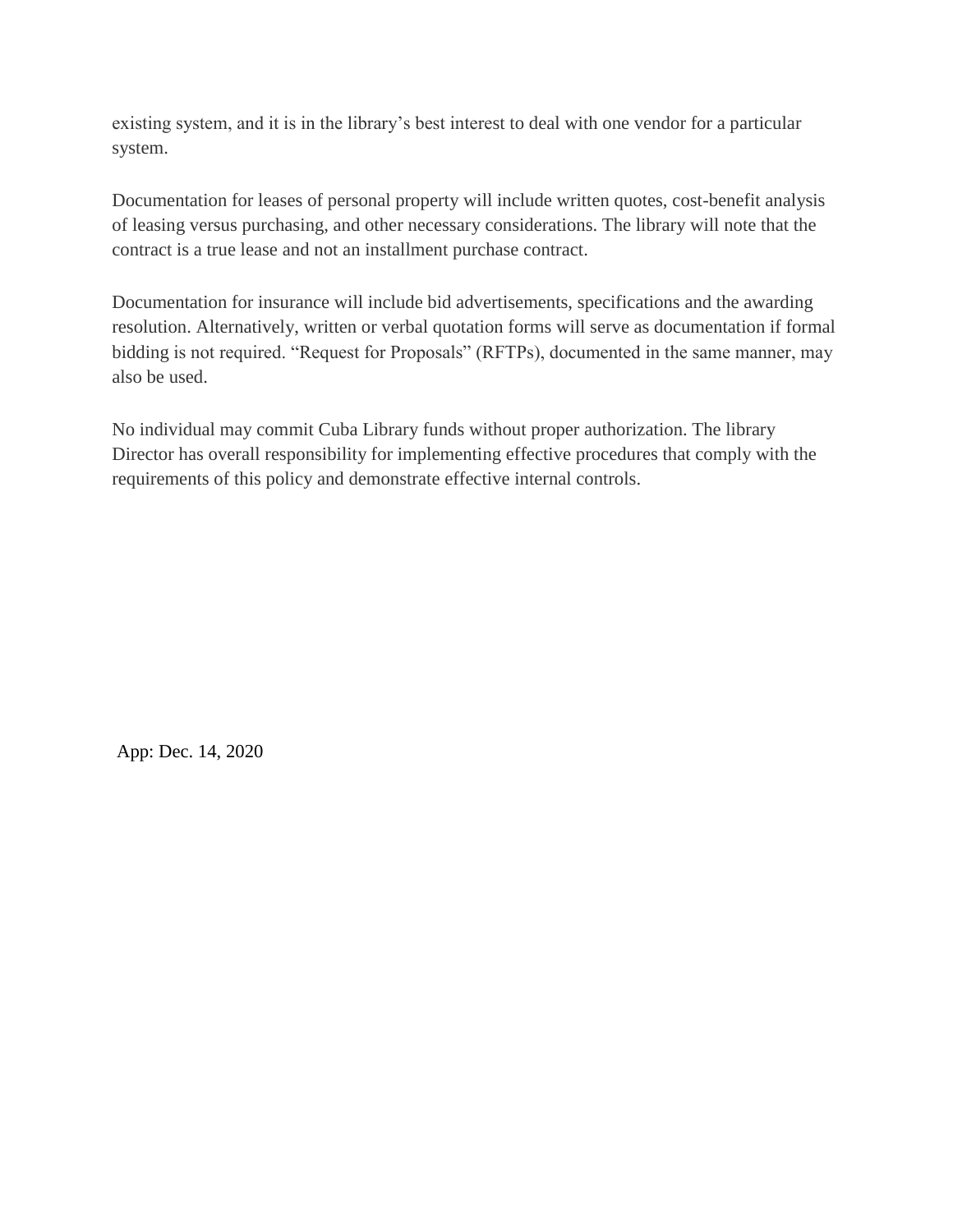existing system, and it is in the library's best interest to deal with one vendor for a particular system.

Documentation for leases of personal property will include written quotes, cost-benefit analysis of leasing versus purchasing, and other necessary considerations. The library will note that the contract is a true lease and not an installment purchase contract.

Documentation for insurance will include bid advertisements, specifications and the awarding resolution. Alternatively, written or verbal quotation forms will serve as documentation if formal bidding is not required. "Request for Proposals" (RFTPs), documented in the same manner, may also be used.

No individual may commit Cuba Library funds without proper authorization. The library Director has overall responsibility for implementing effective procedures that comply with the requirements of this policy and demonstrate effective internal controls.

App: Dec. 14, 2020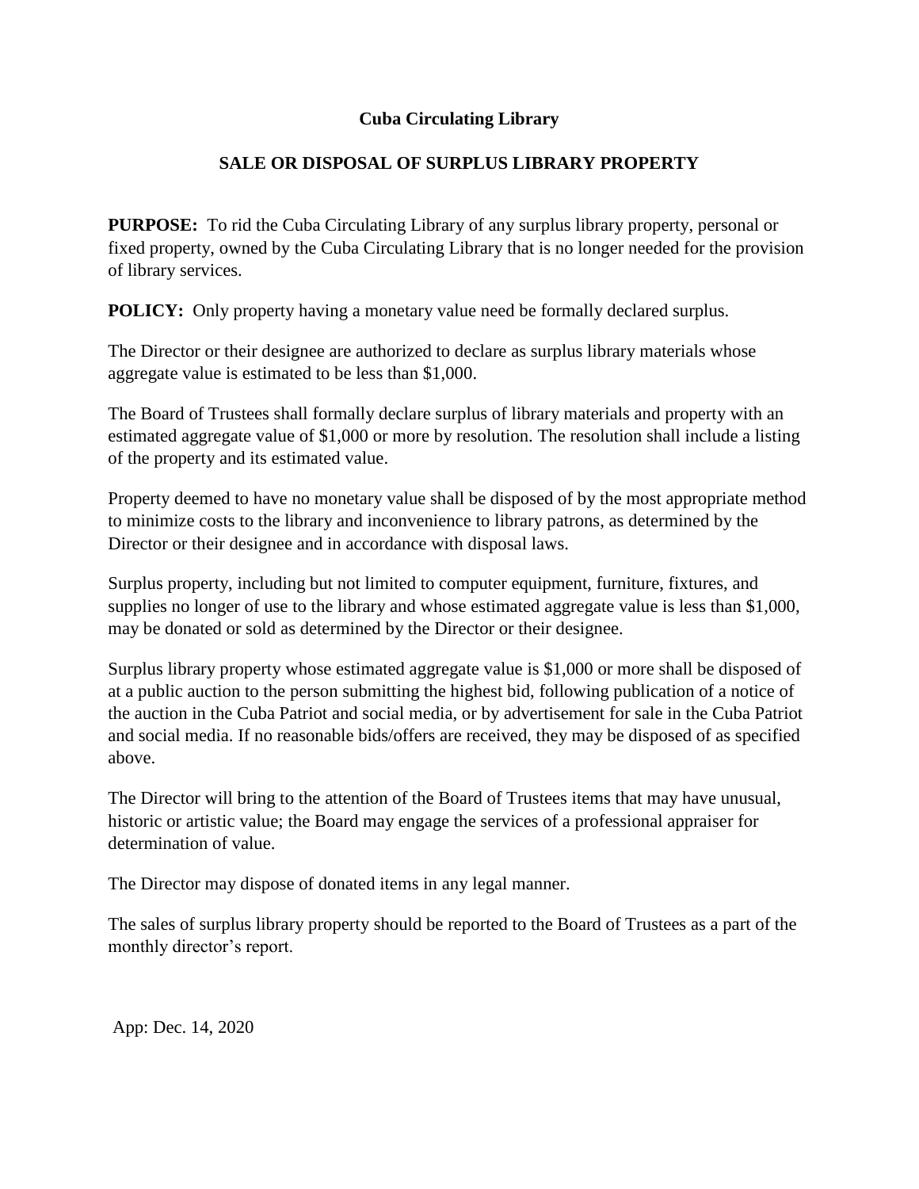# Cuba Circulating Library

## SALE OR DISPOSAL OF SURPLUS LIBRARY PROPERTY

**PURPOSE:** To rid the Cuba Circulating Library of any surplus library property, personal or fixed property, owned by the Cuba Circulating Library that is no longer needed for the provision of library services.

**POLICY:** Only property having a monetary value need be formally declared surplus.

The Director or their designee are authorized to declare as surplus library materials whose aggregate value is estimated to be less than $1,000.

The Board of Trustees shall formally declare surplus of library materials and property with an estimated aggregate value of $1,000 or more by resolution. The resolution shall include a listing of the property and its estimated value.

Property deemed to have no monetary value shall be disposed of by the most appropriate method to minimize costs to the library and inconvenience to library patrons, as determined by the Director or their designee and in accordance with disposal laws.

Surplus property, including but not limited to computer equipment, furniture, fixtures, and supplies no longer of use to the library and whose estimated aggregate value is less than $1,000, may be donated or sold as determined by the Director or their designee.

Surplus library property whose estimated aggregate value is $1,000 or more shall be disposed of at a public auction to the person submitting the highest bid, following publication of a notice of the auction in the Cuba Patriot and social media, or by advertisement for sale in the Cuba Patriot and social media. If no reasonable bids/offers are received, they may be disposed of as specified above.

The Director will bring to the attention of the Board of Trustees items that may have unusual, historic or artistic value; the Board may engage the services of a professional appraiser for determination of value.

The Director may dispose of donated items in any legal manner.

The sales of surplus library property should be reported to the Board of Trustees as a part of the monthly director's report.

App: Dec. 14, 2020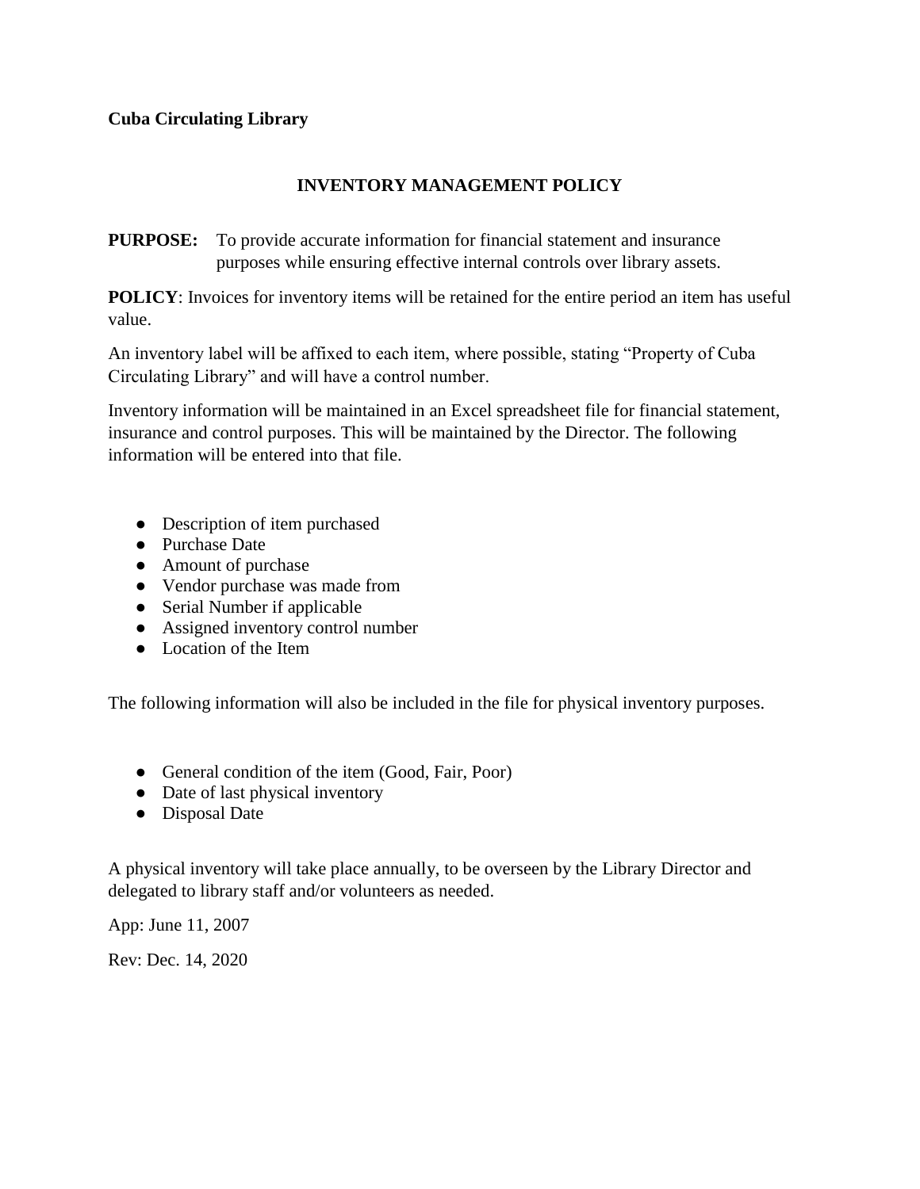**Cuba Circulating Library**

## INVENTORY MANAGEMENT POLICY

**PURPOSE:** To provide accurate information for financial statement and insurance purposes while ensuring effective internal controls over library assets.

**POLICY**: Invoices for inventory items will be retained for the entire period an item has useful value.

An inventory label will be affixed to each item, where possible, stating "Property of Cuba Circulating Library" and will have a control number.

Inventory information will be maintained in an Excel spreadsheet file for financial statement, insurance and control purposes. This will be maintained by the Director. The following information will be entered into that file.

- Description of item purchased
- Purchase Date
- Amount of purchase
- Vendor purchase was made from
- Serial Number if applicable
- Assigned inventory control number
- Location of the Item

The following information will also be included in the file for physical inventory purposes.

- General condition of the item (Good, Fair, Poor)
- Date of last physical inventory
- Disposal Date

A physical inventory will take place annually, to be overseen by the Library Director and delegated to library staff and/or volunteers as needed.

App: June 11, 2007

Rev: Dec. 14, 2020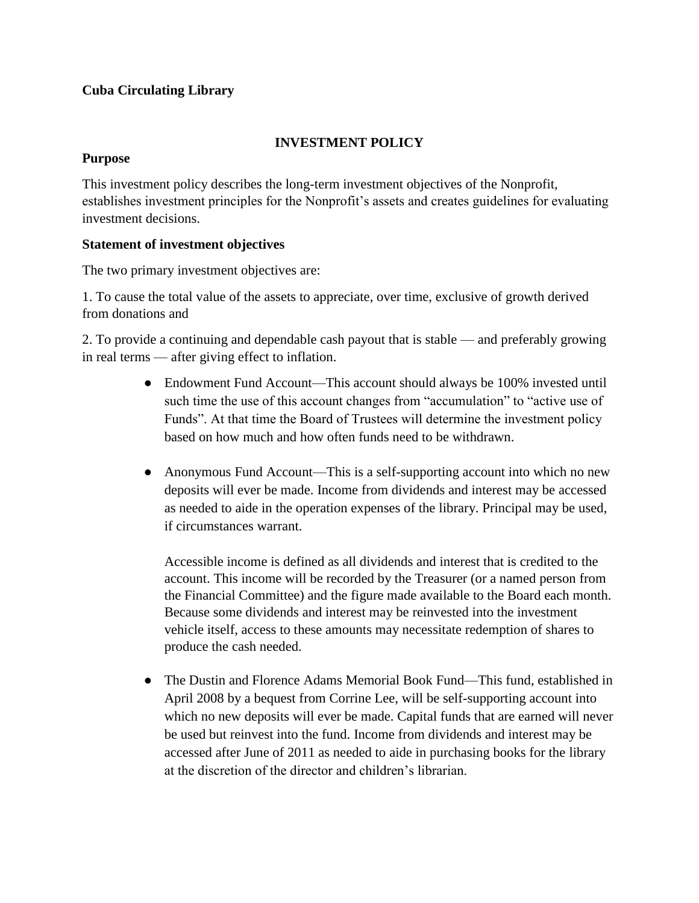**Cuba Circulating Library**

## INVESTMENT POLICY

**Purpose**

This investment policy describes the long-term investment objectives of the Nonprofit, establishes investment principles for the Nonprofit's assets and creates guidelines for evaluating investment decisions.

**Statement of investment objectives**

The two primary investment objectives are:

1. To cause the total value of the assets to appreciate, over time, exclusive of growth derived from donations and

2. To provide a continuing and dependable cash payout that is stable — and preferably growing in real terms — after giving effect to inflation.

- Endowment Fund Account—This account should always be 100% invested until such time the use of this account changes from "accumulation" to "active use of Funds". At that time the Board of Trustees will determine the investment policy based on how much and how often funds need to be withdrawn.

- Anonymous Fund Account—This is a self-supporting account into which no new deposits will ever be made. Income from dividends and interest may be accessed as needed to aide in the operation expenses of the library. Principal may be used, if circumstances warrant.

  Accessible income is defined as all dividends and interest that is credited to the account. This income will be recorded by the Treasurer (or a named person from the Financial Committee) and the figure made available to the Board each month. Because some dividends and interest may be reinvested into the investment vehicle itself, access to these amounts may necessitate redemption of shares to produce the cash needed.

- The Dustin and Florence Adams Memorial Book Fund—This fund, established in April 2008 by a bequest from Corrine Lee, will be self-supporting account into which no new deposits will ever be made. Capital funds that are earned will never be used but reinvest into the fund. Income from dividends and interest may be accessed after June of 2011 as needed to aide in purchasing books for the library at the discretion of the director and children's librarian.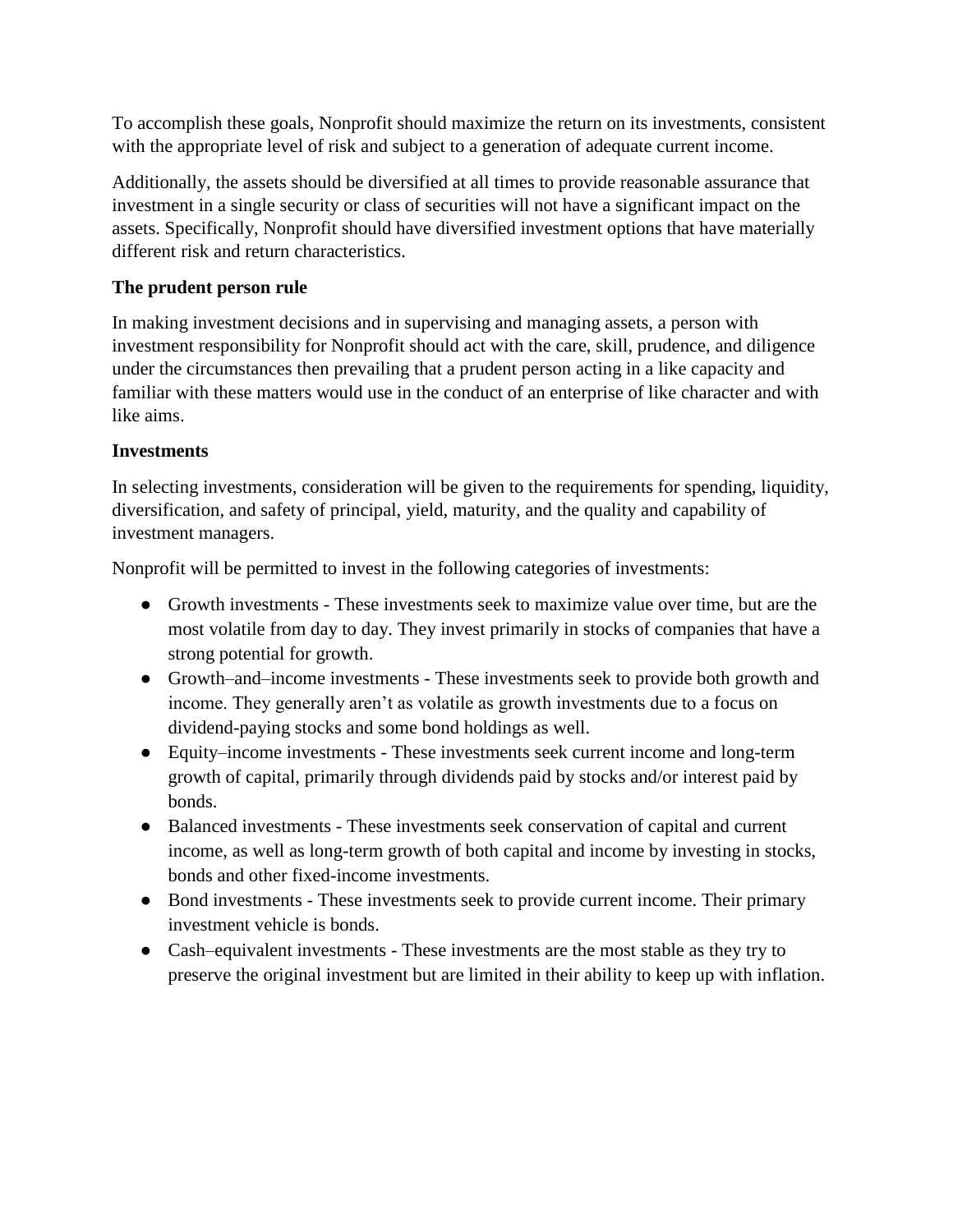To accomplish these goals, Nonprofit should maximize the return on its investments, consistent with the appropriate level of risk and subject to a generation of adequate current income.

Additionally, the assets should be diversified at all times to provide reasonable assurance that investment in a single security or class of securities will not have a significant impact on the assets. Specifically, Nonprofit should have diversified investment options that have materially different risk and return characteristics.

**The prudent person rule**

In making investment decisions and in supervising and managing assets, a person with investment responsibility for Nonprofit should act with the care, skill, prudence, and diligence under the circumstances then prevailing that a prudent person acting in a like capacity and familiar with these matters would use in the conduct of an enterprise of like character and with like aims.

**Investments**

In selecting investments, consideration will be given to the requirements for spending, liquidity, diversification, and safety of principal, yield, maturity, and the quality and capability of investment managers.

Nonprofit will be permitted to invest in the following categories of investments:

- Growth investments - These investments seek to maximize value over time, but are the most volatile from day to day. They invest primarily in stocks of companies that have a strong potential for growth.
- Growth–and–income investments - These investments seek to provide both growth and income. They generally aren't as volatile as growth investments due to a focus on dividend-paying stocks and some bond holdings as well.
- Equity–income investments - These investments seek current income and long-term growth of capital, primarily through dividends paid by stocks and/or interest paid by bonds.
- Balanced investments - These investments seek conservation of capital and current income, as well as long-term growth of both capital and income by investing in stocks, bonds and other fixed-income investments.
- Bond investments - These investments seek to provide current income. Their primary investment vehicle is bonds.
- Cash–equivalent investments - These investments are the most stable as they try to preserve the original investment but are limited in their ability to keep up with inflation.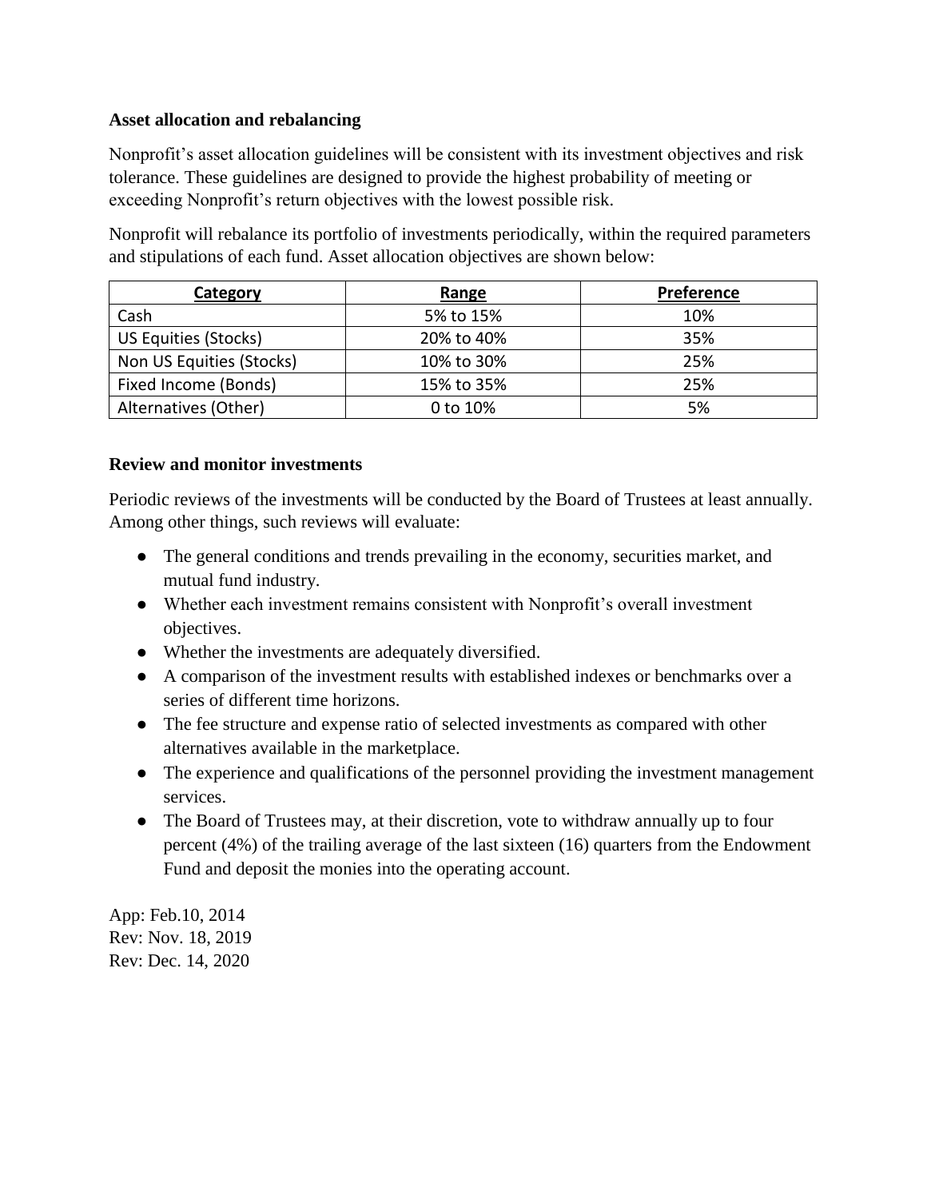**Asset allocation and rebalancing**

Nonprofit's asset allocation guidelines will be consistent with its investment objectives and risk tolerance. These guidelines are designed to provide the highest probability of meeting or exceeding Nonprofit's return objectives with the lowest possible risk.

Nonprofit will rebalance its portfolio of investments periodically, within the required parameters and stipulations of each fund. Asset allocation objectives are shown below:

| Category | Range | Preference |
|---|---|---|
| Cash | 5% to 15% | 10% |
| US Equities (Stocks) | 20% to 40% | 35% |
| Non US Equities (Stocks) | 10% to 30% | 25% |
| Fixed Income (Bonds) | 15% to 35% | 25% |
| Alternatives (Other) | 0 to 10% | 5% |

**Review and monitor investments**

Periodic reviews of the investments will be conducted by the Board of Trustees at least annually. Among other things, such reviews will evaluate:

- The general conditions and trends prevailing in the economy, securities market, and mutual fund industry.
- Whether each investment remains consistent with Nonprofit's overall investment objectives.
- Whether the investments are adequately diversified.
- A comparison of the investment results with established indexes or benchmarks over a series of different time horizons.
- The fee structure and expense ratio of selected investments as compared with other alternatives available in the marketplace.
- The experience and qualifications of the personnel providing the investment management services.
- The Board of Trustees may, at their discretion, vote to withdraw annually up to four percent (4%) of the trailing average of the last sixteen (16) quarters from the Endowment Fund and deposit the monies into the operating account.

App: Feb.10, 2014
Rev: Nov. 18, 2019
Rev: Dec. 14, 2020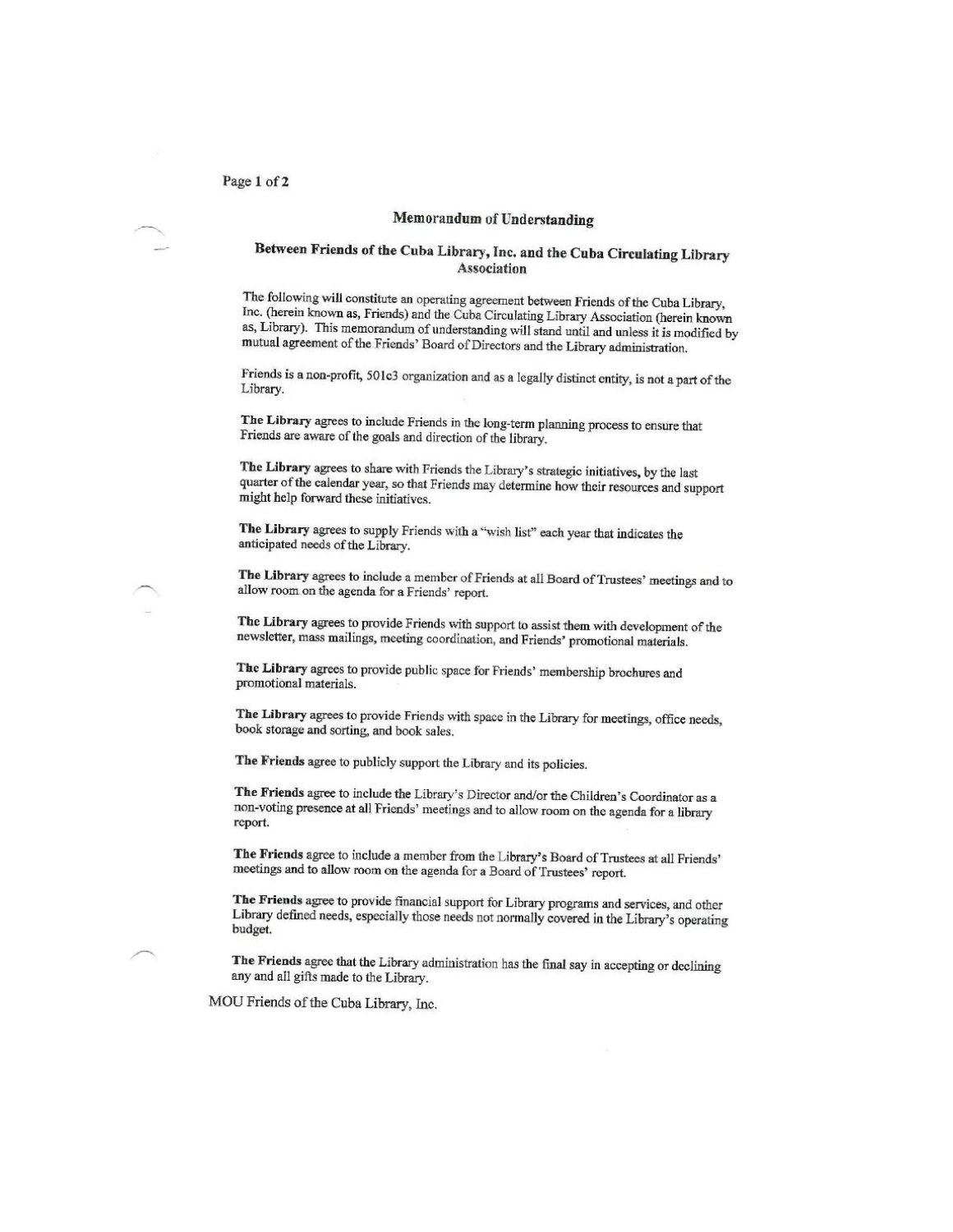## Memorandum of Understanding

### Between Friends of the Cuba Library, Inc. and the Cuba Circulating Library Association

The following will constitute an operating agreement between Friends of the Cuba Library, Inc. (herein known as, Friends) and the Cuba Circulating Library Association (herein known as, Library). This memorandum of understanding will stand until and unless it is modified by mutual agreement of the Friends' Board of Directors and the Library administration.

Friends is a non-profit, 501c3 organization and as a legally distinct entity, is not a part of the Library.

**The Library** agrees to include Friends in the long-term planning process to ensure that Friends are aware of the goals and direction of the library.

**The Library** agrees to share with Friends the Library's strategic initiatives, by the last quarter of the calendar year, so that Friends may determine how their resources and support might help forward these initiatives.

**The Library** agrees to supply Friends with a "wish list" each year that indicates the anticipated needs of the Library.

**The Library** agrees to include a member of Friends at all Board of Trustees' meetings and to allow room on the agenda for a Friends' report.

**The Library** agrees to provide Friends with support to assist them with development of the newsletter, mass mailings, meeting coordination, and Friends' promotional materials.

**The Library** agrees to provide public space for Friends' membership brochures and promotional materials.

**The Library** agrees to provide Friends with space in the Library for meetings, office needs, book storage and sorting, and book sales.

**The Friends** agree to publicly support the Library and its policies.

**The Friends** agree to include the Library's Director and/or the Children's Coordinator as a non-voting presence at all Friends' meetings and to allow room on the agenda for a library report.

**The Friends** agree to include a member from the Library's Board of Trustees at all Friends' meetings and to allow room on the agenda for a Board of Trustees' report.

**The Friends** agree to provide financial support for Library programs and services, and other Library defined needs, especially those needs not normally covered in the Library's operating budget.

**The Friends** agree that the Library administration has the final say in accepting or declining any and all gifts made to the Library.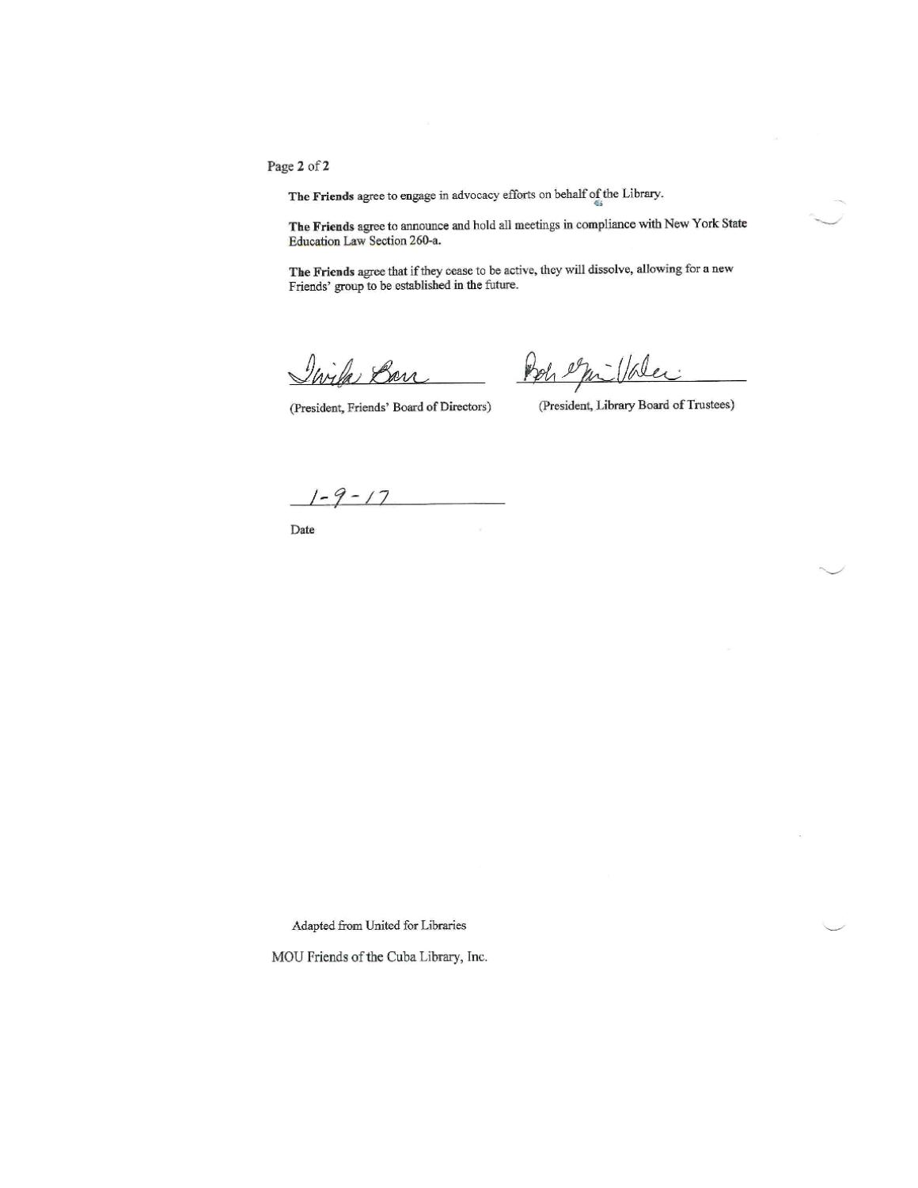**The Friends** agree to engage in advocacy efforts on behalf of the Library.

**The Friends** agree to announce and hold all meetings in compliance with New York State Education Law Section 260-a.

**The Friends** agree that if they cease to be active, they will dissolve, allowing for a new Friends' group to be established in the future.

(President, Friends' Board of Directors)

(President, Library Board of Trustees)

1-9-17

Date

Adapted from United for Libraries

MOU Friends of the Cuba Library, Inc.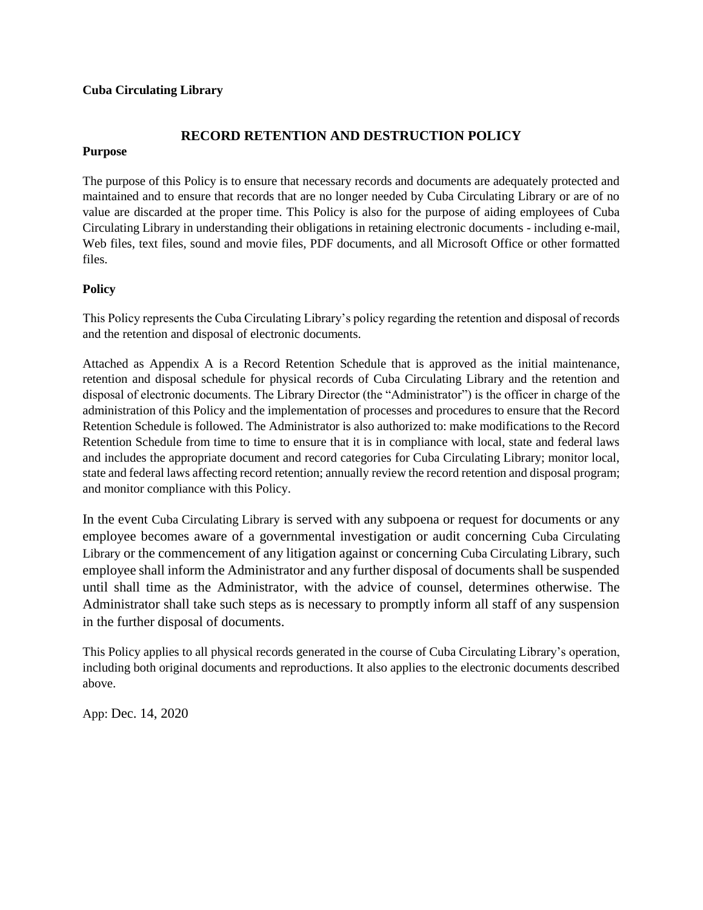**Cuba Circulating Library**

## RECORD RETENTION AND DESTRUCTION POLICY

**Purpose**

The purpose of this Policy is to ensure that necessary records and documents are adequately protected and maintained and to ensure that records that are no longer needed by Cuba Circulating Library or are of no value are discarded at the proper time. This Policy is also for the purpose of aiding employees of Cuba Circulating Library in understanding their obligations in retaining electronic documents - including e-mail, Web files, text files, sound and movie files, PDF documents, and all Microsoft Office or other formatted files.

**Policy**

This Policy represents the Cuba Circulating Library's policy regarding the retention and disposal of records and the retention and disposal of electronic documents.

Attached as Appendix A is a Record Retention Schedule that is approved as the initial maintenance, retention and disposal schedule for physical records of Cuba Circulating Library and the retention and disposal of electronic documents. The Library Director (the "Administrator") is the officer in charge of the administration of this Policy and the implementation of processes and procedures to ensure that the Record Retention Schedule is followed. The Administrator is also authorized to: make modifications to the Record Retention Schedule from time to time to ensure that it is in compliance with local, state and federal laws and includes the appropriate document and record categories for Cuba Circulating Library; monitor local, state and federal laws affecting record retention; annually review the record retention and disposal program; and monitor compliance with this Policy.

In the event Cuba Circulating Library is served with any subpoena or request for documents or any employee becomes aware of a governmental investigation or audit concerning Cuba Circulating Library or the commencement of any litigation against or concerning Cuba Circulating Library, such employee shall inform the Administrator and any further disposal of documents shall be suspended until shall time as the Administrator, with the advice of counsel, determines otherwise. The Administrator shall take such steps as is necessary to promptly inform all staff of any suspension in the further disposal of documents.

This Policy applies to all physical records generated in the course of Cuba Circulating Library's operation, including both original documents and reproductions. It also applies to the electronic documents described above.

App: Dec. 14, 2020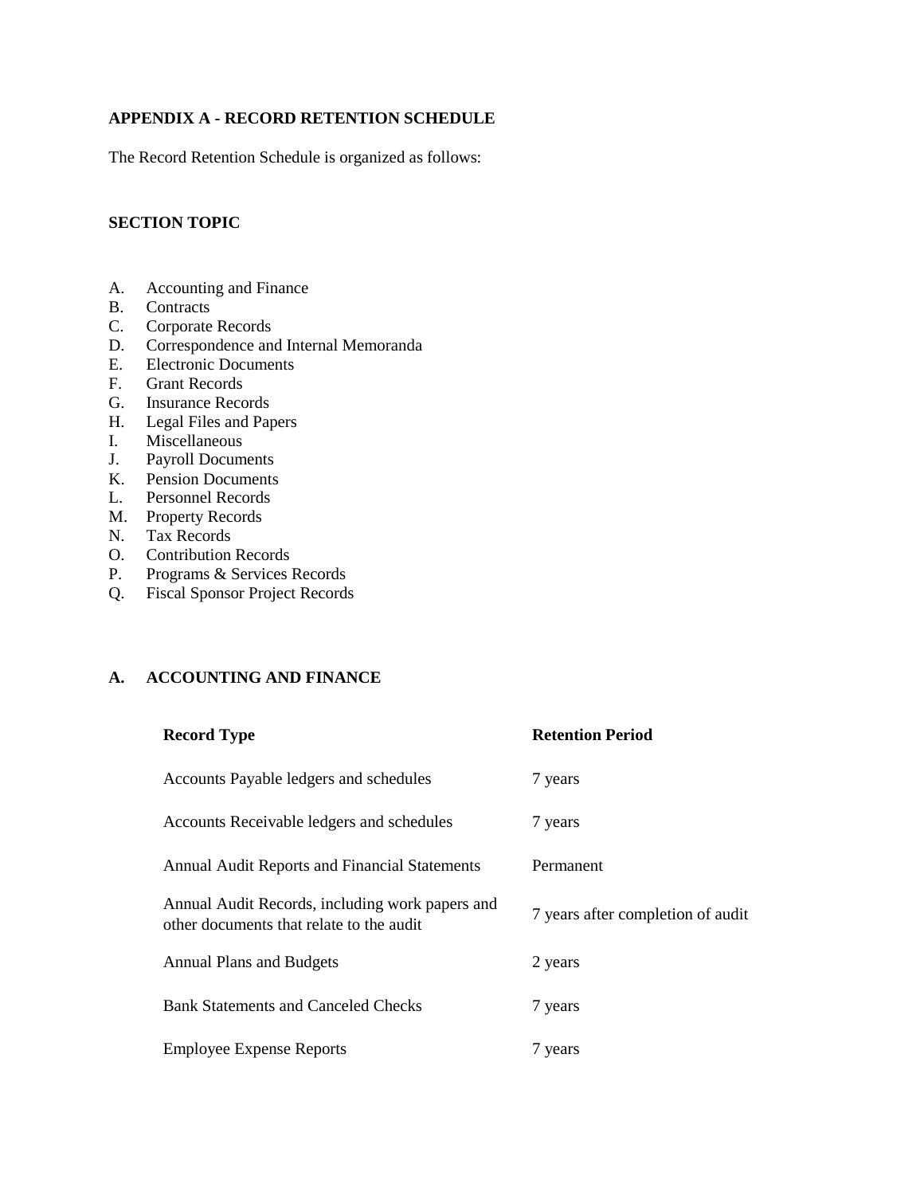**APPENDIX A - RECORD RETENTION SCHEDULE**

The Record Retention Schedule is organized as follows:

**SECTION TOPIC**

A. Accounting and Finance
B. Contracts
C. Corporate Records
D. Correspondence and Internal Memoranda
E. Electronic Documents
F. Grant Records
G. Insurance Records
H. Legal Files and Papers
I. Miscellaneous
J. Payroll Documents
K. Pension Documents
L. Personnel Records
M. Property Records
N. Tax Records
O. Contribution Records
P. Programs & Services Records
Q. Fiscal Sponsor Project Records

**A. ACCOUNTING AND FINANCE**

| Record Type | Retention Period |
| --- | --- |
| Accounts Payable ledgers and schedules | 7 years |
| Accounts Receivable ledgers and schedules | 7 years |
| Annual Audit Reports and Financial Statements | Permanent |
| Annual Audit Records, including work papers and other documents that relate to the audit | 7 years after completion of audit |
| Annual Plans and Budgets | 2 years |
| Bank Statements and Canceled Checks | 7 years |
| Employee Expense Reports | 7 years |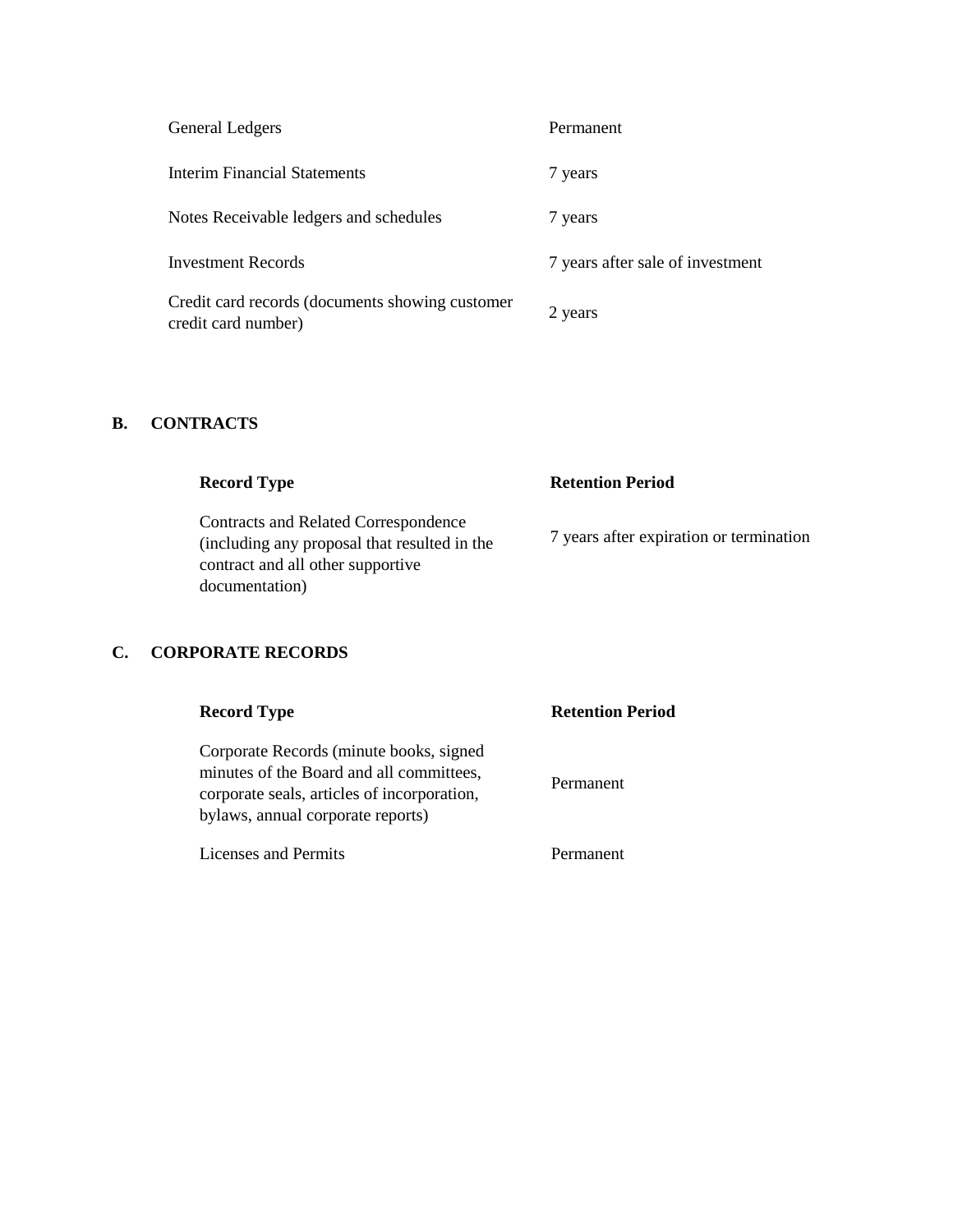| | |
|---|---|
| General Ledgers | Permanent |
| Interim Financial Statements | 7 years |
| Notes Receivable ledgers and schedules | 7 years |
| Investment Records | 7 years after sale of investment |
| Credit card records (documents showing customer credit card number) | 2 years |

**B. CONTRACTS**

| **Record Type** | **Retention Period** |
|---|---|
| Contracts and Related Correspondence (including any proposal that resulted in the contract and all other supportive documentation) | 7 years after expiration or termination |

**C. CORPORATE RECORDS**

| **Record Type** | **Retention Period** |
|---|---|
| Corporate Records (minute books, signed minutes of the Board and all committees, corporate seals, articles of incorporation, bylaws, annual corporate reports) | Permanent |
| Licenses and Permits | Permanent |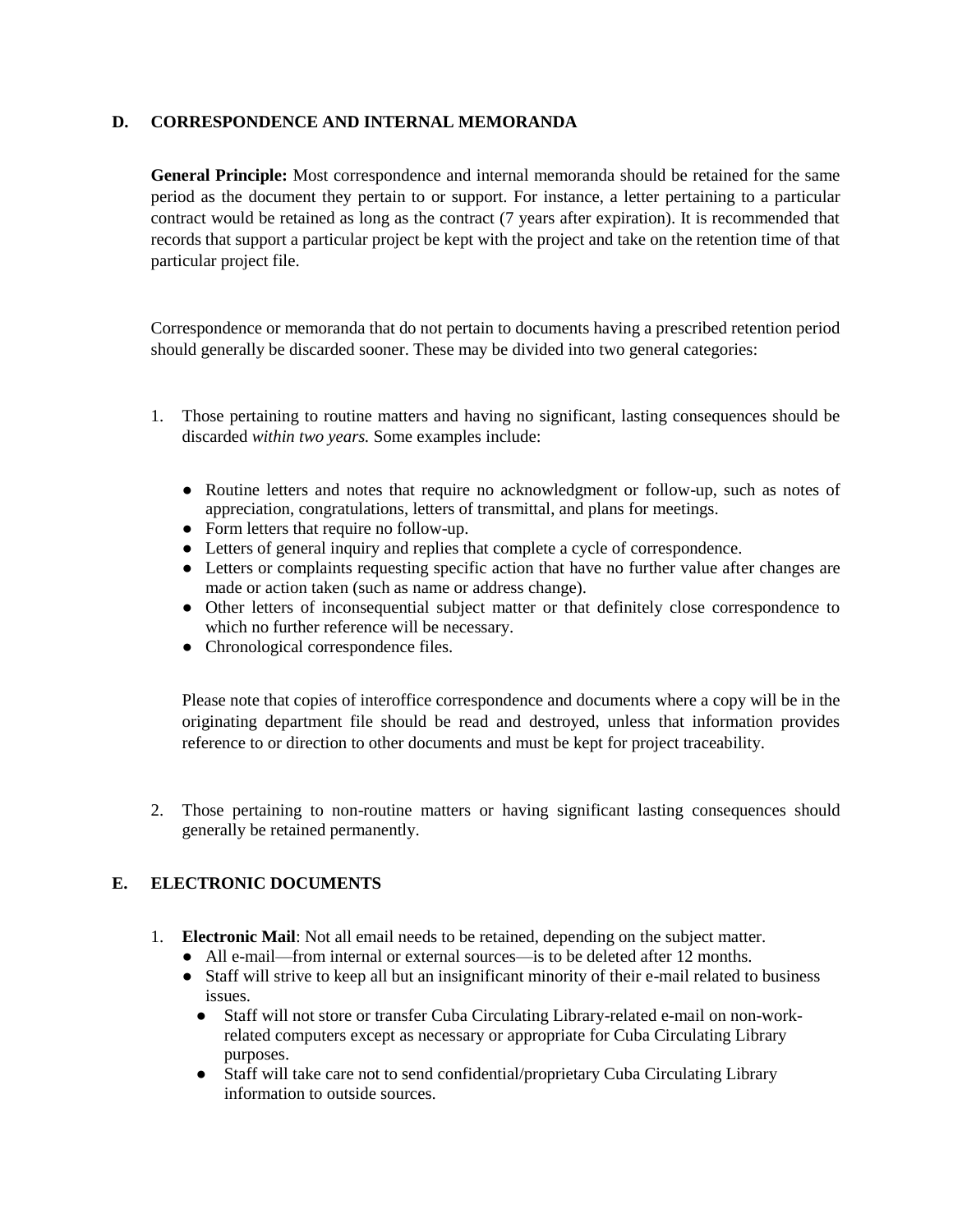## D. CORRESPONDENCE AND INTERNAL MEMORANDA

**General Principle:** Most correspondence and internal memoranda should be retained for the same period as the document they pertain to or support. For instance, a letter pertaining to a particular contract would be retained as long as the contract (7 years after expiration). It is recommended that records that support a particular project be kept with the project and take on the retention time of that particular project file.

Correspondence or memoranda that do not pertain to documents having a prescribed retention period should generally be discarded sooner. These may be divided into two general categories:

1. Those pertaining to routine matters and having no significant, lasting consequences should be discarded *within two years.* Some examples include:

    - Routine letters and notes that require no acknowledgment or follow-up, such as notes of appreciation, congratulations, letters of transmittal, and plans for meetings.
    - Form letters that require no follow-up.
    - Letters of general inquiry and replies that complete a cycle of correspondence.
    - Letters or complaints requesting specific action that have no further value after changes are made or action taken (such as name or address change).
    - Other letters of inconsequential subject matter or that definitely close correspondence to which no further reference will be necessary.
    - Chronological correspondence files.

    Please note that copies of interoffice correspondence and documents where a copy will be in the originating department file should be read and destroyed, unless that information provides reference to or direction to other documents and must be kept for project traceability.

2. Those pertaining to non-routine matters or having significant lasting consequences should generally be retained permanently.

## E. ELECTRONIC DOCUMENTS

1. **Electronic Mail**: Not all email needs to be retained, depending on the subject matter.
    - All e-mail—from internal or external sources—is to be deleted after 12 months.
    - Staff will strive to keep all but an insignificant minority of their e-mail related to business issues.
        - Staff will not store or transfer Cuba Circulating Library-related e-mail on non-work-related computers except as necessary or appropriate for Cuba Circulating Library purposes.
        - Staff will take care not to send confidential/proprietary Cuba Circulating Library information to outside sources.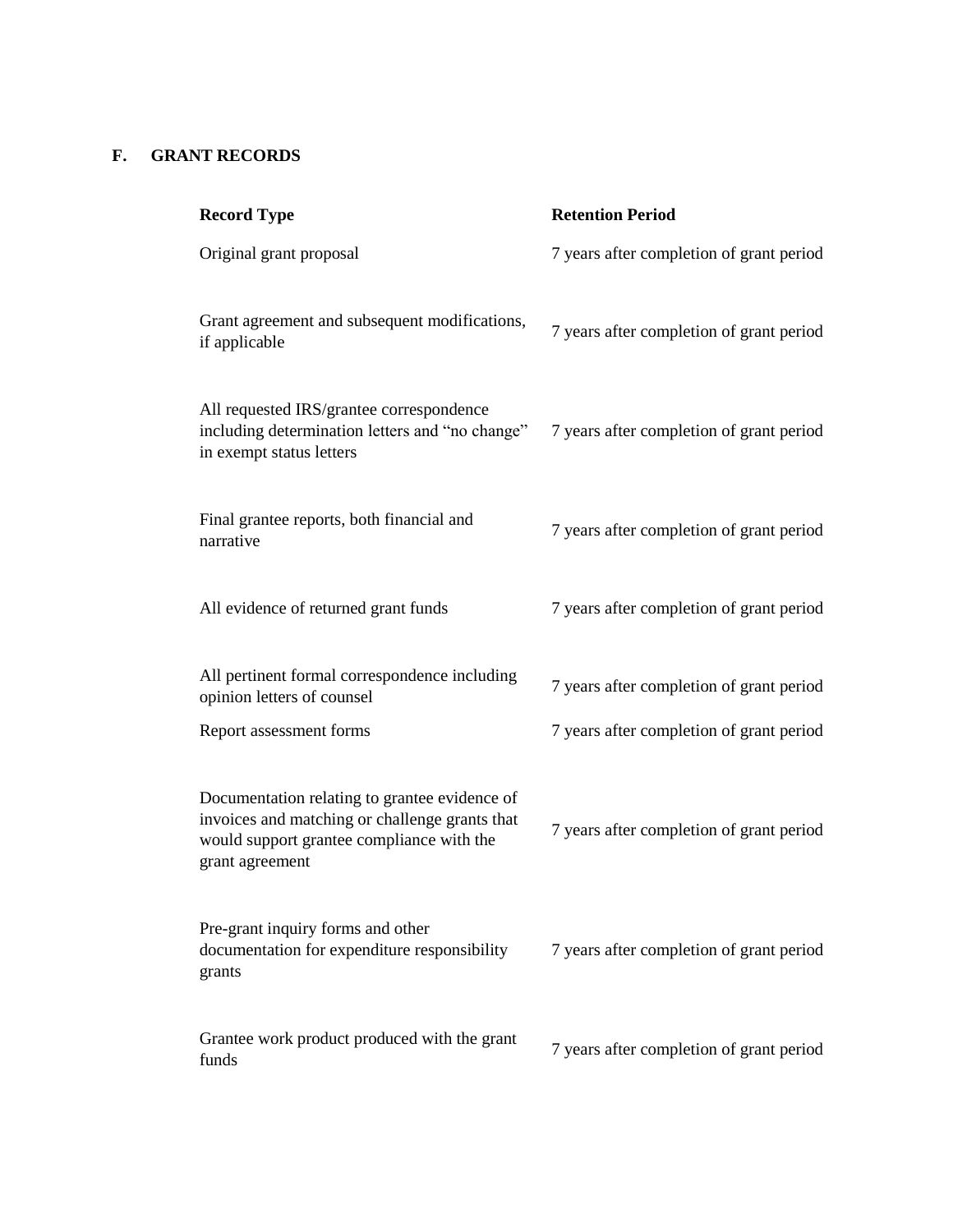## F. GRANT RECORDS

| Record Type | Retention Period |
|---|---|
| Original grant proposal | 7 years after completion of grant period |
| Grant agreement and subsequent modifications, if applicable | 7 years after completion of grant period |
| All requested IRS/grantee correspondence including determination letters and "no change" in exempt status letters | 7 years after completion of grant period |
| Final grantee reports, both financial and narrative | 7 years after completion of grant period |
| All evidence of returned grant funds | 7 years after completion of grant period |
| All pertinent formal correspondence including opinion letters of counsel | 7 years after completion of grant period |
| Report assessment forms | 7 years after completion of grant period |
| Documentation relating to grantee evidence of invoices and matching or challenge grants that would support grantee compliance with the grant agreement | 7 years after completion of grant period |
| Pre-grant inquiry forms and other documentation for expenditure responsibility grants | 7 years after completion of grant period |
| Grantee work product produced with the grant funds | 7 years after completion of grant period |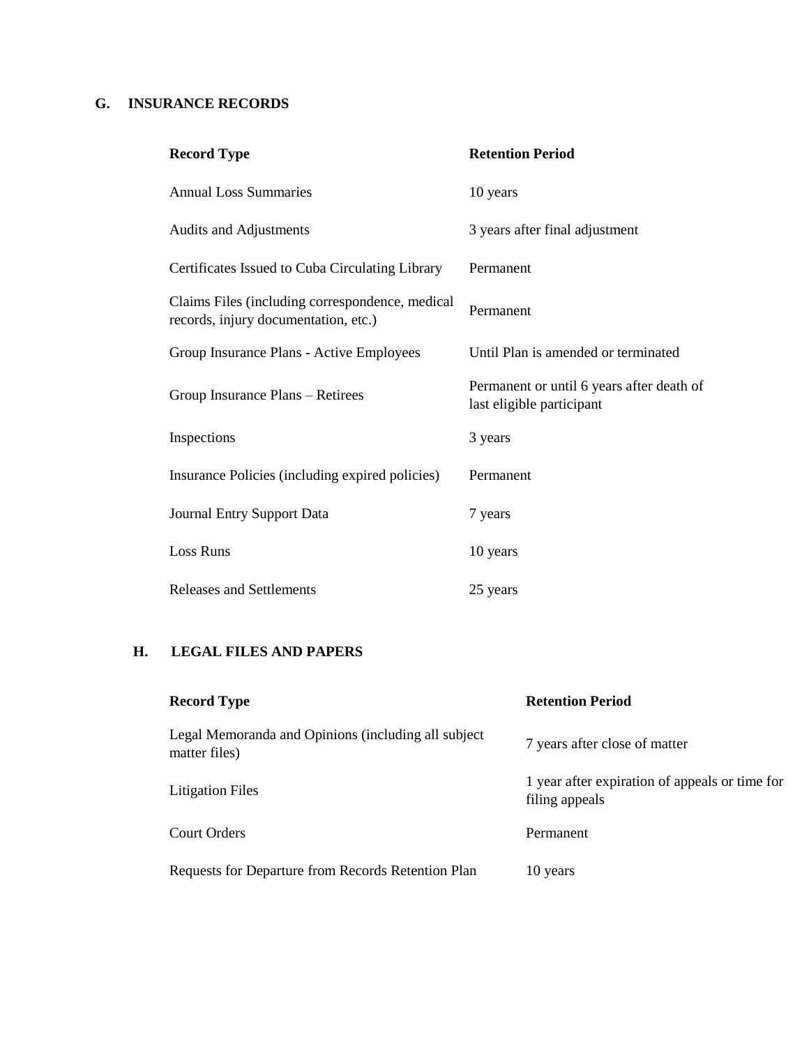## G. INSURANCE RECORDS

| Record Type | Retention Period |
|---|---|
| Annual Loss Summaries | 10 years |
| Audits and Adjustments | 3 years after final adjustment |
| Certificates Issued to Cuba Circulating Library | Permanent |
| Claims Files (including correspondence, medical records, injury documentation, etc.) | Permanent |
| Group Insurance Plans - Active Employees | Until Plan is amended or terminated |
| Group Insurance Plans – Retirees | Permanent or until 6 years after death of last eligible participant |
| Inspections | 3 years |
| Insurance Policies (including expired policies) | Permanent |
| Journal Entry Support Data | 7 years |
| Loss Runs | 10 years |
| Releases and Settlements | 25 years |

## H. LEGAL FILES AND PAPERS

| Record Type | Retention Period |
|---|---|
| Legal Memoranda and Opinions (including all subject matter files) | 7 years after close of matter |
| Litigation Files | 1 year after expiration of appeals or time for filing appeals |
| Court Orders | Permanent |
| Requests for Departure from Records Retention Plan | 10 years |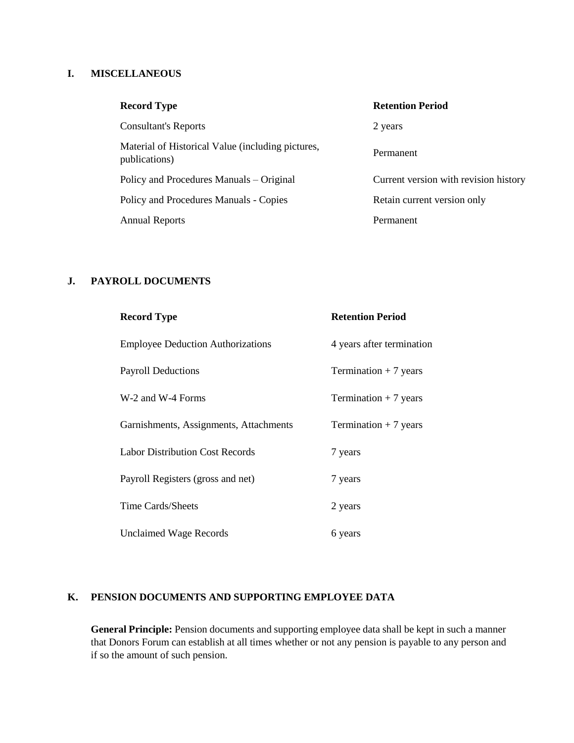## I. MISCELLANEOUS

| Record Type | Retention Period |
|---|---|
| Consultant's Reports | 2 years |
| Material of Historical Value (including pictures, publications) | Permanent |
| Policy and Procedures Manuals – Original | Current version with revision history |
| Policy and Procedures Manuals - Copies | Retain current version only |
| Annual Reports | Permanent |

## J. PAYROLL DOCUMENTS

| Record Type | Retention Period |
|---|---|
| Employee Deduction Authorizations | 4 years after termination |
| Payroll Deductions | Termination + 7 years |
| W-2 and W-4 Forms | Termination + 7 years |
| Garnishments, Assignments, Attachments | Termination + 7 years |
| Labor Distribution Cost Records | 7 years |
| Payroll Registers (gross and net) | 7 years |
| Time Cards/Sheets | 2 years |
| Unclaimed Wage Records | 6 years |

## K. PENSION DOCUMENTS AND SUPPORTING EMPLOYEE DATA

**General Principle:** Pension documents and supporting employee data shall be kept in such a manner that Donors Forum can establish at all times whether or not any pension is payable to any person and if so the amount of such pension.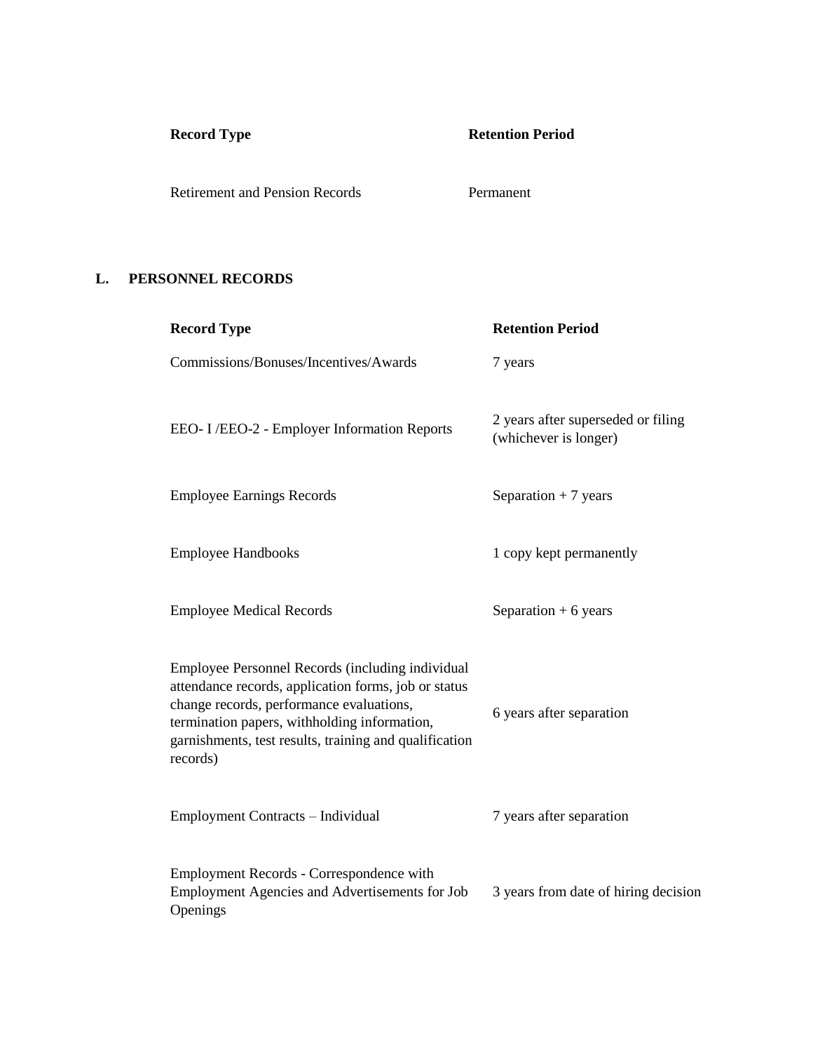| Record Type | Retention Period |
|---|---|
| Retirement and Pension Records | Permanent |

## L. PERSONNEL RECORDS

| Record Type | Retention Period |
|---|---|
| Commissions/Bonuses/Incentives/Awards | 7 years |
| EEO- I /EEO-2 - Employer Information Reports | 2 years after superseded or filing (whichever is longer) |
| Employee Earnings Records | Separation + 7 years |
| Employee Handbooks | 1 copy kept permanently |
| Employee Medical Records | Separation + 6 years |
| Employee Personnel Records (including individual attendance records, application forms, job or status change records, performance evaluations, termination papers, withholding information, garnishments, test results, training and qualification records) | 6 years after separation |
| Employment Contracts – Individual | 7 years after separation |
| Employment Records - Correspondence with Employment Agencies and Advertisements for Job Openings | 3 years from date of hiring decision |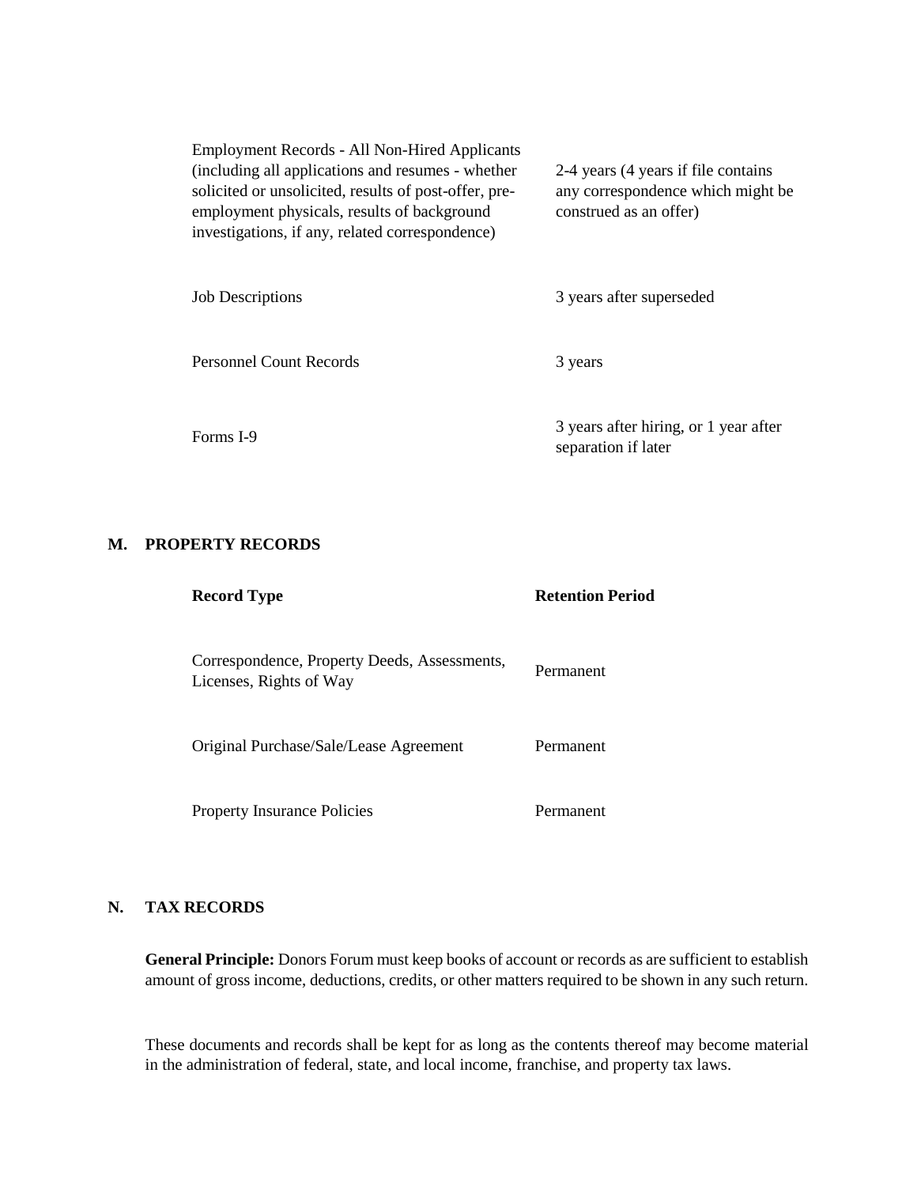| | |
|---|---|
| Employment Records - All Non-Hired Applicants (including all applications and resumes - whether solicited or unsolicited, results of post-offer, pre-employment physicals, results of background investigations, if any, related correspondence) | 2-4 years (4 years if file contains any correspondence which might be construed as an offer) |
| Job Descriptions | 3 years after superseded |
| Personnel Count Records | 3 years |
| Forms I-9 | 3 years after hiring, or 1 year after separation if later |

## M. PROPERTY RECORDS

| Record Type | Retention Period |
|---|---|
| Correspondence, Property Deeds, Assessments, Licenses, Rights of Way | Permanent |
| Original Purchase/Sale/Lease Agreement | Permanent |
| Property Insurance Policies | Permanent |

## N. TAX RECORDS

**General Principle:** Donors Forum must keep books of account or records as are sufficient to establish amount of gross income, deductions, credits, or other matters required to be shown in any such return.

These documents and records shall be kept for as long as the contents thereof may become material in the administration of federal, state, and local income, franchise, and property tax laws.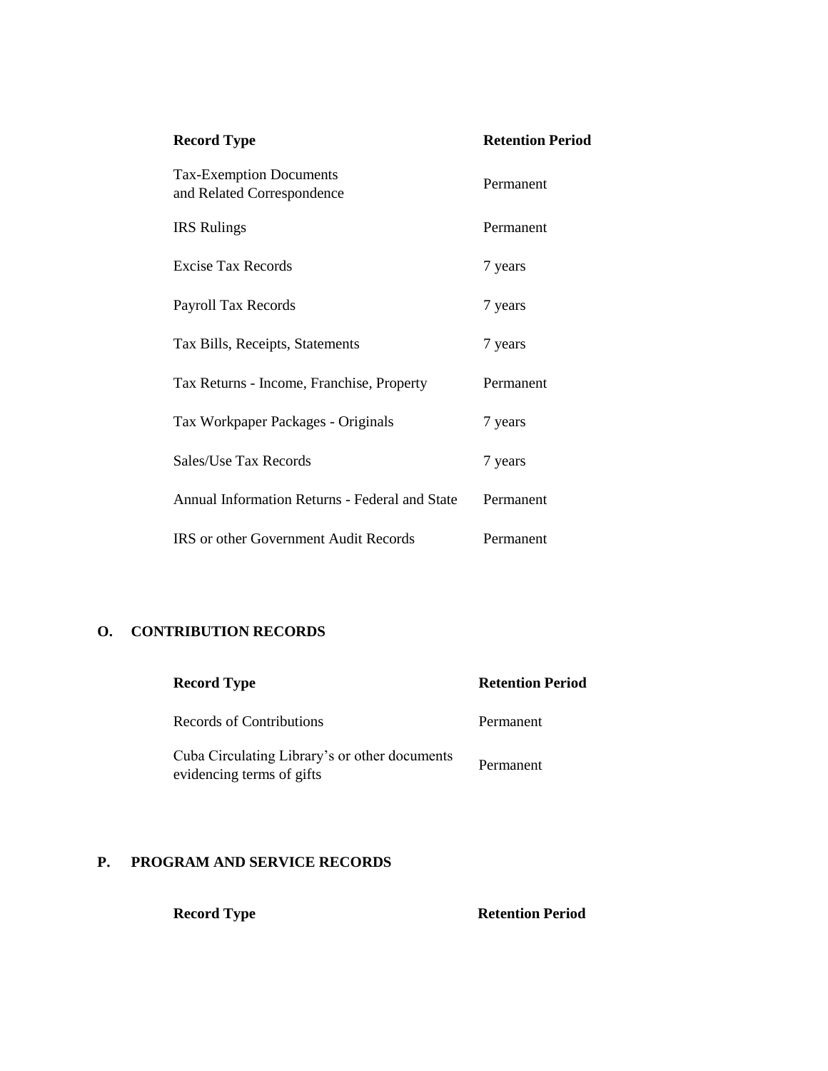| Record Type | Retention Period |
| --- | --- |
| Tax-Exemption Documents and Related Correspondence | Permanent |
| IRS Rulings | Permanent |
| Excise Tax Records | 7 years |
| Payroll Tax Records | 7 years |
| Tax Bills, Receipts, Statements | 7 years |
| Tax Returns - Income, Franchise, Property | Permanent |
| Tax Workpaper Packages - Originals | 7 years |
| Sales/Use Tax Records | 7 years |
| Annual Information Returns - Federal and State | Permanent |
| IRS or other Government Audit Records | Permanent |

## O. CONTRIBUTION RECORDS

| Record Type | Retention Period |
| --- | --- |
| Records of Contributions | Permanent |
| Cuba Circulating Library's or other documents evidencing terms of gifts | Permanent |

## P. PROGRAM AND SERVICE RECORDS

| Record Type | Retention Period |
| --- | --- |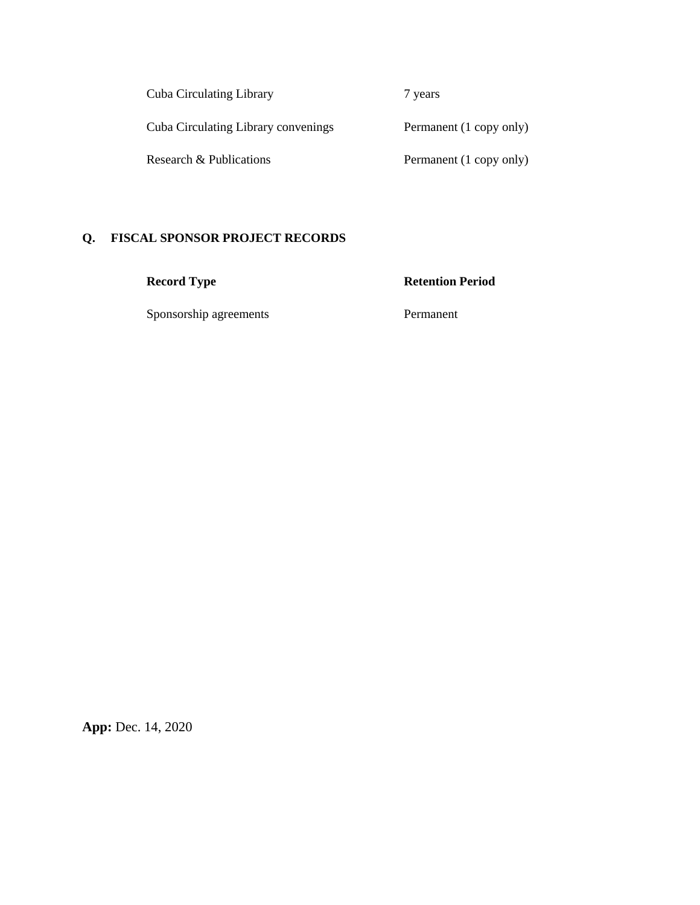| | |
|---|---|
| Cuba Circulating Library | 7 years |
| Cuba Circulating Library convenings | Permanent (1 copy only) |
| Research & Publications | Permanent (1 copy only) |

## Q. FISCAL SPONSOR PROJECT RECORDS

| Record Type | Retention Period |
|---|---|
| Sponsorship agreements | Permanent |

**App:** Dec. 14, 2020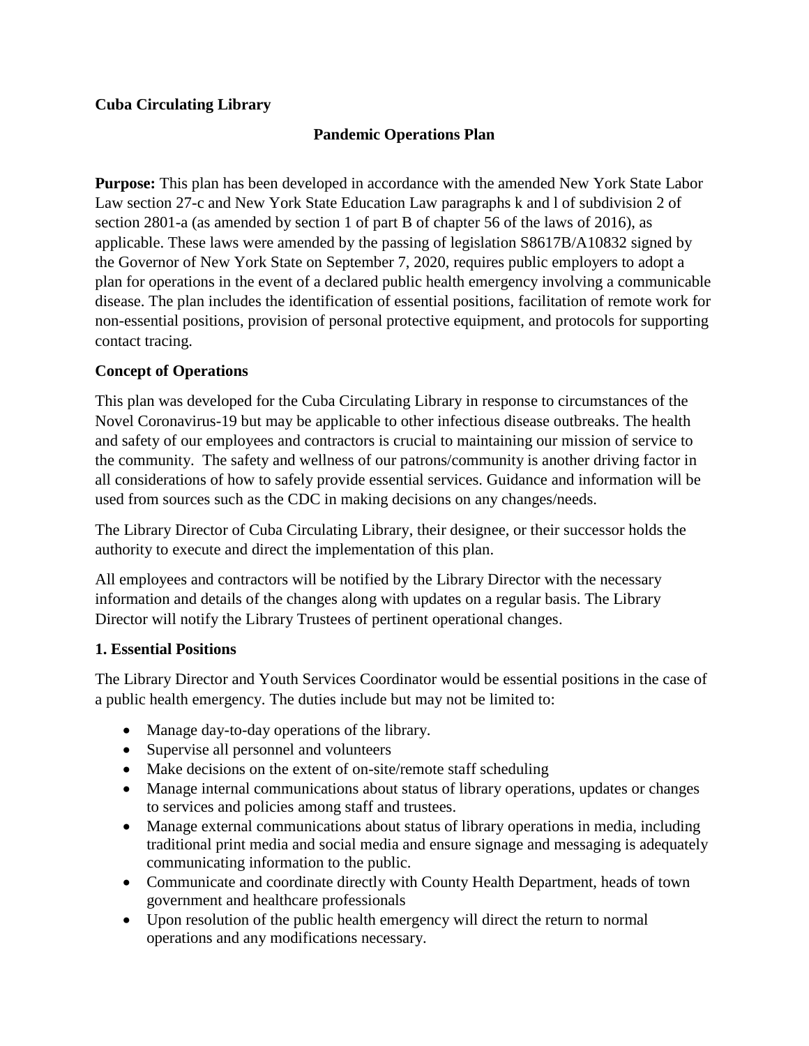**Cuba Circulating Library**

**Pandemic Operations Plan**

**Purpose:** This plan has been developed in accordance with the amended New York State Labor Law section 27-c and New York State Education Law paragraphs k and l of subdivision 2 of section 2801-a (as amended by section 1 of part B of chapter 56 of the laws of 2016), as applicable. These laws were amended by the passing of legislation S8617B/A10832 signed by the Governor of New York State on September 7, 2020, requires public employers to adopt a plan for operations in the event of a declared public health emergency involving a communicable disease. The plan includes the identification of essential positions, facilitation of remote work for non-essential positions, provision of personal protective equipment, and protocols for supporting contact tracing.

**Concept of Operations**

This plan was developed for the Cuba Circulating Library in response to circumstances of the Novel Coronavirus-19 but may be applicable to other infectious disease outbreaks. The health and safety of our employees and contractors is crucial to maintaining our mission of service to the community. The safety and wellness of our patrons/community is another driving factor in all considerations of how to safely provide essential services. Guidance and information will be used from sources such as the CDC in making decisions on any changes/needs.

The Library Director of Cuba Circulating Library, their designee, or their successor holds the authority to execute and direct the implementation of this plan.

All employees and contractors will be notified by the Library Director with the necessary information and details of the changes along with updates on a regular basis. The Library Director will notify the Library Trustees of pertinent operational changes.

**1. Essential Positions**

The Library Director and Youth Services Coordinator would be essential positions in the case of a public health emergency. The duties include but may not be limited to:

- Manage day-to-day operations of the library.
- Supervise all personnel and volunteers
- Make decisions on the extent of on-site/remote staff scheduling
- Manage internal communications about status of library operations, updates or changes to services and policies among staff and trustees.
- Manage external communications about status of library operations in media, including traditional print media and social media and ensure signage and messaging is adequately communicating information to the public.
- Communicate and coordinate directly with County Health Department, heads of town government and healthcare professionals
- Upon resolution of the public health emergency will direct the return to normal operations and any modifications necessary.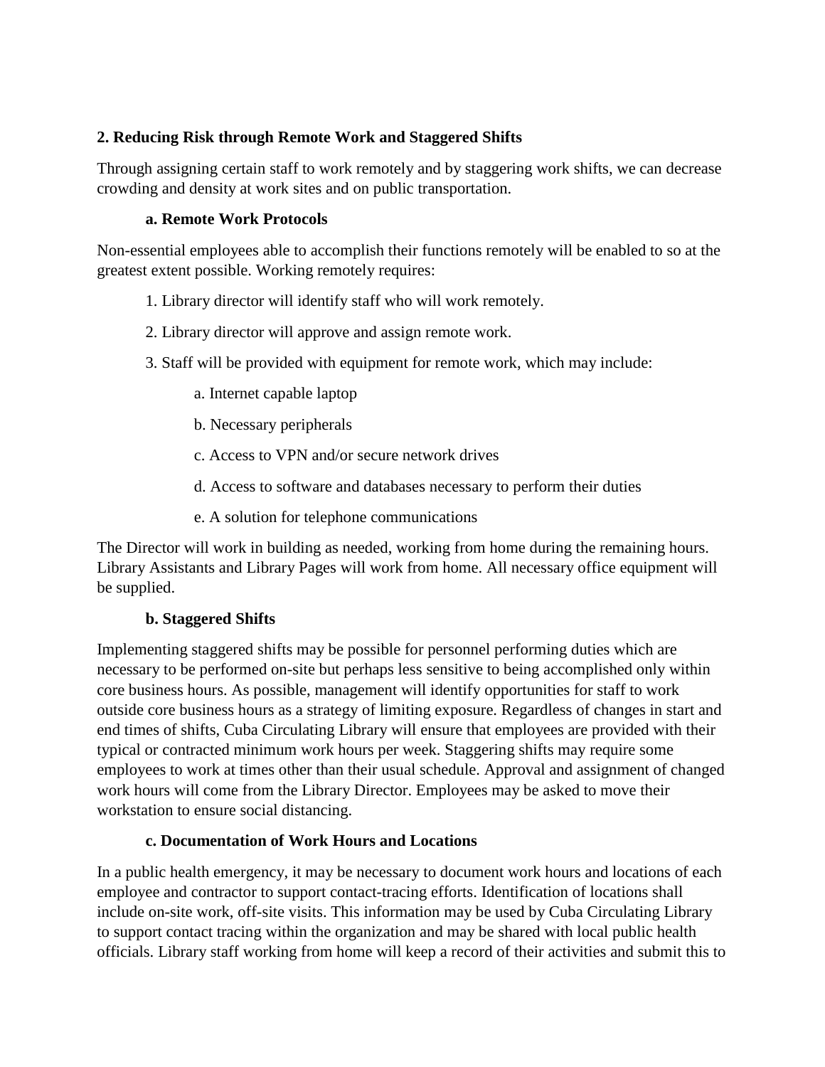## 2. Reducing Risk through Remote Work and Staggered Shifts

Through assigning certain staff to work remotely and by staggering work shifts, we can decrease crowding and density at work sites and on public transportation.

### a. Remote Work Protocols

Non-essential employees able to accomplish their functions remotely will be enabled to so at the greatest extent possible. Working remotely requires:

1. Library director will identify staff who will work remotely.
2. Library director will approve and assign remote work.
3. Staff will be provided with equipment for remote work, which may include:
   a. Internet capable laptop
   b. Necessary peripherals
   c. Access to VPN and/or secure network drives
   d. Access to software and databases necessary to perform their duties
   e. A solution for telephone communications

The Director will work in building as needed, working from home during the remaining hours. Library Assistants and Library Pages will work from home. All necessary office equipment will be supplied.

### b. Staggered Shifts

Implementing staggered shifts may be possible for personnel performing duties which are necessary to be performed on-site but perhaps less sensitive to being accomplished only within core business hours. As possible, management will identify opportunities for staff to work outside core business hours as a strategy of limiting exposure. Regardless of changes in start and end times of shifts, Cuba Circulating Library will ensure that employees are provided with their typical or contracted minimum work hours per week. Staggering shifts may require some employees to work at times other than their usual schedule. Approval and assignment of changed work hours will come from the Library Director. Employees may be asked to move their workstation to ensure social distancing.

### c. Documentation of Work Hours and Locations

In a public health emergency, it may be necessary to document work hours and locations of each employee and contractor to support contact-tracing efforts. Identification of locations shall include on-site work, off-site visits. This information may be used by Cuba Circulating Library to support contact tracing within the organization and may be shared with local public health officials. Library staff working from home will keep a record of their activities and submit this to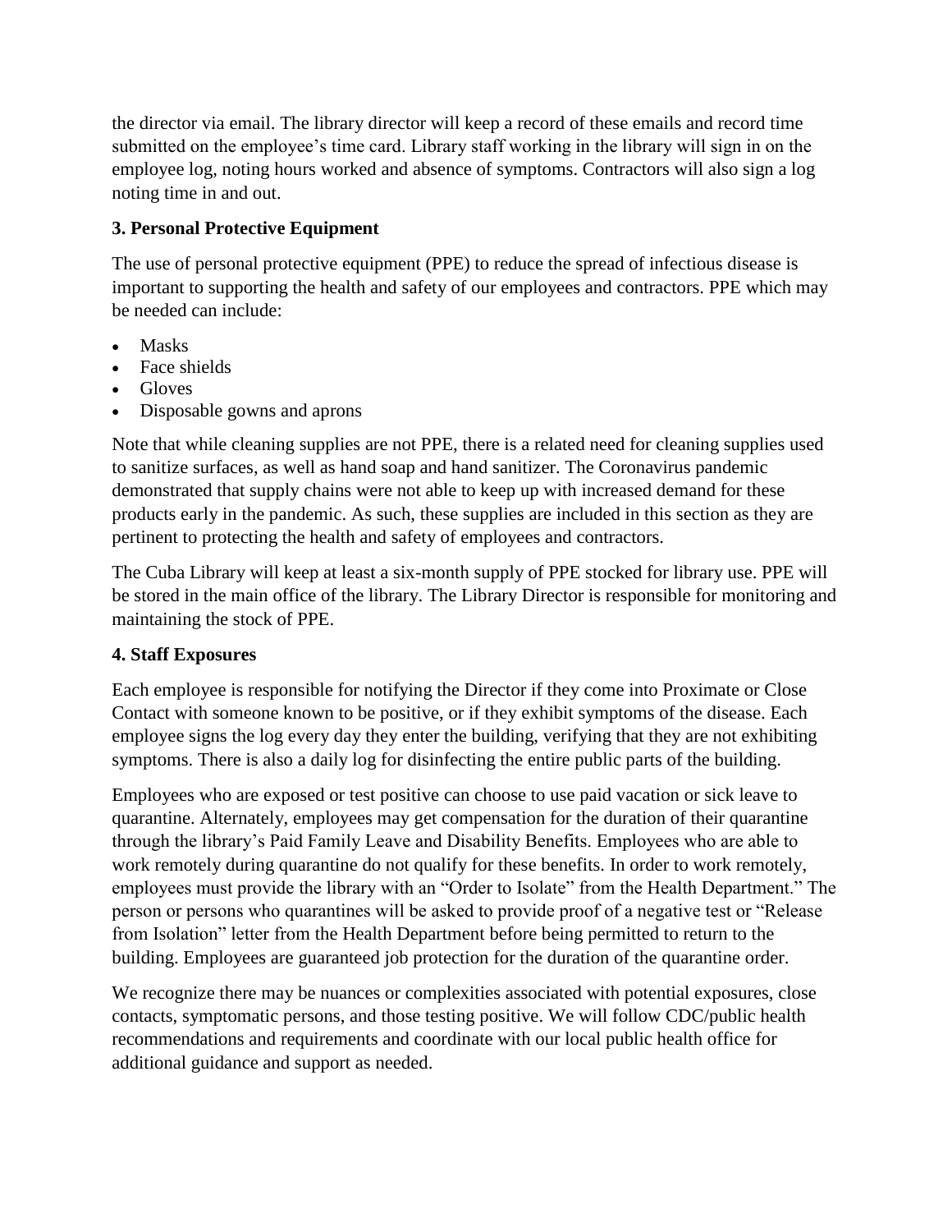the director via email. The library director will keep a record of these emails and record time submitted on the employee's time card. Library staff working in the library will sign in on the employee log, noting hours worked and absence of symptoms. Contractors will also sign a log noting time in and out.

### 3. Personal Protective Equipment

The use of personal protective equipment (PPE) to reduce the spread of infectious disease is important to supporting the health and safety of our employees and contractors. PPE which may be needed can include:

- Masks
- Face shields
- Gloves
- Disposable gowns and aprons

Note that while cleaning supplies are not PPE, there is a related need for cleaning supplies used to sanitize surfaces, as well as hand soap and hand sanitizer. The Coronavirus pandemic demonstrated that supply chains were not able to keep up with increased demand for these products early in the pandemic. As such, these supplies are included in this section as they are pertinent to protecting the health and safety of employees and contractors.

The Cuba Library will keep at least a six-month supply of PPE stocked for library use. PPE will be stored in the main office of the library. The Library Director is responsible for monitoring and maintaining the stock of PPE.

### 4. Staff Exposures

Each employee is responsible for notifying the Director if they come into Proximate or Close Contact with someone known to be positive, or if they exhibit symptoms of the disease. Each employee signs the log every day they enter the building, verifying that they are not exhibiting symptoms. There is also a daily log for disinfecting the entire public parts of the building.

Employees who are exposed or test positive can choose to use paid vacation or sick leave to quarantine. Alternately, employees may get compensation for the duration of their quarantine through the library's Paid Family Leave and Disability Benefits. Employees who are able to work remotely during quarantine do not qualify for these benefits. In order to work remotely, employees must provide the library with an "Order to Isolate" from the Health Department." The person or persons who quarantines will be asked to provide proof of a negative test or "Release from Isolation" letter from the Health Department before being permitted to return to the building. Employees are guaranteed job protection for the duration of the quarantine order.

We recognize there may be nuances or complexities associated with potential exposures, close contacts, symptomatic persons, and those testing positive. We will follow CDC/public health recommendations and requirements and coordinate with our local public health office for additional guidance and support as needed.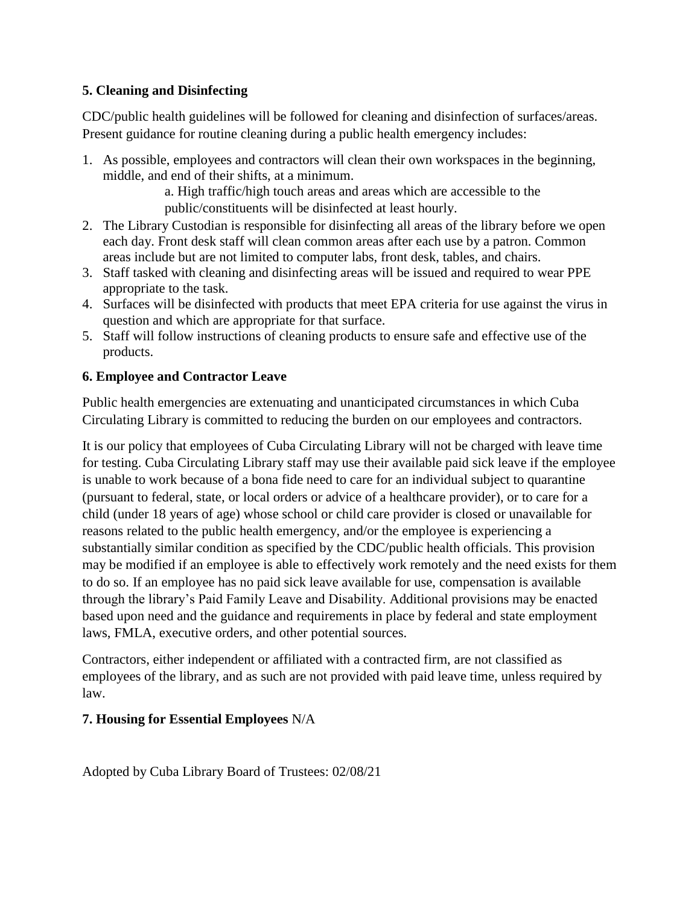### 5. Cleaning and Disinfecting

CDC/public health guidelines will be followed for cleaning and disinfection of surfaces/areas. Present guidance for routine cleaning during a public health emergency includes:

1. As possible, employees and contractors will clean their own workspaces in the beginning, middle, and end of their shifts, at a minimum.
    a. High traffic/high touch areas and areas which are accessible to the public/constituents will be disinfected at least hourly.
2. The Library Custodian is responsible for disinfecting all areas of the library before we open each day. Front desk staff will clean common areas after each use by a patron. Common areas include but are not limited to computer labs, front desk, tables, and chairs.
3. Staff tasked with cleaning and disinfecting areas will be issued and required to wear PPE appropriate to the task.
4. Surfaces will be disinfected with products that meet EPA criteria for use against the virus in question and which are appropriate for that surface.
5. Staff will follow instructions of cleaning products to ensure safe and effective use of the products.

### 6. Employee and Contractor Leave

Public health emergencies are extenuating and unanticipated circumstances in which Cuba Circulating Library is committed to reducing the burden on our employees and contractors.

It is our policy that employees of Cuba Circulating Library will not be charged with leave time for testing. Cuba Circulating Library staff may use their available paid sick leave if the employee is unable to work because of a bona fide need to care for an individual subject to quarantine (pursuant to federal, state, or local orders or advice of a healthcare provider), or to care for a child (under 18 years of age) whose school or child care provider is closed or unavailable for reasons related to the public health emergency, and/or the employee is experiencing a substantially similar condition as specified by the CDC/public health officials. This provision may be modified if an employee is able to effectively work remotely and the need exists for them to do so. If an employee has no paid sick leave available for use, compensation is available through the library's Paid Family Leave and Disability. Additional provisions may be enacted based upon need and the guidance and requirements in place by federal and state employment laws, FMLA, executive orders, and other potential sources.

Contractors, either independent or affiliated with a contracted firm, are not classified as employees of the library, and as such are not provided with paid leave time, unless required by law.

### 7. Housing for Essential Employees N/A

Adopted by Cuba Library Board of Trustees: 02/08/21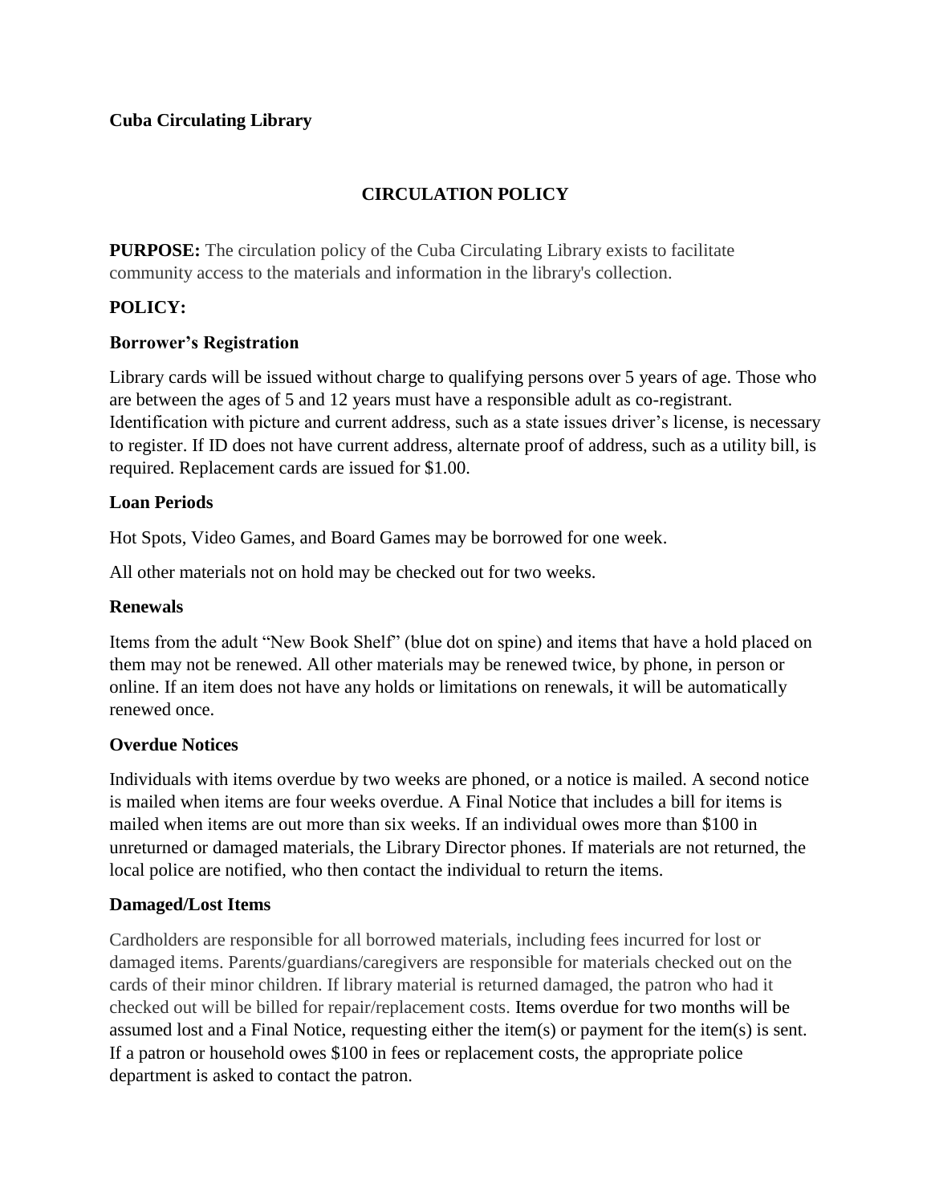**Cuba Circulating Library**

# CIRCULATION POLICY

**PURPOSE:** The circulation policy of the Cuba Circulating Library exists to facilitate community access to the materials and information in the library's collection.

**POLICY:**

### Borrower's Registration

Library cards will be issued without charge to qualifying persons over 5 years of age. Those who are between the ages of 5 and 12 years must have a responsible adult as co-registrant. Identification with picture and current address, such as a state issues driver's license, is necessary to register. If ID does not have current address, alternate proof of address, such as a utility bill, is required. Replacement cards are issued for $1.00.

### Loan Periods

Hot Spots, Video Games, and Board Games may be borrowed for one week.

All other materials not on hold may be checked out for two weeks.

### Renewals

Items from the adult "New Book Shelf" (blue dot on spine) and items that have a hold placed on them may not be renewed. All other materials may be renewed twice, by phone, in person or online. If an item does not have any holds or limitations on renewals, it will be automatically renewed once.

### Overdue Notices

Individuals with items overdue by two weeks are phoned, or a notice is mailed. A second notice is mailed when items are four weeks overdue. A Final Notice that includes a bill for items is mailed when items are out more than six weeks. If an individual owes more than $100 in unreturned or damaged materials, the Library Director phones. If materials are not returned, the local police are notified, who then contact the individual to return the items.

### Damaged/Lost Items

Cardholders are responsible for all borrowed materials, including fees incurred for lost or damaged items. Parents/guardians/caregivers are responsible for materials checked out on the cards of their minor children. If library material is returned damaged, the patron who had it checked out will be billed for repair/replacement costs. Items overdue for two months will be assumed lost and a Final Notice, requesting either the item(s) or payment for the item(s) is sent. If a patron or household owes $100 in fees or replacement costs, the appropriate police department is asked to contact the patron.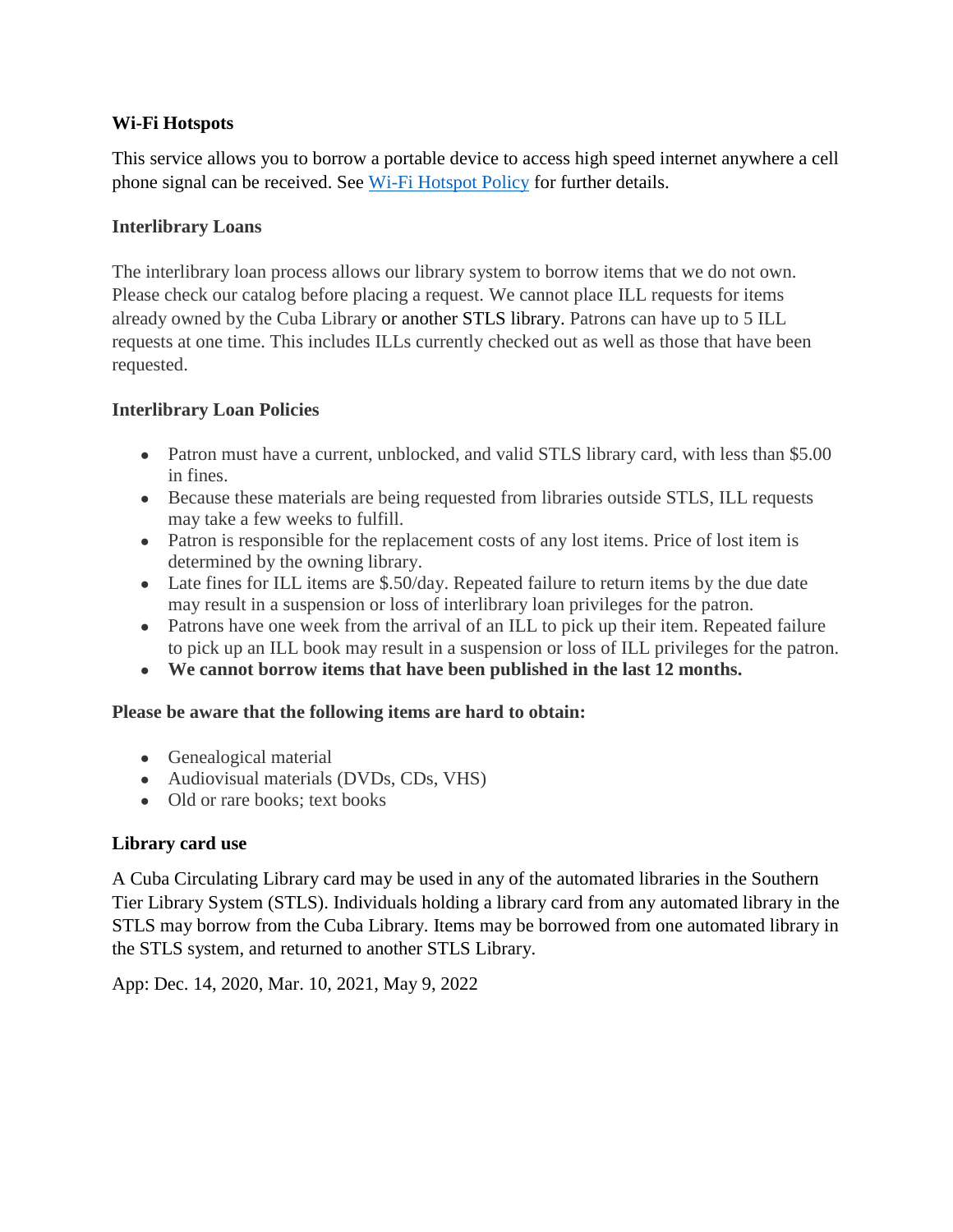**Wi-Fi Hotspots**

This service allows you to borrow a portable device to access high speed internet anywhere a cell phone signal can be received. See [Wi-Fi Hotspot Policy] for further details.

**Interlibrary Loans**

The interlibrary loan process allows our library system to borrow items that we do not own. Please check our catalog before placing a request. We cannot place ILL requests for items already owned by the Cuba Library or another STLS library. Patrons can have up to 5 ILL requests at one time. This includes ILLs currently checked out as well as those that have been requested.

**Interlibrary Loan Policies**

- Patron must have a current, unblocked, and valid STLS library card, with less than $5.00 in fines.
- Because these materials are being requested from libraries outside STLS, ILL requests may take a few weeks to fulfill.
- Patron is responsible for the replacement costs of any lost items. Price of lost item is determined by the owning library.
- Late fines for ILL items are $.50/day. Repeated failure to return items by the due date may result in a suspension or loss of interlibrary loan privileges for the patron.
- Patrons have one week from the arrival of an ILL to pick up their item. Repeated failure to pick up an ILL book may result in a suspension or loss of ILL privileges for the patron.
- **We cannot borrow items that have been published in the last 12 months.**

**Please be aware that the following items are hard to obtain:**

- Genealogical material
- Audiovisual materials (DVDs, CDs, VHS)
- Old or rare books; text books

**Library card use**

A Cuba Circulating Library card may be used in any of the automated libraries in the Southern Tier Library System (STLS). Individuals holding a library card from any automated library in the STLS may borrow from the Cuba Library. Items may be borrowed from one automated library in the STLS system, and returned to another STLS Library.

App: Dec. 14, 2020, Mar. 10, 2021, May 9, 2022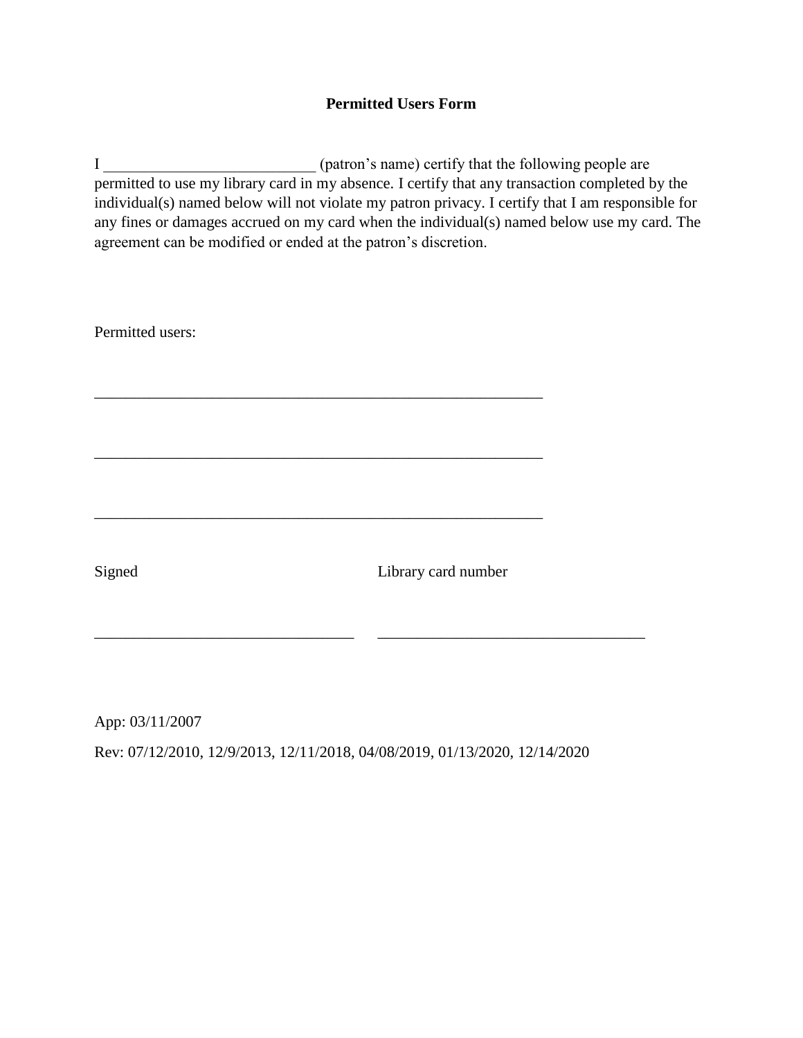**Permitted Users Form**

I ___________________________ (patron's name) certify that the following people are permitted to use my library card in my absence. I certify that any transaction completed by the individual(s) named below will not violate my patron privacy. I certify that I am responsible for any fines or damages accrued on my card when the individual(s) named below use my card. The agreement can be modified or ended at the patron's discretion.

Permitted users:

____________________________________________________________

____________________________________________________________

____________________________________________________________

Signed                                                  Library card number

___________________________________     ____________________________________

App: 03/11/2007

Rev: 07/12/2010, 12/9/2013, 12/11/2018, 04/08/2019, 01/13/2020, 12/14/2020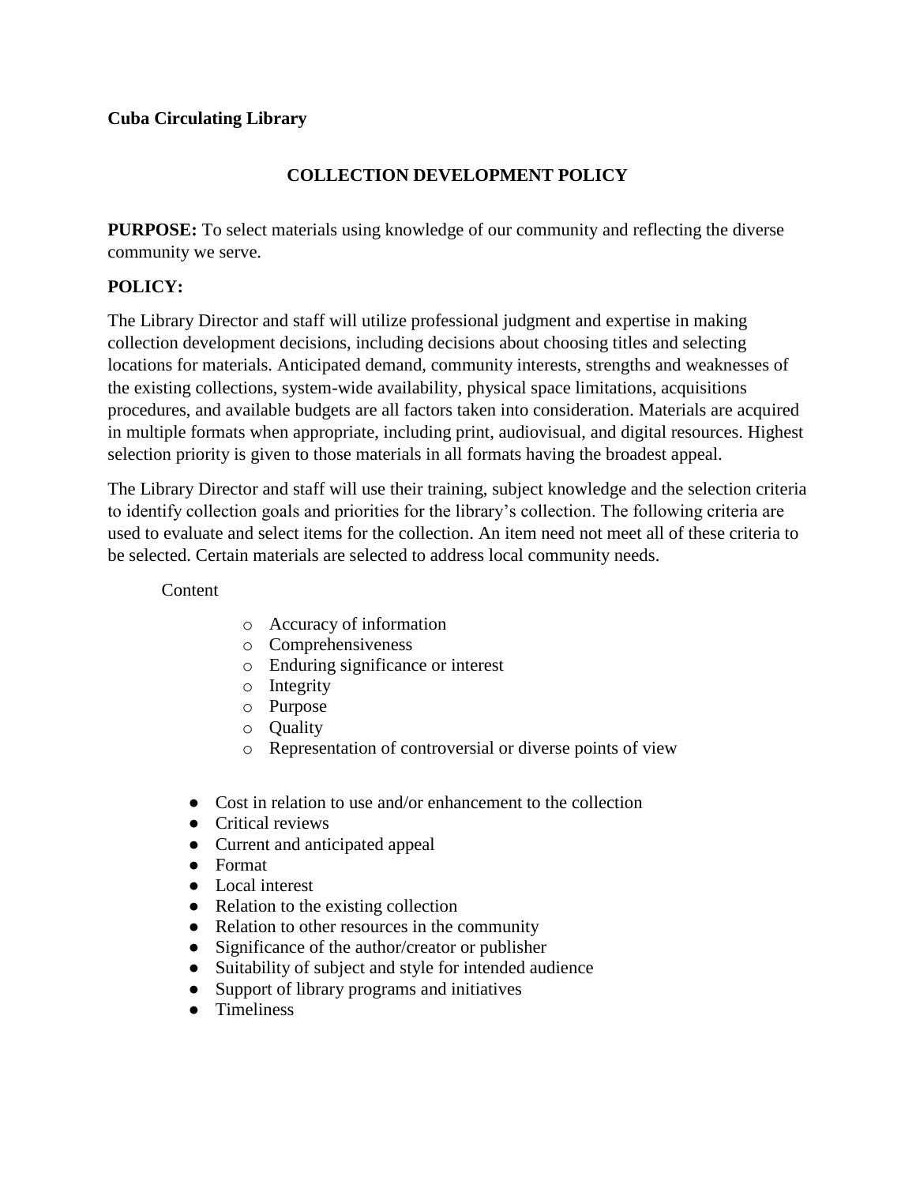**Cuba Circulating Library**

## COLLECTION DEVELOPMENT POLICY

**PURPOSE:** To select materials using knowledge of our community and reflecting the diverse community we serve.

**POLICY:**

The Library Director and staff will utilize professional judgment and expertise in making collection development decisions, including decisions about choosing titles and selecting locations for materials. Anticipated demand, community interests, strengths and weaknesses of the existing collections, system-wide availability, physical space limitations, acquisitions procedures, and available budgets are all factors taken into consideration. Materials are acquired in multiple formats when appropriate, including print, audiovisual, and digital resources. Highest selection priority is given to those materials in all formats having the broadest appeal.

The Library Director and staff will use their training, subject knowledge and the selection criteria to identify collection goals and priorities for the library's collection. The following criteria are used to evaluate and select items for the collection. An item need not meet all of these criteria to be selected. Certain materials are selected to address local community needs.

Content

- Accuracy of information
- Comprehensiveness
- Enduring significance or interest
- Integrity
- Purpose
- Quality
- Representation of controversial or diverse points of view

- Cost in relation to use and/or enhancement to the collection
- Critical reviews
- Current and anticipated appeal
- Format
- Local interest
- Relation to the existing collection
- Relation to other resources in the community
- Significance of the author/creator or publisher
- Suitability of subject and style for intended audience
- Support of library programs and initiatives
- Timeliness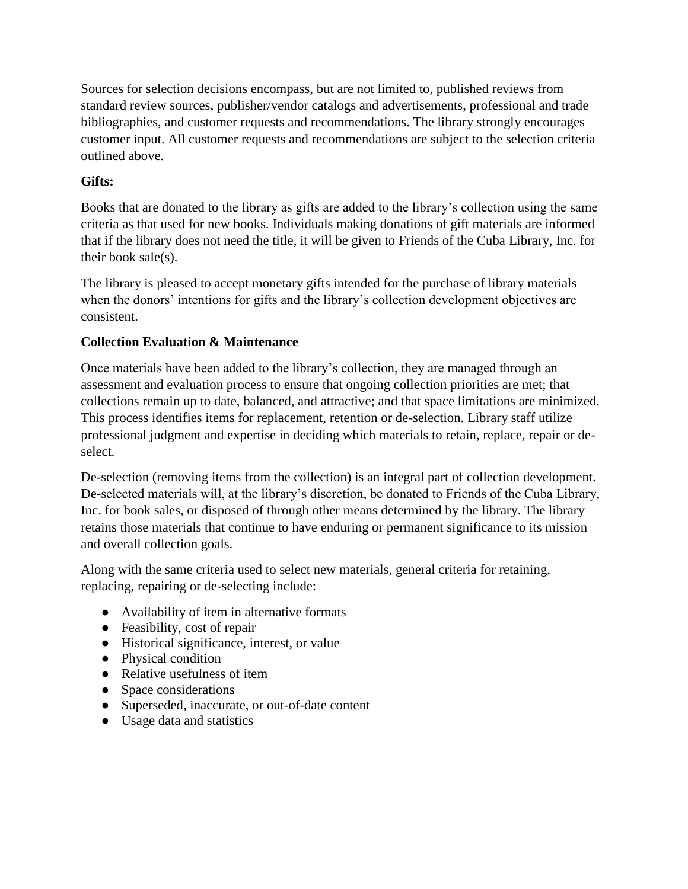Sources for selection decisions encompass, but are not limited to, published reviews from standard review sources, publisher/vendor catalogs and advertisements, professional and trade bibliographies, and customer requests and recommendations. The library strongly encourages customer input. All customer requests and recommendations are subject to the selection criteria outlined above.

**Gifts:**

Books that are donated to the library as gifts are added to the library's collection using the same criteria as that used for new books. Individuals making donations of gift materials are informed that if the library does not need the title, it will be given to Friends of the Cuba Library, Inc. for their book sale(s).

The library is pleased to accept monetary gifts intended for the purchase of library materials when the donors' intentions for gifts and the library's collection development objectives are consistent.

**Collection Evaluation & Maintenance**

Once materials have been added to the library's collection, they are managed through an assessment and evaluation process to ensure that ongoing collection priorities are met; that collections remain up to date, balanced, and attractive; and that space limitations are minimized. This process identifies items for replacement, retention or de-selection. Library staff utilize professional judgment and expertise in deciding which materials to retain, replace, repair or de-select.

De-selection (removing items from the collection) is an integral part of collection development. De-selected materials will, at the library's discretion, be donated to Friends of the Cuba Library, Inc. for book sales, or disposed of through other means determined by the library. The library retains those materials that continue to have enduring or permanent significance to its mission and overall collection goals.

Along with the same criteria used to select new materials, general criteria for retaining, replacing, repairing or de-selecting include:

- Availability of item in alternative formats
- Feasibility, cost of repair
- Historical significance, interest, or value
- Physical condition
- Relative usefulness of item
- Space considerations
- Superseded, inaccurate, or out-of-date content
- Usage data and statistics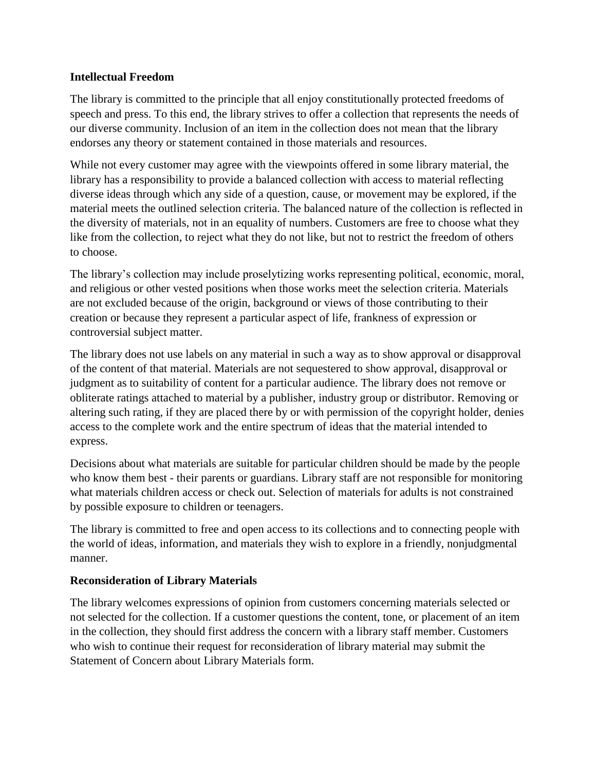**Intellectual Freedom**

The library is committed to the principle that all enjoy constitutionally protected freedoms of speech and press. To this end, the library strives to offer a collection that represents the needs of our diverse community. Inclusion of an item in the collection does not mean that the library endorses any theory or statement contained in those materials and resources.

While not every customer may agree with the viewpoints offered in some library material, the library has a responsibility to provide a balanced collection with access to material reflecting diverse ideas through which any side of a question, cause, or movement may be explored, if the material meets the outlined selection criteria. The balanced nature of the collection is reflected in the diversity of materials, not in an equality of numbers. Customers are free to choose what they like from the collection, to reject what they do not like, but not to restrict the freedom of others to choose.

The library's collection may include proselytizing works representing political, economic, moral, and religious or other vested positions when those works meet the selection criteria. Materials are not excluded because of the origin, background or views of those contributing to their creation or because they represent a particular aspect of life, frankness of expression or controversial subject matter.

The library does not use labels on any material in such a way as to show approval or disapproval of the content of that material. Materials are not sequestered to show approval, disapproval or judgment as to suitability of content for a particular audience. The library does not remove or obliterate ratings attached to material by a publisher, industry group or distributor. Removing or altering such rating, if they are placed there by or with permission of the copyright holder, denies access to the complete work and the entire spectrum of ideas that the material intended to express.

Decisions about what materials are suitable for particular children should be made by the people who know them best - their parents or guardians. Library staff are not responsible for monitoring what materials children access or check out. Selection of materials for adults is not constrained by possible exposure to children or teenagers.

The library is committed to free and open access to its collections and to connecting people with the world of ideas, information, and materials they wish to explore in a friendly, nonjudgmental manner.

**Reconsideration of Library Materials**

The library welcomes expressions of opinion from customers concerning materials selected or not selected for the collection. If a customer questions the content, tone, or placement of an item in the collection, they should first address the concern with a library staff member. Customers who wish to continue their request for reconsideration of library material may submit the Statement of Concern about Library Materials form.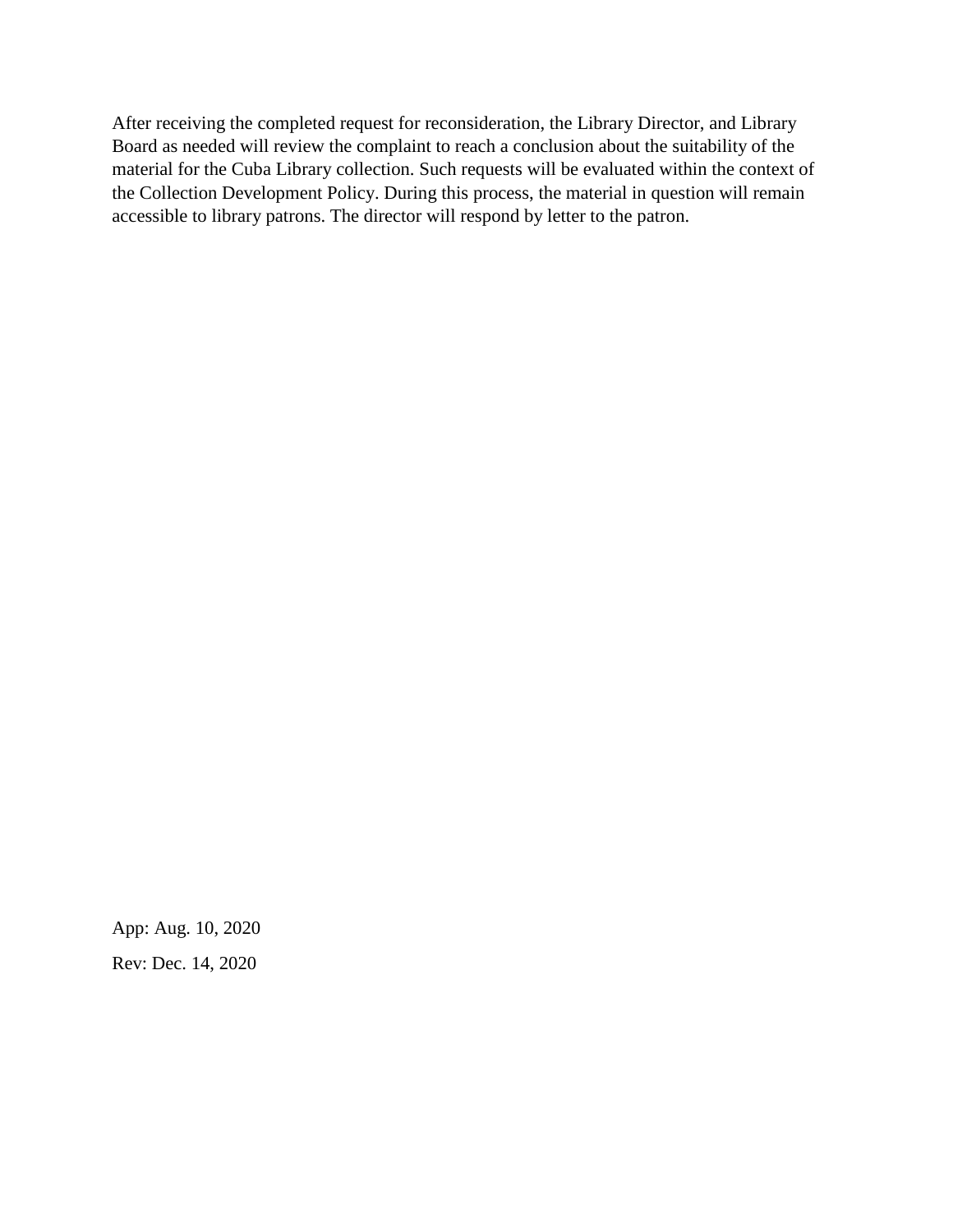After receiving the completed request for reconsideration, the Library Director, and Library Board as needed will review the complaint to reach a conclusion about the suitability of the material for the Cuba Library collection. Such requests will be evaluated within the context of the Collection Development Policy. During this process, the material in question will remain accessible to library patrons. The director will respond by letter to the patron.

App: Aug. 10, 2020

Rev: Dec. 14, 2020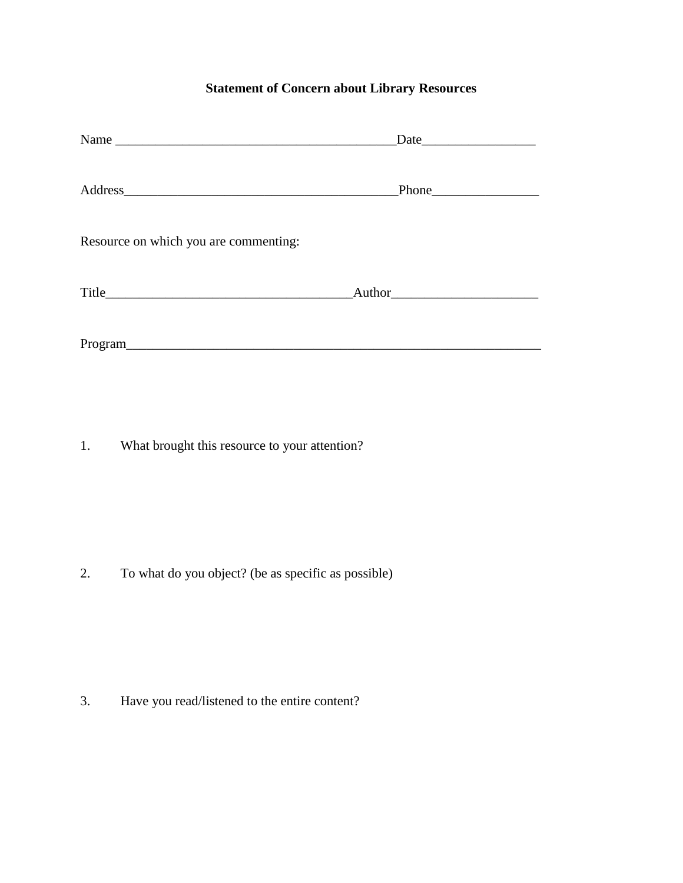**Statement of Concern about Library Resources**

Name ___________________________________________Date_________________

Address__________________________________________Phone________________

Resource on which you are commenting:

Title______________________________________Author______________________

Program________________________________________________________________

1. What brought this resource to your attention?

2. To what do you object? (be as specific as possible)

3. Have you read/listened to the entire content?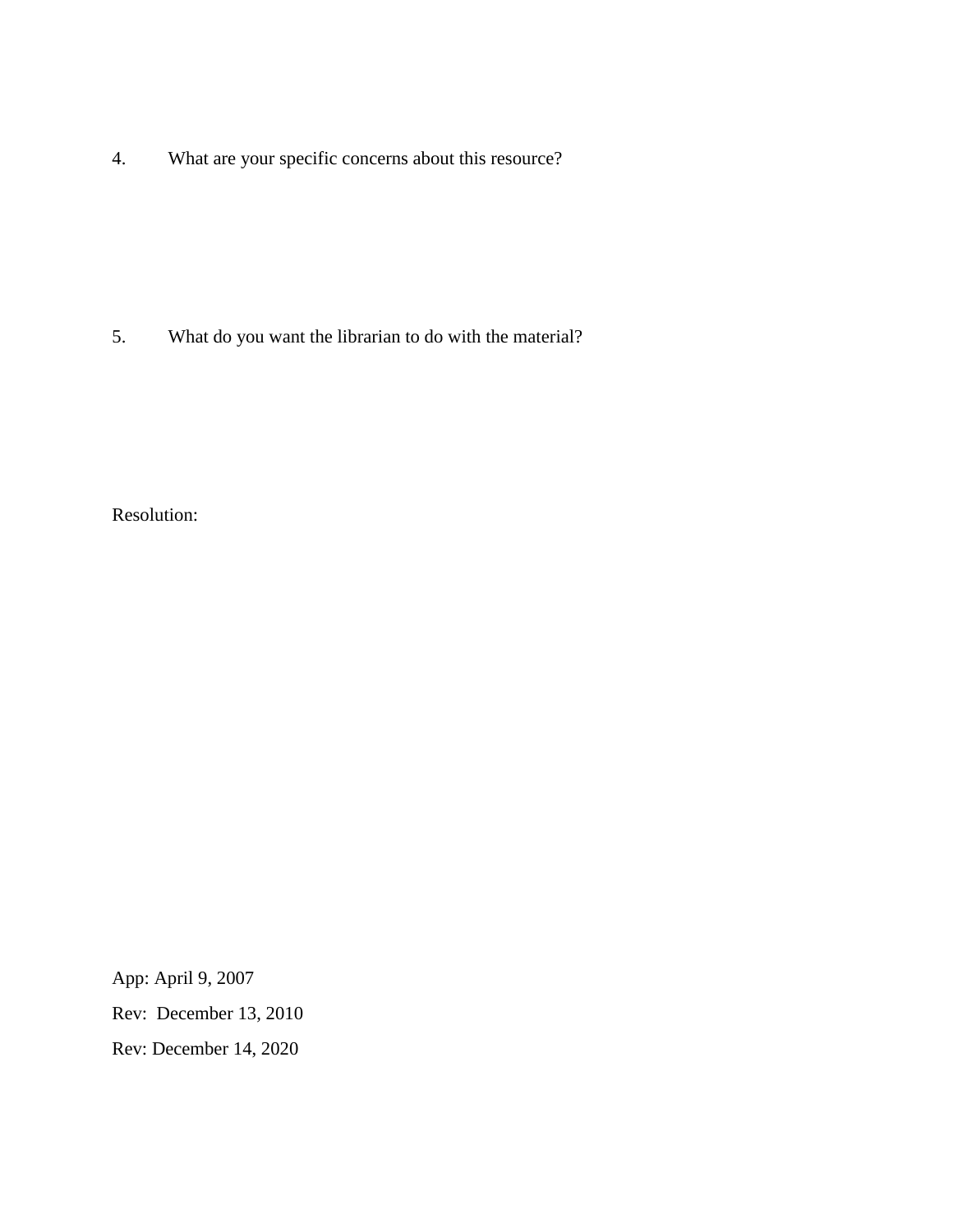4. What are your specific concerns about this resource?

5. What do you want the librarian to do with the material?

Resolution:

App: April 9, 2007

Rev: December 13, 2010

Rev: December 14, 2020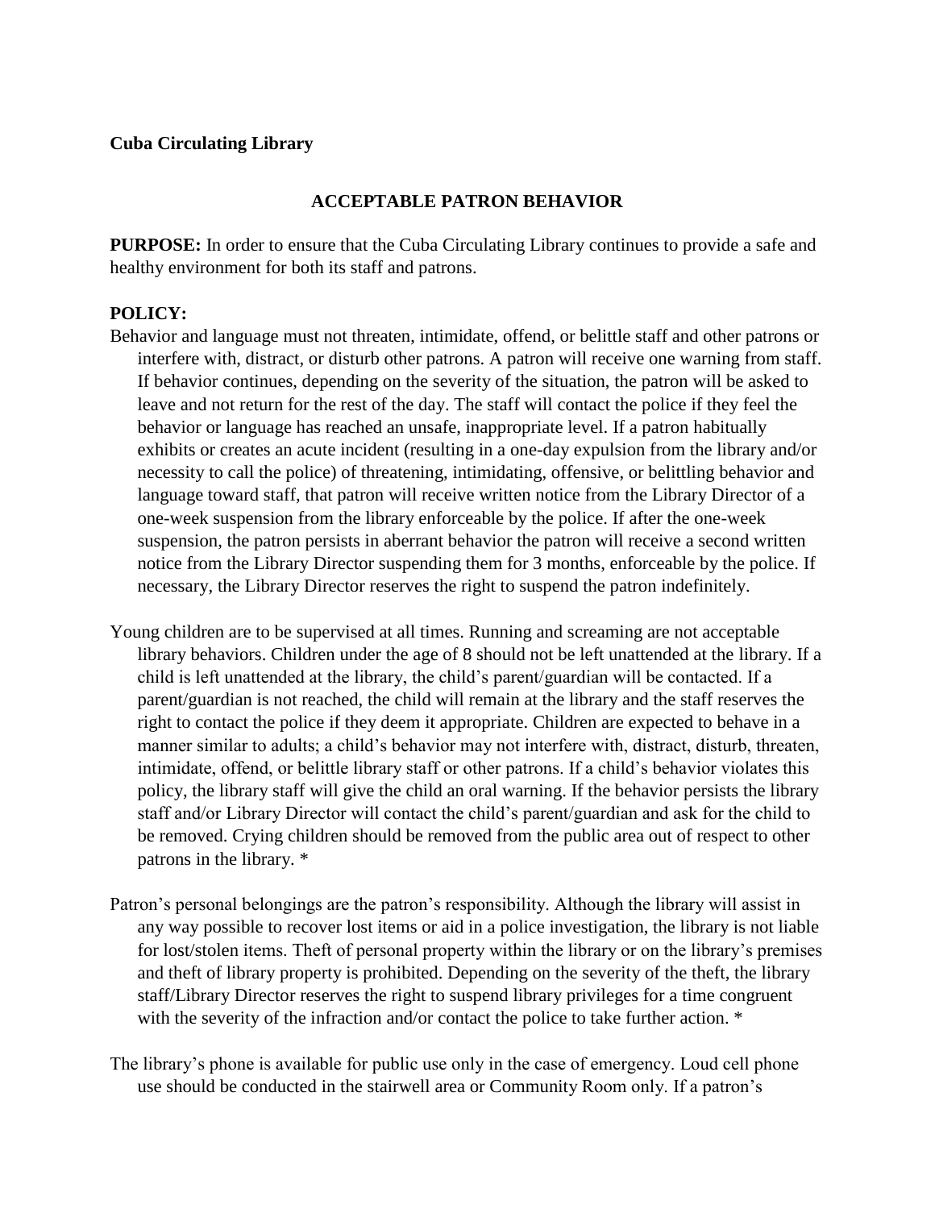**Cuba Circulating Library**

## ACCEPTABLE PATRON BEHAVIOR

**PURPOSE:** In order to ensure that the Cuba Circulating Library continues to provide a safe and healthy environment for both its staff and patrons.

**POLICY:**

Behavior and language must not threaten, intimidate, offend, or belittle staff and other patrons or interfere with, distract, or disturb other patrons. A patron will receive one warning from staff. If behavior continues, depending on the severity of the situation, the patron will be asked to leave and not return for the rest of the day. The staff will contact the police if they feel the behavior or language has reached an unsafe, inappropriate level. If a patron habitually exhibits or creates an acute incident (resulting in a one-day expulsion from the library and/or necessity to call the police) of threatening, intimidating, offensive, or belittling behavior and language toward staff, that patron will receive written notice from the Library Director of a one-week suspension from the library enforceable by the police. If after the one-week suspension, the patron persists in aberrant behavior the patron will receive a second written notice from the Library Director suspending them for 3 months, enforceable by the police. If necessary, the Library Director reserves the right to suspend the patron indefinitely.

Young children are to be supervised at all times. Running and screaming are not acceptable library behaviors. Children under the age of 8 should not be left unattended at the library. If a child is left unattended at the library, the child's parent/guardian will be contacted. If a parent/guardian is not reached, the child will remain at the library and the staff reserves the right to contact the police if they deem it appropriate. Children are expected to behave in a manner similar to adults; a child's behavior may not interfere with, distract, disturb, threaten, intimidate, offend, or belittle library staff or other patrons. If a child's behavior violates this policy, the library staff will give the child an oral warning. If the behavior persists the library staff and/or Library Director will contact the child's parent/guardian and ask for the child to be removed. Crying children should be removed from the public area out of respect to other patrons in the library. *

Patron's personal belongings are the patron's responsibility. Although the library will assist in any way possible to recover lost items or aid in a police investigation, the library is not liable for lost/stolen items. Theft of personal property within the library or on the library's premises and theft of library property is prohibited. Depending on the severity of the theft, the library staff/Library Director reserves the right to suspend library privileges for a time congruent with the severity of the infraction and/or contact the police to take further action. *

The library's phone is available for public use only in the case of emergency. Loud cell phone use should be conducted in the stairwell area or Community Room only. If a patron's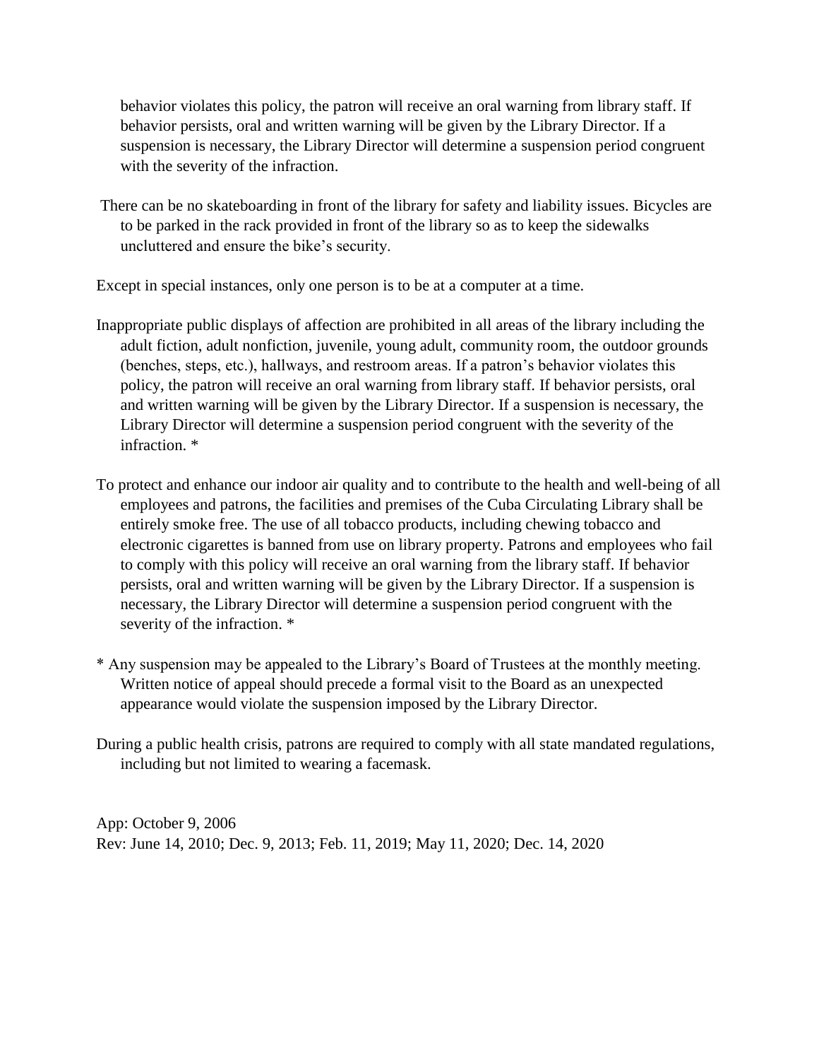behavior violates this policy, the patron will receive an oral warning from library staff. If behavior persists, oral and written warning will be given by the Library Director. If a suspension is necessary, the Library Director will determine a suspension period congruent with the severity of the infraction.

There can be no skateboarding in front of the library for safety and liability issues. Bicycles are to be parked in the rack provided in front of the library so as to keep the sidewalks uncluttered and ensure the bike's security.

Except in special instances, only one person is to be at a computer at a time.

Inappropriate public displays of affection are prohibited in all areas of the library including the adult fiction, adult nonfiction, juvenile, young adult, community room, the outdoor grounds (benches, steps, etc.), hallways, and restroom areas. If a patron's behavior violates this policy, the patron will receive an oral warning from library staff. If behavior persists, oral and written warning will be given by the Library Director. If a suspension is necessary, the Library Director will determine a suspension period congruent with the severity of the infraction. *

To protect and enhance our indoor air quality and to contribute to the health and well-being of all employees and patrons, the facilities and premises of the Cuba Circulating Library shall be entirely smoke free. The use of all tobacco products, including chewing tobacco and electronic cigarettes is banned from use on library property. Patrons and employees who fail to comply with this policy will receive an oral warning from the library staff. If behavior persists, oral and written warning will be given by the Library Director. If a suspension is necessary, the Library Director will determine a suspension period congruent with the severity of the infraction. *

* Any suspension may be appealed to the Library's Board of Trustees at the monthly meeting. Written notice of appeal should precede a formal visit to the Board as an unexpected appearance would violate the suspension imposed by the Library Director.

During a public health crisis, patrons are required to comply with all state mandated regulations, including but not limited to wearing a facemask.

App: October 9, 2006
Rev: June 14, 2010; Dec. 9, 2013; Feb. 11, 2019; May 11, 2020; Dec. 14, 2020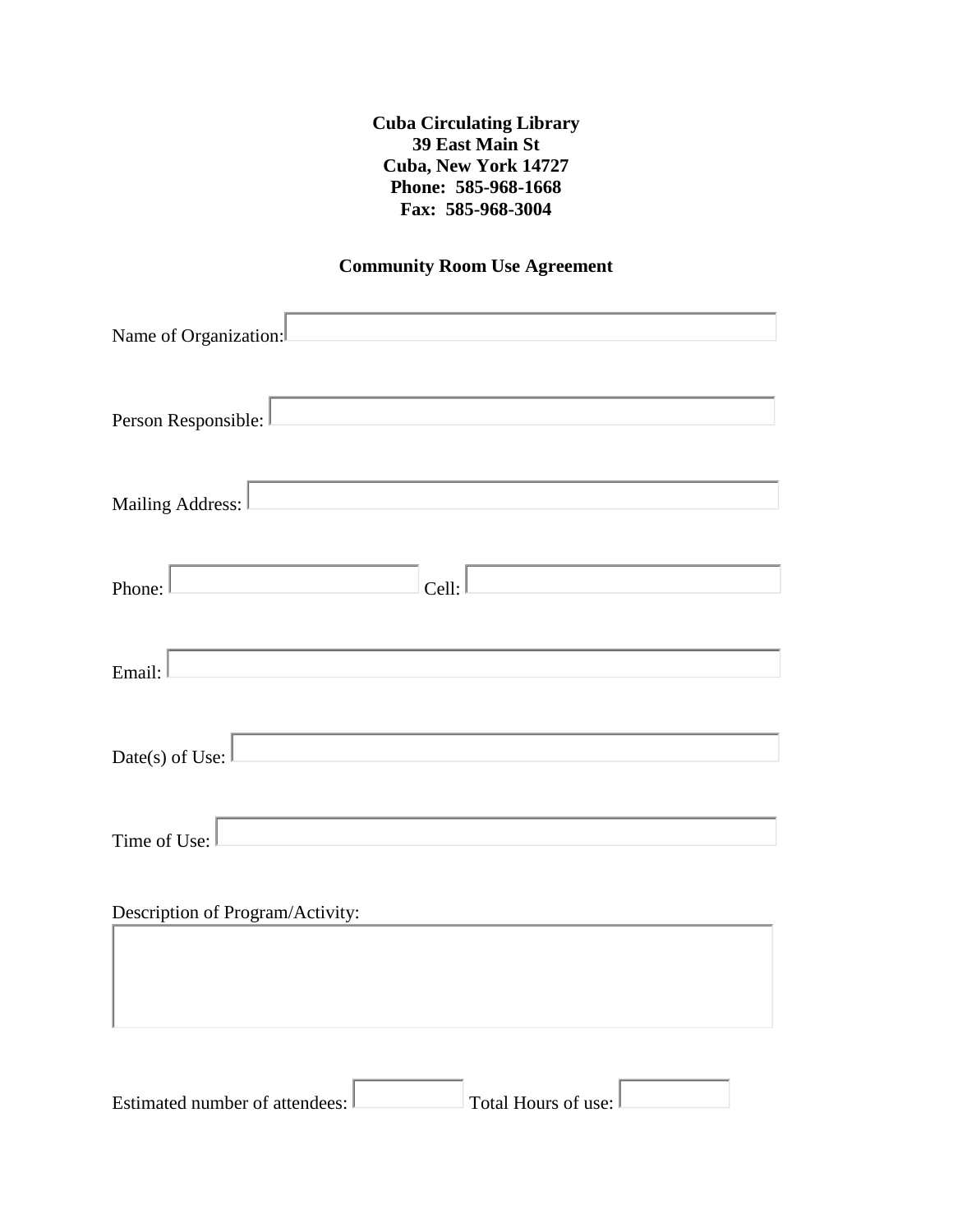**Cuba Circulating Library**
**39 East Main St**
**Cuba, New York 14727**
**Phone: 585-968-1668**
**Fax: 585-968-3004**

## Community Room Use Agreement

Name of Organization: \_\_\_\_\_\_\_\_\_\_\_\_\_\_\_\_\_\_\_\_

Person Responsible: \_\_\_\_\_\_\_\_\_\_\_\_\_\_\_\_\_\_\_\_

Mailing Address: \_\_\_\_\_\_\_\_\_\_\_\_\_\_\_\_\_\_\_\_

Phone: \_\_\_\_\_\_\_\_\_\_ Cell: \_\_\_\_\_\_\_\_\_\_

Email: \_\_\_\_\_\_\_\_\_\_\_\_\_\_\_\_\_\_\_\_

Date(s) of Use: \_\_\_\_\_\_\_\_\_\_\_\_\_\_\_\_\_\_\_\_

Time of Use: \_\_\_\_\_\_\_\_\_\_\_\_\_\_\_\_\_\_\_\_

Description of Program/Activity:

\_\_\_\_\_\_\_\_\_\_\_\_\_\_\_\_\_\_\_\_

Estimated number of attendees: \_\_\_\_\_\_\_\_ Total Hours of use: \_\_\_\_\_\_\_\_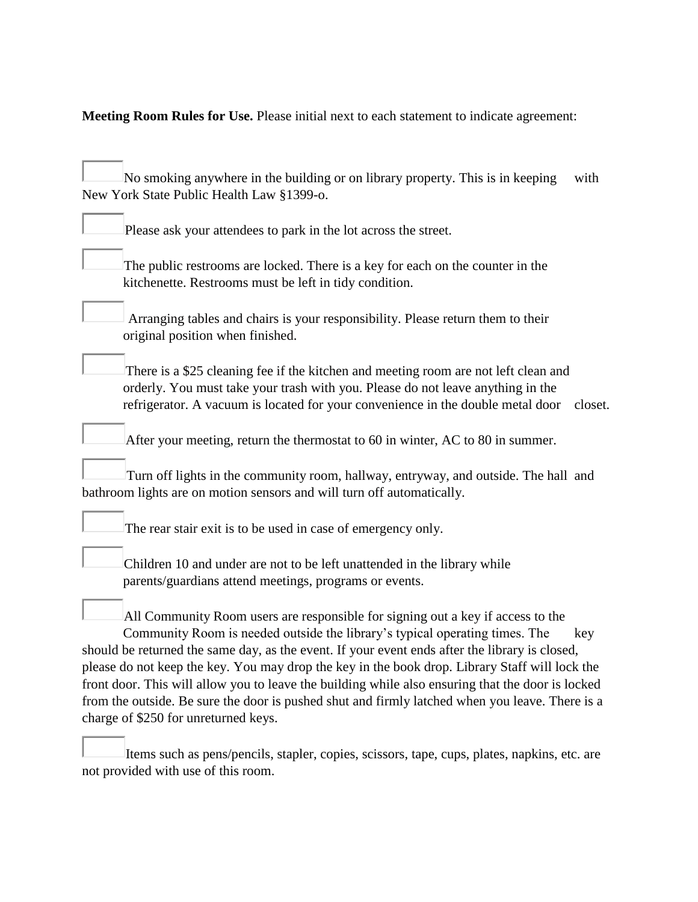**Meeting Room Rules for Use.** Please initial next to each statement to indicate agreement:

- [ ] No smoking anywhere in the building or on library property. This is in keeping with New York State Public Health Law §1399-o.

- [ ] Please ask your attendees to park in the lot across the street.

- [ ] The public restrooms are locked. There is a key for each on the counter in the kitchenette. Restrooms must be left in tidy condition.

- [ ] Arranging tables and chairs is your responsibility. Please return them to their original position when finished.

- [ ] There is a $25 cleaning fee if the kitchen and meeting room are not left clean and orderly. You must take your trash with you. Please do not leave anything in the refrigerator. A vacuum is located for your convenience in the double metal door closet.

- [ ] After your meeting, return the thermostat to 60 in winter, AC to 80 in summer.

- [ ] Turn off lights in the community room, hallway, entryway, and outside. The hall and bathroom lights are on motion sensors and will turn off automatically.

- [ ] The rear stair exit is to be used in case of emergency only.

- [ ] Children 10 and under are not to be left unattended in the library while parents/guardians attend meetings, programs or events.

- [ ] All Community Room users are responsible for signing out a key if access to the Community Room is needed outside the library's typical operating times. The key should be returned the same day, as the event. If your event ends after the library is closed, please do not keep the key. You may drop the key in the book drop. Library Staff will lock the front door. This will allow you to leave the building while also ensuring that the door is locked from the outside. Be sure the door is pushed shut and firmly latched when you leave. There is a charge of $250 for unreturned keys.

- [ ] Items such as pens/pencils, stapler, copies, scissors, tape, cups, plates, napkins, etc. are not provided with use of this room.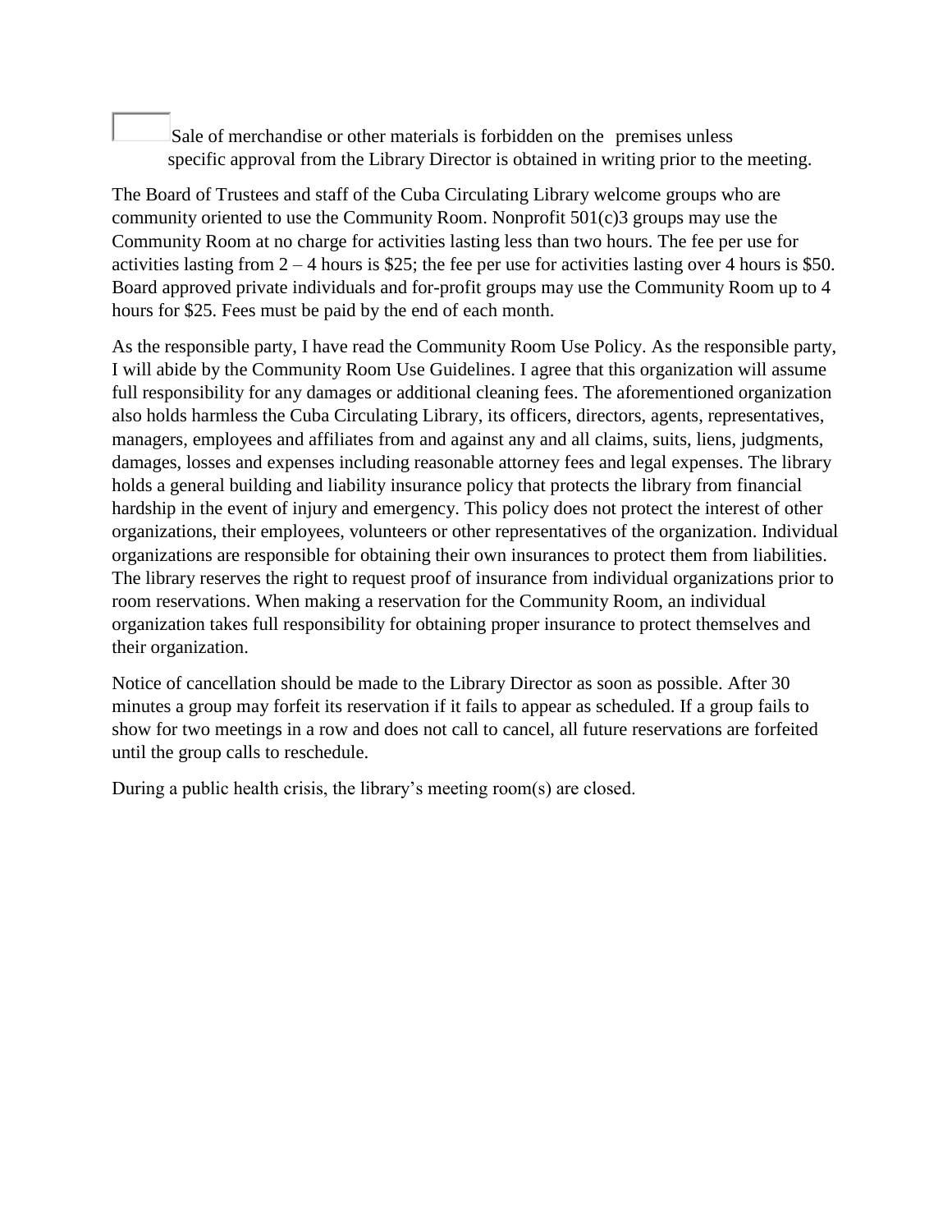Sale of merchandise or other materials is forbidden on the premises unless specific approval from the Library Director is obtained in writing prior to the meeting.

The Board of Trustees and staff of the Cuba Circulating Library welcome groups who are community oriented to use the Community Room. Nonprofit 501(c)3 groups may use the Community Room at no charge for activities lasting less than two hours. The fee per use for activities lasting from 2 – 4 hours is $25; the fee per use for activities lasting over 4 hours is $50. Board approved private individuals and for-profit groups may use the Community Room up to 4 hours for $25. Fees must be paid by the end of each month.

As the responsible party, I have read the Community Room Use Policy. As the responsible party, I will abide by the Community Room Use Guidelines. I agree that this organization will assume full responsibility for any damages or additional cleaning fees. The aforementioned organization also holds harmless the Cuba Circulating Library, its officers, directors, agents, representatives, managers, employees and affiliates from and against any and all claims, suits, liens, judgments, damages, losses and expenses including reasonable attorney fees and legal expenses. The library holds a general building and liability insurance policy that protects the library from financial hardship in the event of injury and emergency. This policy does not protect the interest of other organizations, their employees, volunteers or other representatives of the organization. Individual organizations are responsible for obtaining their own insurances to protect them from liabilities. The library reserves the right to request proof of insurance from individual organizations prior to room reservations. When making a reservation for the Community Room, an individual organization takes full responsibility for obtaining proper insurance to protect themselves and their organization.

Notice of cancellation should be made to the Library Director as soon as possible. After 30 minutes a group may forfeit its reservation if it fails to appear as scheduled. If a group fails to show for two meetings in a row and does not call to cancel, all future reservations are forfeited until the group calls to reschedule.

During a public health crisis, the library's meeting room(s) are closed.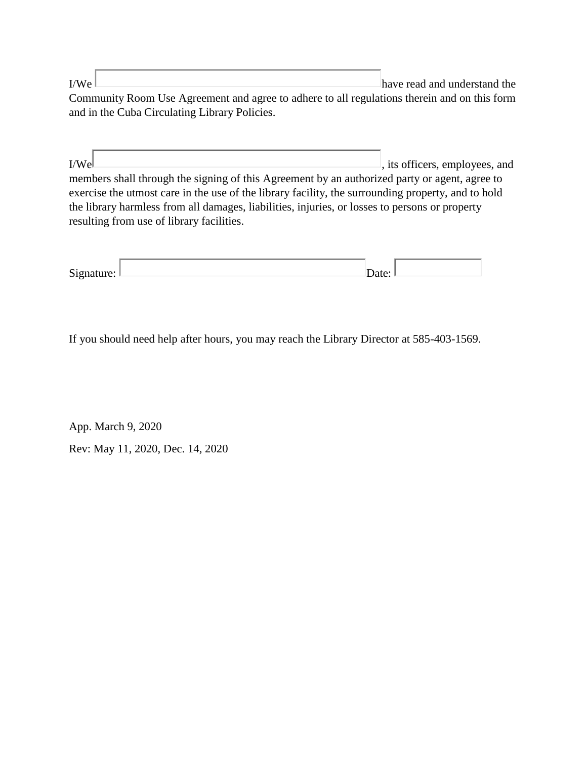I/We ______________________________ have read and understand the Community Room Use Agreement and agree to adhere to all regulations therein and on this form and in the Cuba Circulating Library Policies.

I/We ______________________________, its officers, employees, and members shall through the signing of this Agreement by an authorized party or agent, agree to exercise the utmost care in the use of the library facility, the surrounding property, and to hold the library harmless from all damages, liabilities, injuries, or losses to persons or property resulting from use of library facilities.

Signature: ______________________________ Date: __________

If you should need help after hours, you may reach the Library Director at 585-403-1569.

App. March 9, 2020

Rev: May 11, 2020, Dec. 14, 2020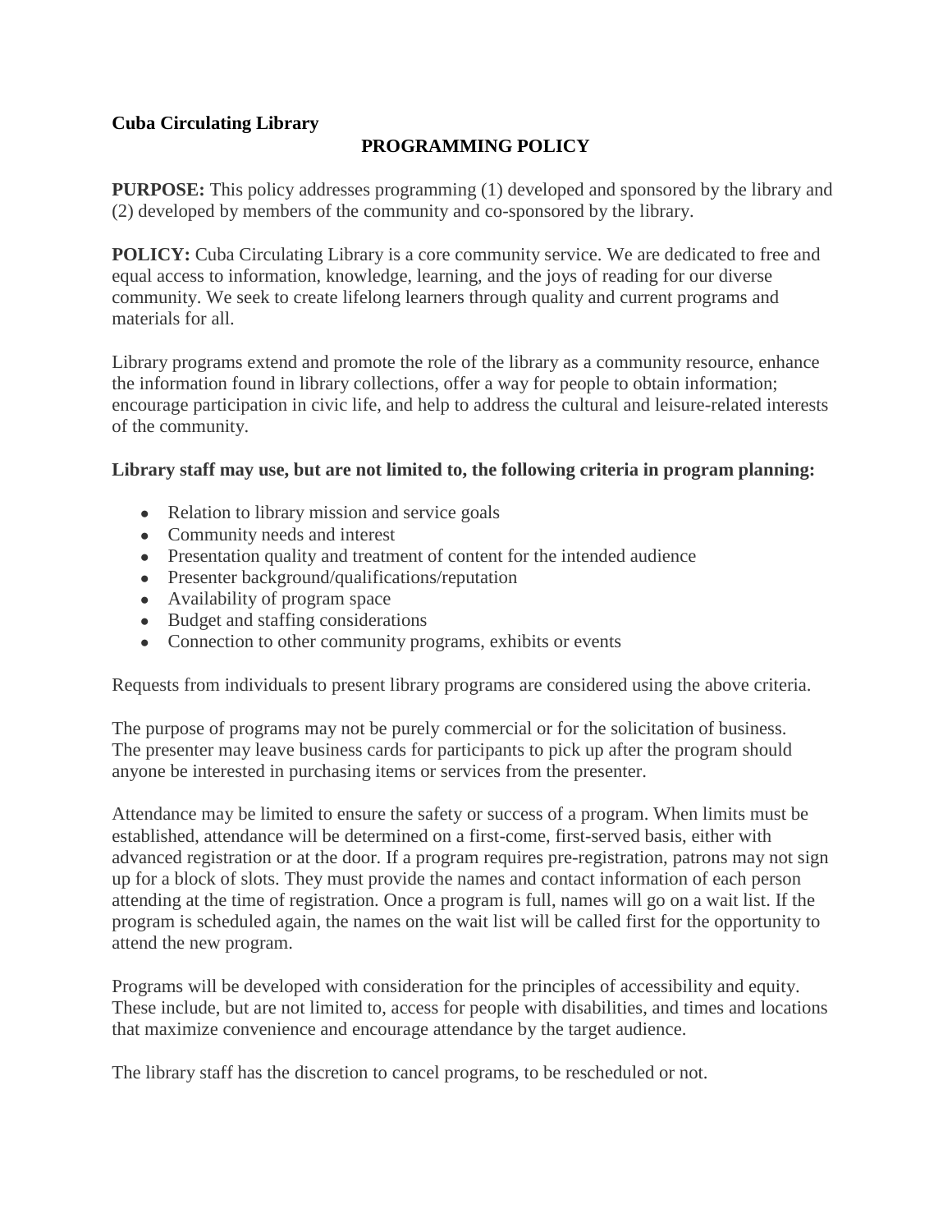**Cuba Circulating Library**

## PROGRAMMING POLICY

**PURPOSE:** This policy addresses programming (1) developed and sponsored by the library and (2) developed by members of the community and co-sponsored by the library.

**POLICY:** Cuba Circulating Library is a core community service. We are dedicated to free and equal access to information, knowledge, learning, and the joys of reading for our diverse community. We seek to create lifelong learners through quality and current programs and materials for all.

Library programs extend and promote the role of the library as a community resource, enhance the information found in library collections, offer a way for people to obtain information; encourage participation in civic life, and help to address the cultural and leisure-related interests of the community.

**Library staff may use, but are not limited to, the following criteria in program planning:**

- Relation to library mission and service goals
- Community needs and interest
- Presentation quality and treatment of content for the intended audience
- Presenter background/qualifications/reputation
- Availability of program space
- Budget and staffing considerations
- Connection to other community programs, exhibits or events

Requests from individuals to present library programs are considered using the above criteria.

The purpose of programs may not be purely commercial or for the solicitation of business. The presenter may leave business cards for participants to pick up after the program should anyone be interested in purchasing items or services from the presenter.

Attendance may be limited to ensure the safety or success of a program. When limits must be established, attendance will be determined on a first-come, first-served basis, either with advanced registration or at the door. If a program requires pre-registration, patrons may not sign up for a block of slots. They must provide the names and contact information of each person attending at the time of registration. Once a program is full, names will go on a wait list. If the program is scheduled again, the names on the wait list will be called first for the opportunity to attend the new program.

Programs will be developed with consideration for the principles of accessibility and equity. These include, but are not limited to, access for people with disabilities, and times and locations that maximize convenience and encourage attendance by the target audience.

The library staff has the discretion to cancel programs, to be rescheduled or not.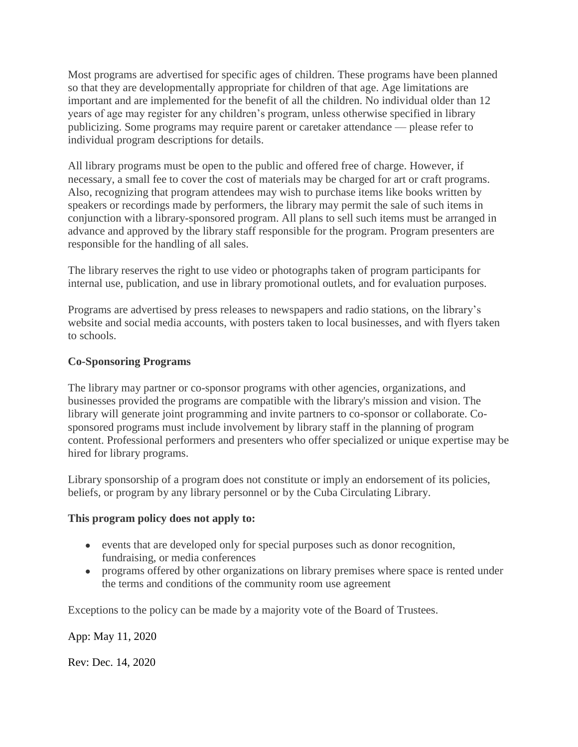Most programs are advertised for specific ages of children. These programs have been planned so that they are developmentally appropriate for children of that age. Age limitations are important and are implemented for the benefit of all the children. No individual older than 12 years of age may register for any children's program, unless otherwise specified in library publicizing. Some programs may require parent or caretaker attendance — please refer to individual program descriptions for details.

All library programs must be open to the public and offered free of charge. However, if necessary, a small fee to cover the cost of materials may be charged for art or craft programs. Also, recognizing that program attendees may wish to purchase items like books written by speakers or recordings made by performers, the library may permit the sale of such items in conjunction with a library-sponsored program. All plans to sell such items must be arranged in advance and approved by the library staff responsible for the program. Program presenters are responsible for the handling of all sales.

The library reserves the right to use video or photographs taken of program participants for internal use, publication, and use in library promotional outlets, and for evaluation purposes.

Programs are advertised by press releases to newspapers and radio stations, on the library's website and social media accounts, with posters taken to local businesses, and with flyers taken to schools.

**Co-Sponsoring Programs**

The library may partner or co-sponsor programs with other agencies, organizations, and businesses provided the programs are compatible with the library's mission and vision. The library will generate joint programming and invite partners to co-sponsor or collaborate. Co-sponsored programs must include involvement by library staff in the planning of program content. Professional performers and presenters who offer specialized or unique expertise may be hired for library programs.

Library sponsorship of a program does not constitute or imply an endorsement of its policies, beliefs, or program by any library personnel or by the Cuba Circulating Library.

**This program policy does not apply to:**

- events that are developed only for special purposes such as donor recognition, fundraising, or media conferences
- programs offered by other organizations on library premises where space is rented under the terms and conditions of the community room use agreement

Exceptions to the policy can be made by a majority vote of the Board of Trustees.

App: May 11, 2020

Rev: Dec. 14, 2020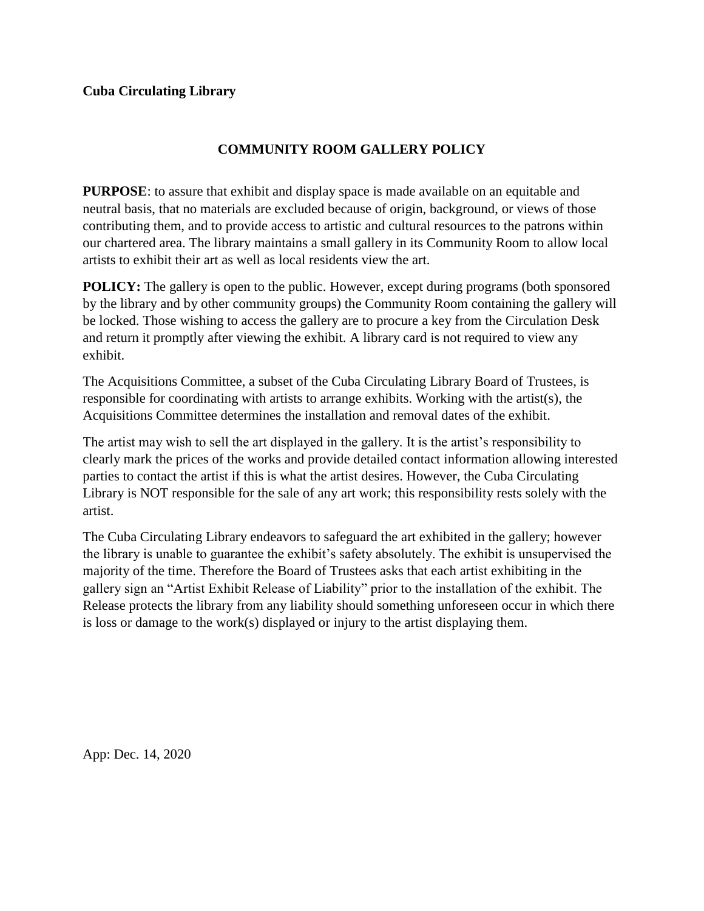**Cuba Circulating Library**

## COMMUNITY ROOM GALLERY POLICY

**PURPOSE**: to assure that exhibit and display space is made available on an equitable and neutral basis, that no materials are excluded because of origin, background, or views of those contributing them, and to provide access to artistic and cultural resources to the patrons within our chartered area. The library maintains a small gallery in its Community Room to allow local artists to exhibit their art as well as local residents view the art.

**POLICY:** The gallery is open to the public. However, except during programs (both sponsored by the library and by other community groups) the Community Room containing the gallery will be locked. Those wishing to access the gallery are to procure a key from the Circulation Desk and return it promptly after viewing the exhibit. A library card is not required to view any exhibit.

The Acquisitions Committee, a subset of the Cuba Circulating Library Board of Trustees, is responsible for coordinating with artists to arrange exhibits. Working with the artist(s), the Acquisitions Committee determines the installation and removal dates of the exhibit.

The artist may wish to sell the art displayed in the gallery. It is the artist's responsibility to clearly mark the prices of the works and provide detailed contact information allowing interested parties to contact the artist if this is what the artist desires. However, the Cuba Circulating Library is NOT responsible for the sale of any art work; this responsibility rests solely with the artist.

The Cuba Circulating Library endeavors to safeguard the art exhibited in the gallery; however the library is unable to guarantee the exhibit's safety absolutely. The exhibit is unsupervised the majority of the time. Therefore the Board of Trustees asks that each artist exhibiting in the gallery sign an "Artist Exhibit Release of Liability" prior to the installation of the exhibit. The Release protects the library from any liability should something unforeseen occur in which there is loss or damage to the work(s) displayed or injury to the artist displaying them.

App: Dec. 14, 2020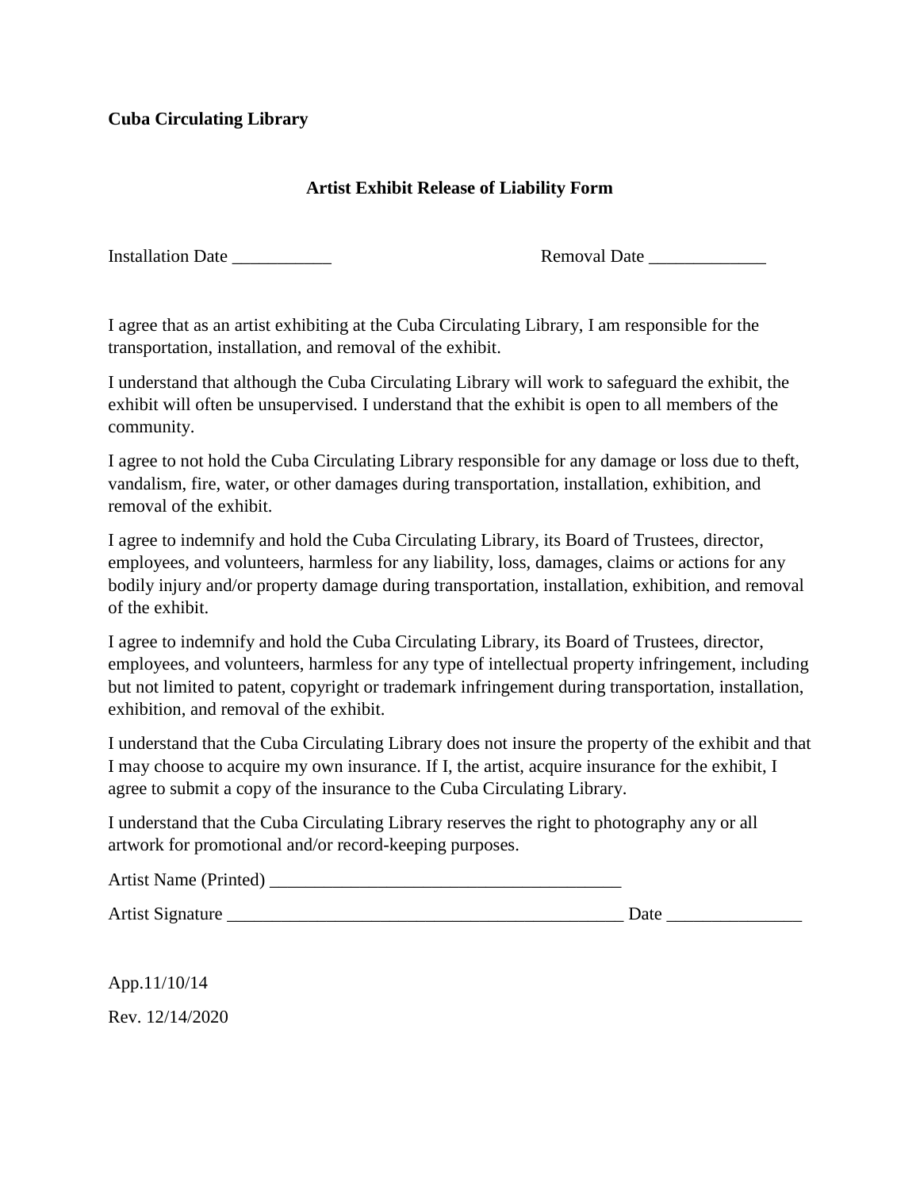**Cuba Circulating Library**

## Artist Exhibit Release of Liability Form

Installation Date ___________ Removal Date _____________

I agree that as an artist exhibiting at the Cuba Circulating Library, I am responsible for the transportation, installation, and removal of the exhibit.

I understand that although the Cuba Circulating Library will work to safeguard the exhibit, the exhibit will often be unsupervised. I understand that the exhibit is open to all members of the community.

I agree to not hold the Cuba Circulating Library responsible for any damage or loss due to theft, vandalism, fire, water, or other damages during transportation, installation, exhibition, and removal of the exhibit.

I agree to indemnify and hold the Cuba Circulating Library, its Board of Trustees, director, employees, and volunteers, harmless for any liability, loss, damages, claims or actions for any bodily injury and/or property damage during transportation, installation, exhibition, and removal of the exhibit.

I agree to indemnify and hold the Cuba Circulating Library, its Board of Trustees, director, employees, and volunteers, harmless for any type of intellectual property infringement, including but not limited to patent, copyright or trademark infringement during transportation, installation, exhibition, and removal of the exhibit.

I understand that the Cuba Circulating Library does not insure the property of the exhibit and that I may choose to acquire my own insurance. If I, the artist, acquire insurance for the exhibit, I agree to submit a copy of the insurance to the Cuba Circulating Library.

I understand that the Cuba Circulating Library reserves the right to photography any or all artwork for promotional and/or record-keeping purposes.

Artist Name (Printed) ________________________________________

Artist Signature _____________________________________________ Date _______________

App.11/10/14

Rev. 12/14/2020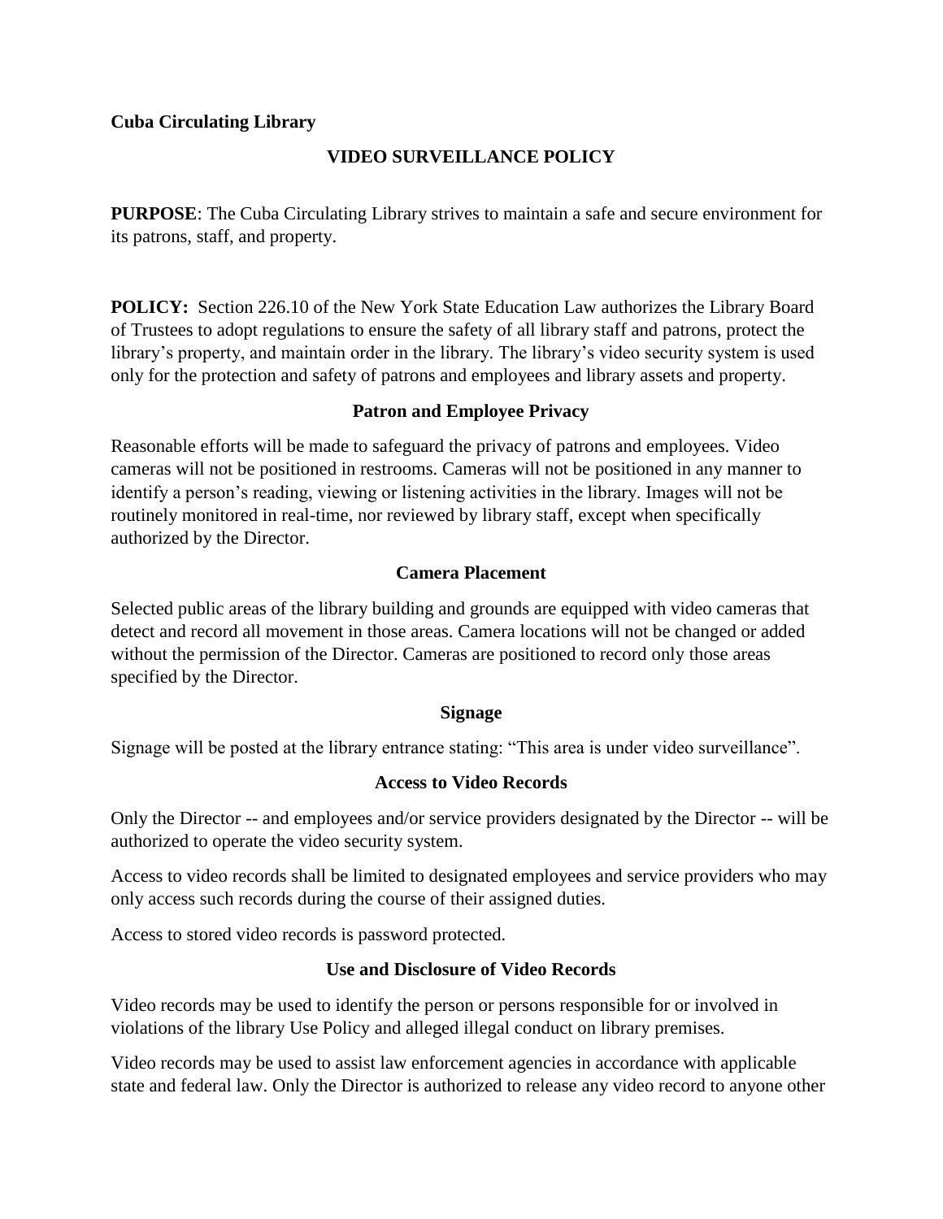**Cuba Circulating Library**

## VIDEO SURVEILLANCE POLICY

**PURPOSE**: The Cuba Circulating Library strives to maintain a safe and secure environment for its patrons, staff, and property.

**POLICY:** Section 226.10 of the New York State Education Law authorizes the Library Board of Trustees to adopt regulations to ensure the safety of all library staff and patrons, protect the library's property, and maintain order in the library. The library's video security system is used only for the protection and safety of patrons and employees and library assets and property.

### Patron and Employee Privacy

Reasonable efforts will be made to safeguard the privacy of patrons and employees. Video cameras will not be positioned in restrooms. Cameras will not be positioned in any manner to identify a person's reading, viewing or listening activities in the library. Images will not be routinely monitored in real-time, nor reviewed by library staff, except when specifically authorized by the Director.

### Camera Placement

Selected public areas of the library building and grounds are equipped with video cameras that detect and record all movement in those areas. Camera locations will not be changed or added without the permission of the Director. Cameras are positioned to record only those areas specified by the Director.

### Signage

Signage will be posted at the library entrance stating: "This area is under video surveillance".

### Access to Video Records

Only the Director -- and employees and/or service providers designated by the Director -- will be authorized to operate the video security system.

Access to video records shall be limited to designated employees and service providers who may only access such records during the course of their assigned duties.

Access to stored video records is password protected.

### Use and Disclosure of Video Records

Video records may be used to identify the person or persons responsible for or involved in violations of the library Use Policy and alleged illegal conduct on library premises.

Video records may be used to assist law enforcement agencies in accordance with applicable state and federal law. Only the Director is authorized to release any video record to anyone other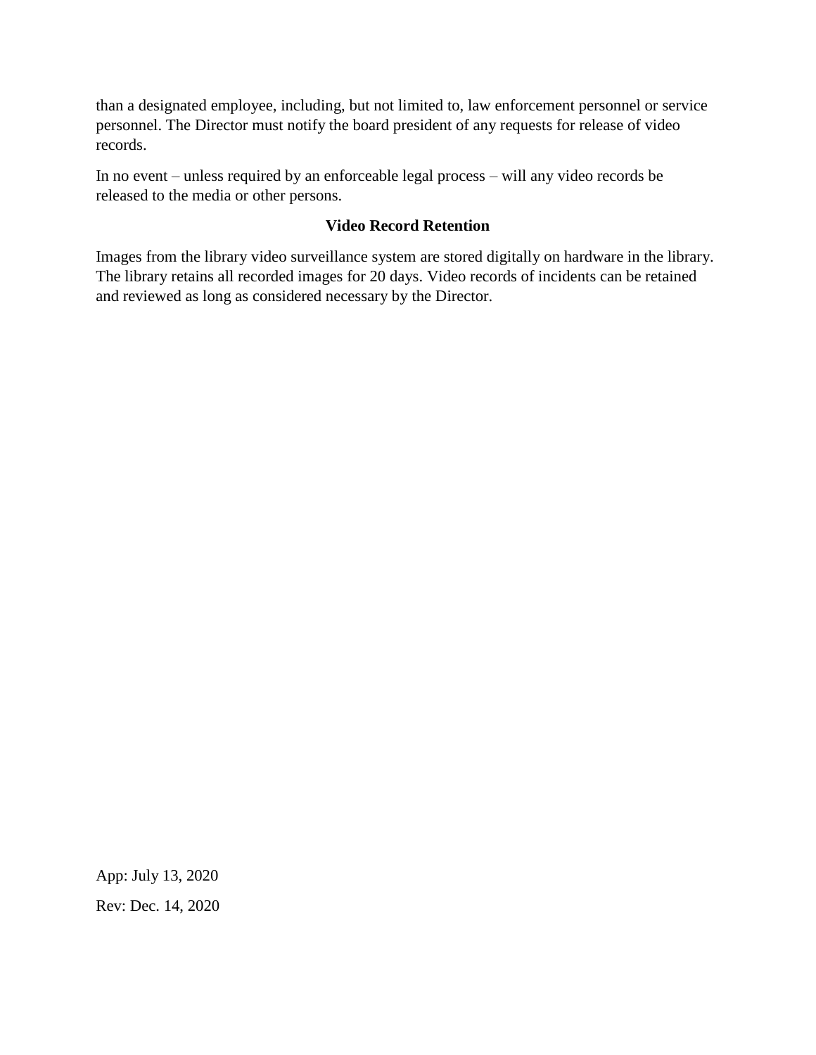than a designated employee, including, but not limited to, law enforcement personnel or service personnel. The Director must notify the board president of any requests for release of video records.

In no event – unless required by an enforceable legal process – will any video records be released to the media or other persons.

### Video Record Retention

Images from the library video surveillance system are stored digitally on hardware in the library. The library retains all recorded images for 20 days. Video records of incidents can be retained and reviewed as long as considered necessary by the Director.

App: July 13, 2020

Rev: Dec. 14, 2020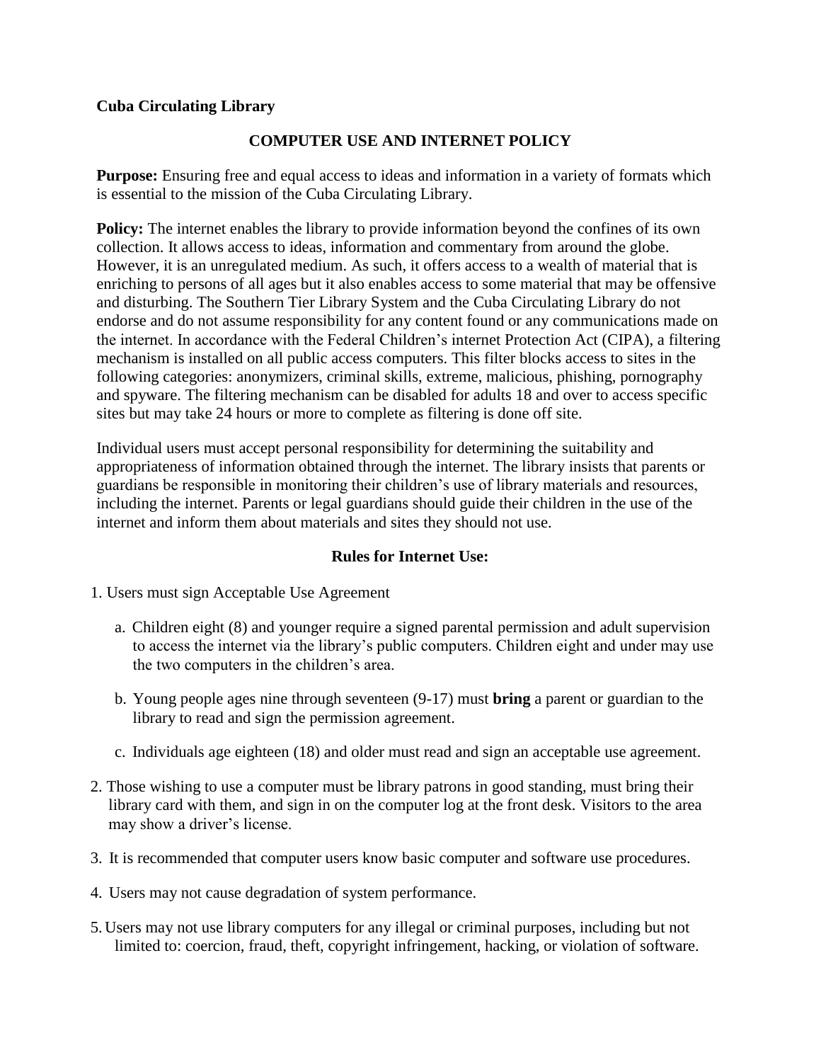**Cuba Circulating Library**

## COMPUTER USE AND INTERNET POLICY

**Purpose:** Ensuring free and equal access to ideas and information in a variety of formats which is essential to the mission of the Cuba Circulating Library.

**Policy:** The internet enables the library to provide information beyond the confines of its own collection. It allows access to ideas, information and commentary from around the globe. However, it is an unregulated medium. As such, it offers access to a wealth of material that is enriching to persons of all ages but it also enables access to some material that may be offensive and disturbing. The Southern Tier Library System and the Cuba Circulating Library do not endorse and do not assume responsibility for any content found or any communications made on the internet. In accordance with the Federal Children's internet Protection Act (CIPA), a filtering mechanism is installed on all public access computers. This filter blocks access to sites in the following categories: anonymizers, criminal skills, extreme, malicious, phishing, pornography and spyware. The filtering mechanism can be disabled for adults 18 and over to access specific sites but may take 24 hours or more to complete as filtering is done off site.

Individual users must accept personal responsibility for determining the suitability and appropriateness of information obtained through the internet. The library insists that parents or guardians be responsible in monitoring their children's use of library materials and resources, including the internet. Parents or legal guardians should guide their children in the use of the internet and inform them about materials and sites they should not use.

### Rules for Internet Use:

1. Users must sign Acceptable Use Agreement
   a. Children eight (8) and younger require a signed parental permission and adult supervision to access the internet via the library's public computers. Children eight and under may use the two computers in the children's area.
   b. Young people ages nine through seventeen (9-17) must **bring** a parent or guardian to the library to read and sign the permission agreement.
   c. Individuals age eighteen (18) and older must read and sign an acceptable use agreement.
2. Those wishing to use a computer must be library patrons in good standing, must bring their library card with them, and sign in on the computer log at the front desk. Visitors to the area may show a driver's license.
3. It is recommended that computer users know basic computer and software use procedures.
4. Users may not cause degradation of system performance.
5. Users may not use library computers for any illegal or criminal purposes, including but not limited to: coercion, fraud, theft, copyright infringement, hacking, or violation of software.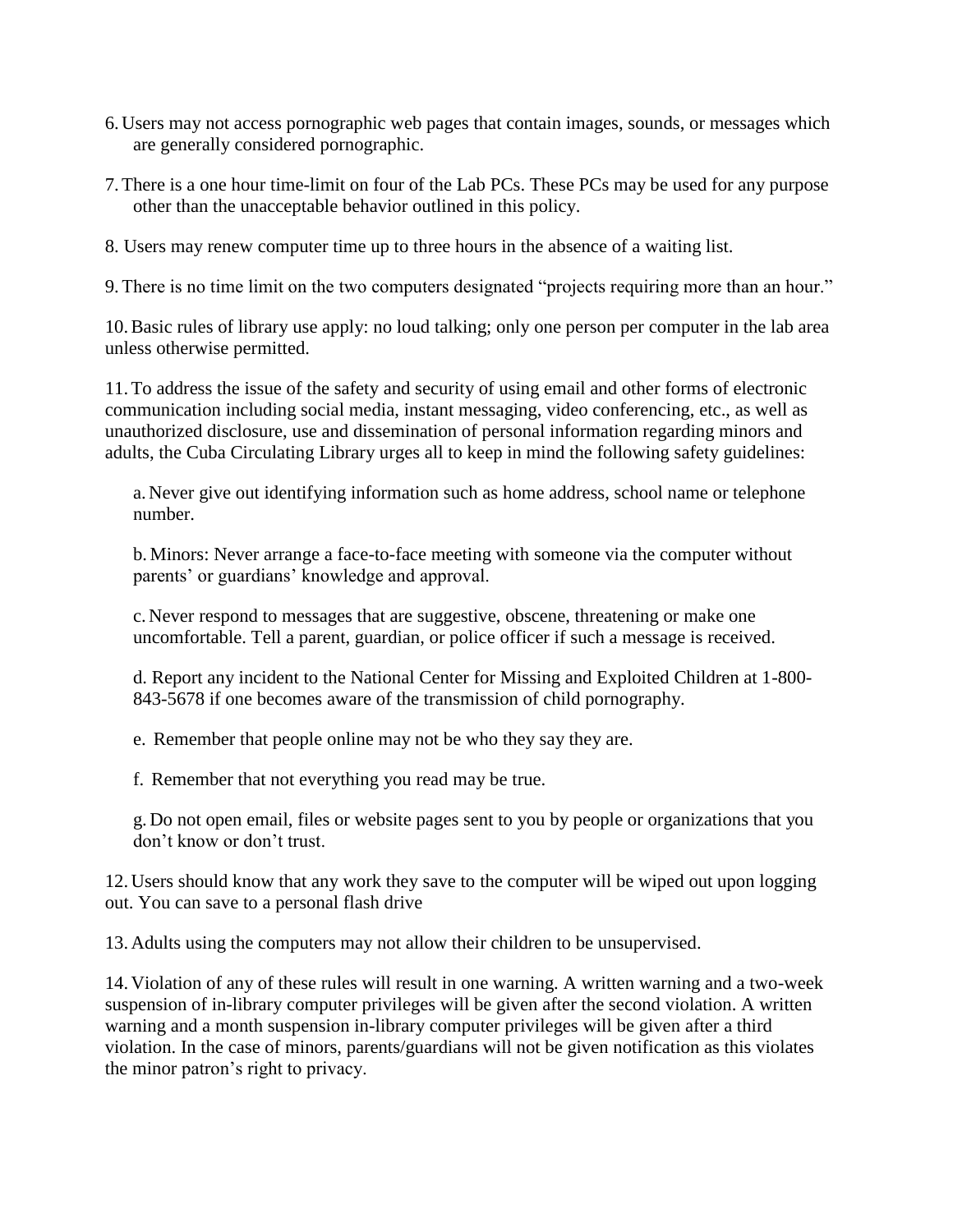6. Users may not access pornographic web pages that contain images, sounds, or messages which are generally considered pornographic.

7. There is a one hour time-limit on four of the Lab PCs. These PCs may be used for any purpose other than the unacceptable behavior outlined in this policy.

8. Users may renew computer time up to three hours in the absence of a waiting list.

9. There is no time limit on the two computers designated "projects requiring more than an hour."

10. Basic rules of library use apply: no loud talking; only one person per computer in the lab area unless otherwise permitted.

11. To address the issue of the safety and security of using email and other forms of electronic communication including social media, instant messaging, video conferencing, etc., as well as unauthorized disclosure, use and dissemination of personal information regarding minors and adults, the Cuba Circulating Library urges all to keep in mind the following safety guidelines:

   a. Never give out identifying information such as home address, school name or telephone number.

   b. Minors: Never arrange a face-to-face meeting with someone via the computer without parents' or guardians' knowledge and approval.

   c. Never respond to messages that are suggestive, obscene, threatening or make one uncomfortable. Tell a parent, guardian, or police officer if such a message is received.

   d. Report any incident to the National Center for Missing and Exploited Children at 1-800-843-5678 if one becomes aware of the transmission of child pornography.

   e. Remember that people online may not be who they say they are.

   f. Remember that not everything you read may be true.

   g. Do not open email, files or website pages sent to you by people or organizations that you don't know or don't trust.

12. Users should know that any work they save to the computer will be wiped out upon logging out. You can save to a personal flash drive

13. Adults using the computers may not allow their children to be unsupervised.

14. Violation of any of these rules will result in one warning. A written warning and a two-week suspension of in-library computer privileges will be given after the second violation. A written warning and a month suspension in-library computer privileges will be given after a third violation. In the case of minors, parents/guardians will not be given notification as this violates the minor patron's right to privacy.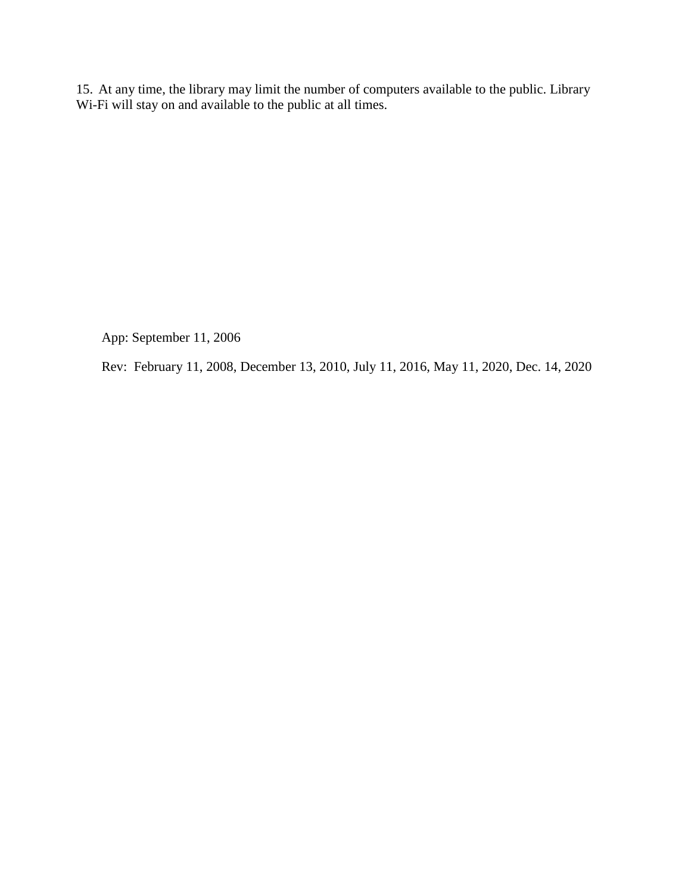15. At any time, the library may limit the number of computers available to the public. Library Wi-Fi will stay on and available to the public at all times.

App: September 11, 2006

Rev: February 11, 2008, December 13, 2010, July 11, 2016, May 11, 2020, Dec. 14, 2020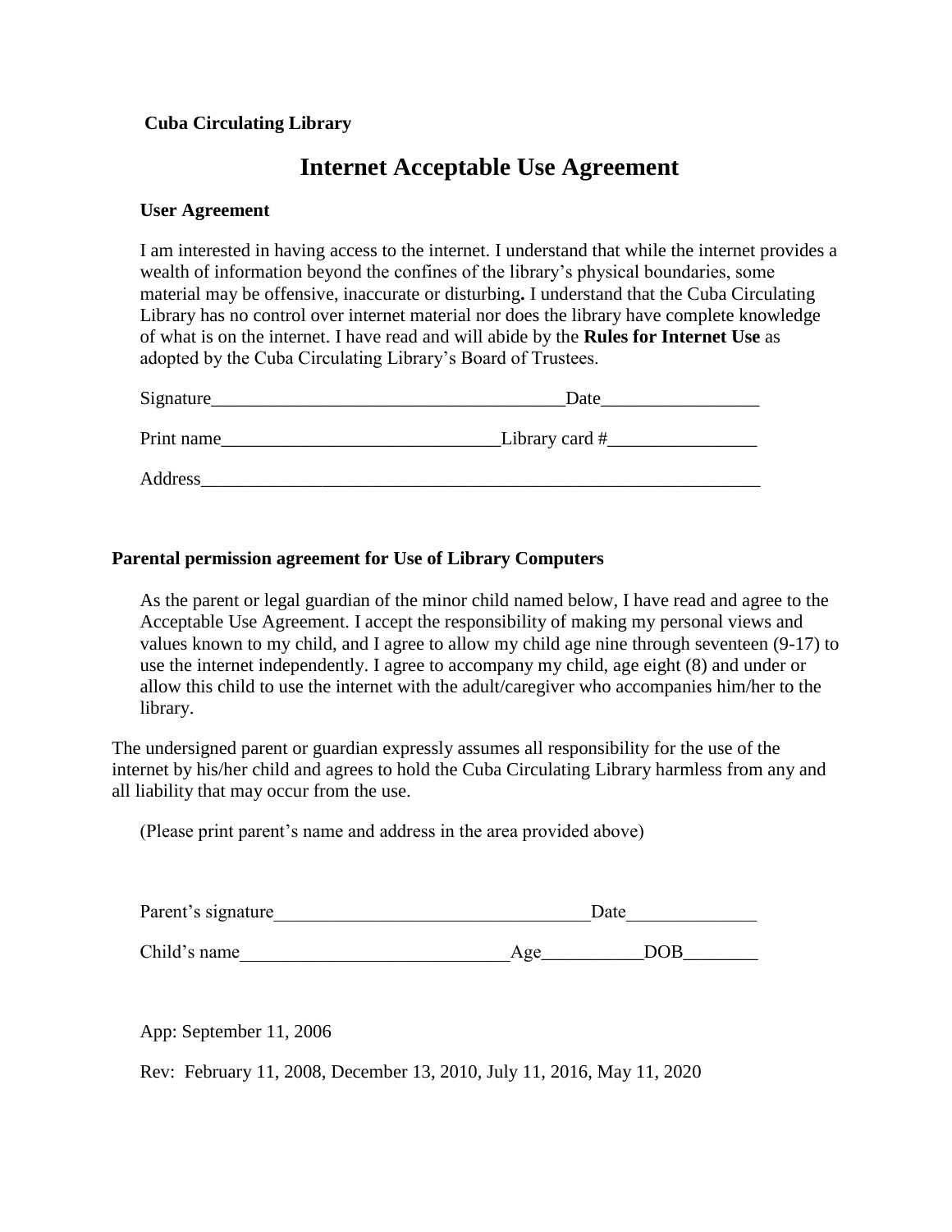**Cuba Circulating Library**

# Internet Acceptable Use Agreement

**User Agreement**

I am interested in having access to the internet. I understand that while the internet provides a wealth of information beyond the confines of the library's physical boundaries, some material may be offensive, inaccurate or disturbing**.** I understand that the Cuba Circulating Library has no control over internet material nor does the library have complete knowledge of what is on the internet. I have read and will abide by the **Rules for Internet Use** as adopted by the Cuba Circulating Library's Board of Trustees.

Signature_______________________________________Date_________________

Print name______________________________Library card #________________

Address_____________________________________________________________

**Parental permission agreement for Use of Library Computers**

As the parent or legal guardian of the minor child named below, I have read and agree to the Acceptable Use Agreement. I accept the responsibility of making my personal views and values known to my child, and I agree to allow my child age nine through seventeen (9-17) to use the internet independently. I agree to accompany my child, age eight (8) and under or allow this child to use the internet with the adult/caregiver who accompanies him/her to the library.

The undersigned parent or guardian expressly assumes all responsibility for the use of the internet by his/her child and agrees to hold the Cuba Circulating Library harmless from any and all liability that may occur from the use.

(Please print parent's name and address in the area provided above)

Parent's signature__________________________________Date______________

Child's name_____________________________Age___________DOB________

App: September 11, 2006

Rev: February 11, 2008, December 13, 2010, July 11, 2016, May 11, 2020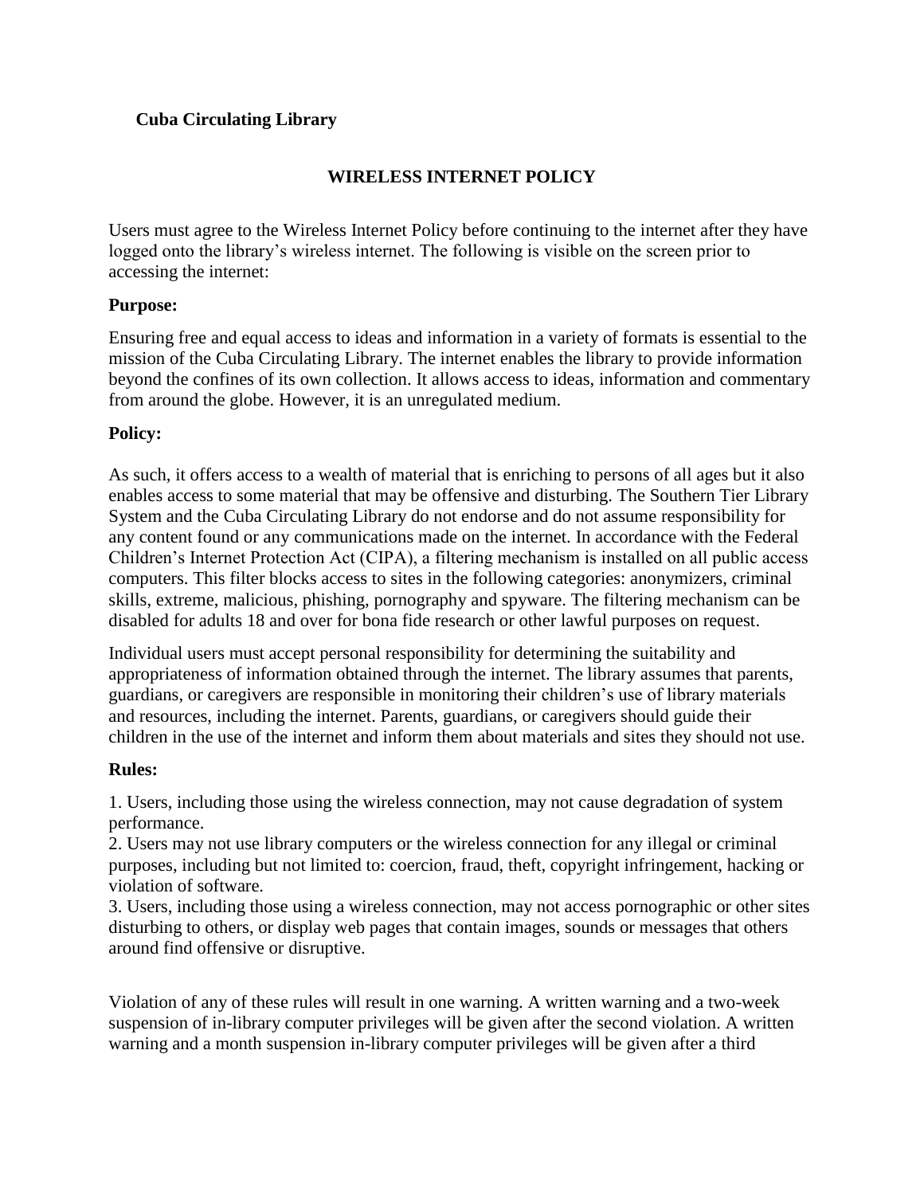**Cuba Circulating Library**

## WIRELESS INTERNET POLICY

Users must agree to the Wireless Internet Policy before continuing to the internet after they have logged onto the library's wireless internet. The following is visible on the screen prior to accessing the internet:

**Purpose:**

Ensuring free and equal access to ideas and information in a variety of formats is essential to the mission of the Cuba Circulating Library. The internet enables the library to provide information beyond the confines of its own collection. It allows access to ideas, information and commentary from around the globe. However, it is an unregulated medium.

**Policy:**

As such, it offers access to a wealth of material that is enriching to persons of all ages but it also enables access to some material that may be offensive and disturbing. The Southern Tier Library System and the Cuba Circulating Library do not endorse and do not assume responsibility for any content found or any communications made on the internet. In accordance with the Federal Children's Internet Protection Act (CIPA), a filtering mechanism is installed on all public access computers. This filter blocks access to sites in the following categories: anonymizers, criminal skills, extreme, malicious, phishing, pornography and spyware. The filtering mechanism can be disabled for adults 18 and over for bona fide research or other lawful purposes on request.

Individual users must accept personal responsibility for determining the suitability and appropriateness of information obtained through the internet. The library assumes that parents, guardians, or caregivers are responsible in monitoring their children's use of library materials and resources, including the internet. Parents, guardians, or caregivers should guide their children in the use of the internet and inform them about materials and sites they should not use.

**Rules:**

1. Users, including those using the wireless connection, may not cause degradation of system performance.
2. Users may not use library computers or the wireless connection for any illegal or criminal purposes, including but not limited to: coercion, fraud, theft, copyright infringement, hacking or violation of software.
3. Users, including those using a wireless connection, may not access pornographic or other sites disturbing to others, or display web pages that contain images, sounds or messages that others around find offensive or disruptive.

Violation of any of these rules will result in one warning. A written warning and a two-week suspension of in-library computer privileges will be given after the second violation. A written warning and a month suspension in-library computer privileges will be given after a third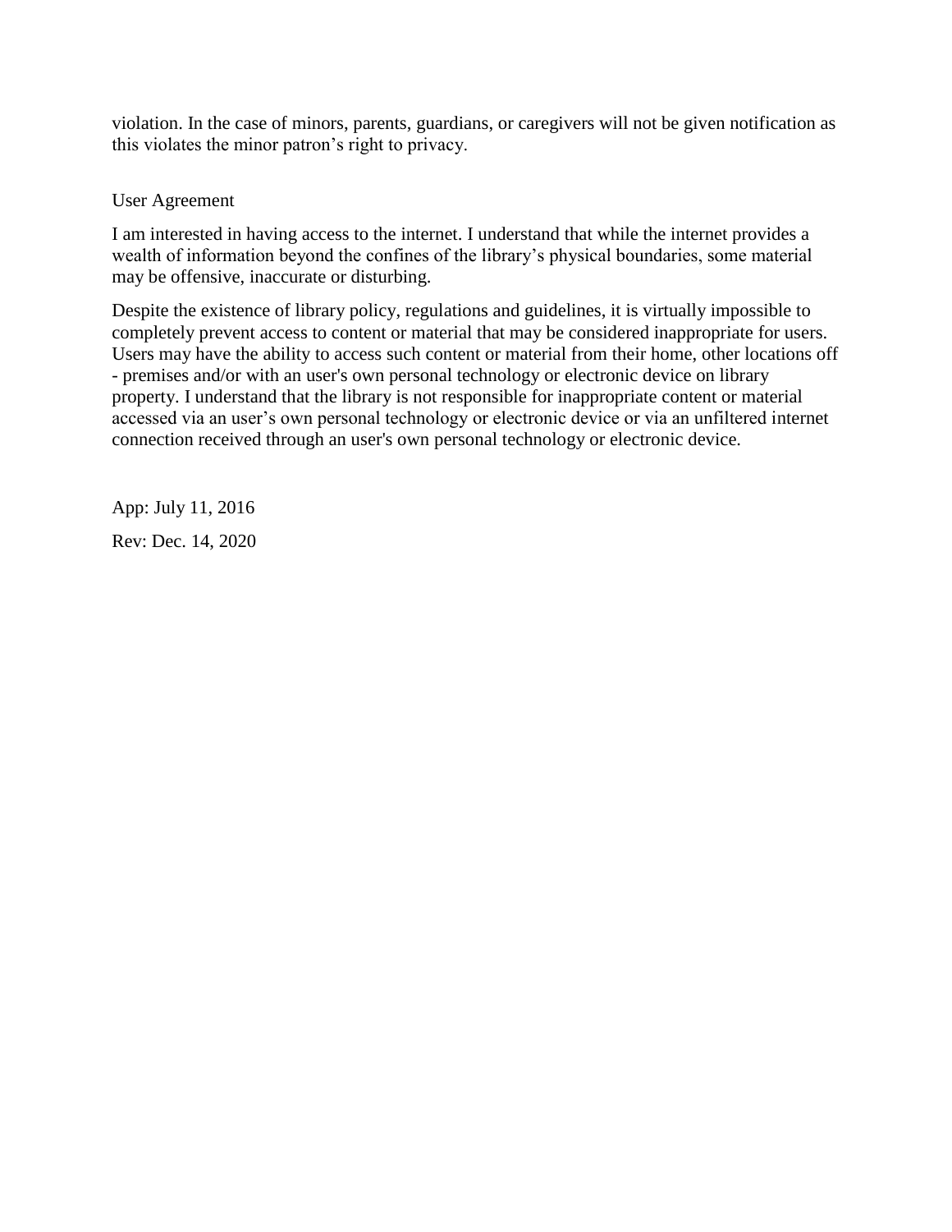violation. In the case of minors, parents, guardians, or caregivers will not be given notification as this violates the minor patron's right to privacy.

User Agreement

I am interested in having access to the internet. I understand that while the internet provides a wealth of information beyond the confines of the library's physical boundaries, some material may be offensive, inaccurate or disturbing.

Despite the existence of library policy, regulations and guidelines, it is virtually impossible to completely prevent access to content or material that may be considered inappropriate for users. Users may have the ability to access such content or material from their home, other locations off - premises and/or with an user's own personal technology or electronic device on library property. I understand that the library is not responsible for inappropriate content or material accessed via an user's own personal technology or electronic device or via an unfiltered internet connection received through an user's own personal technology or electronic device.

App: July 11, 2016

Rev: Dec. 14, 2020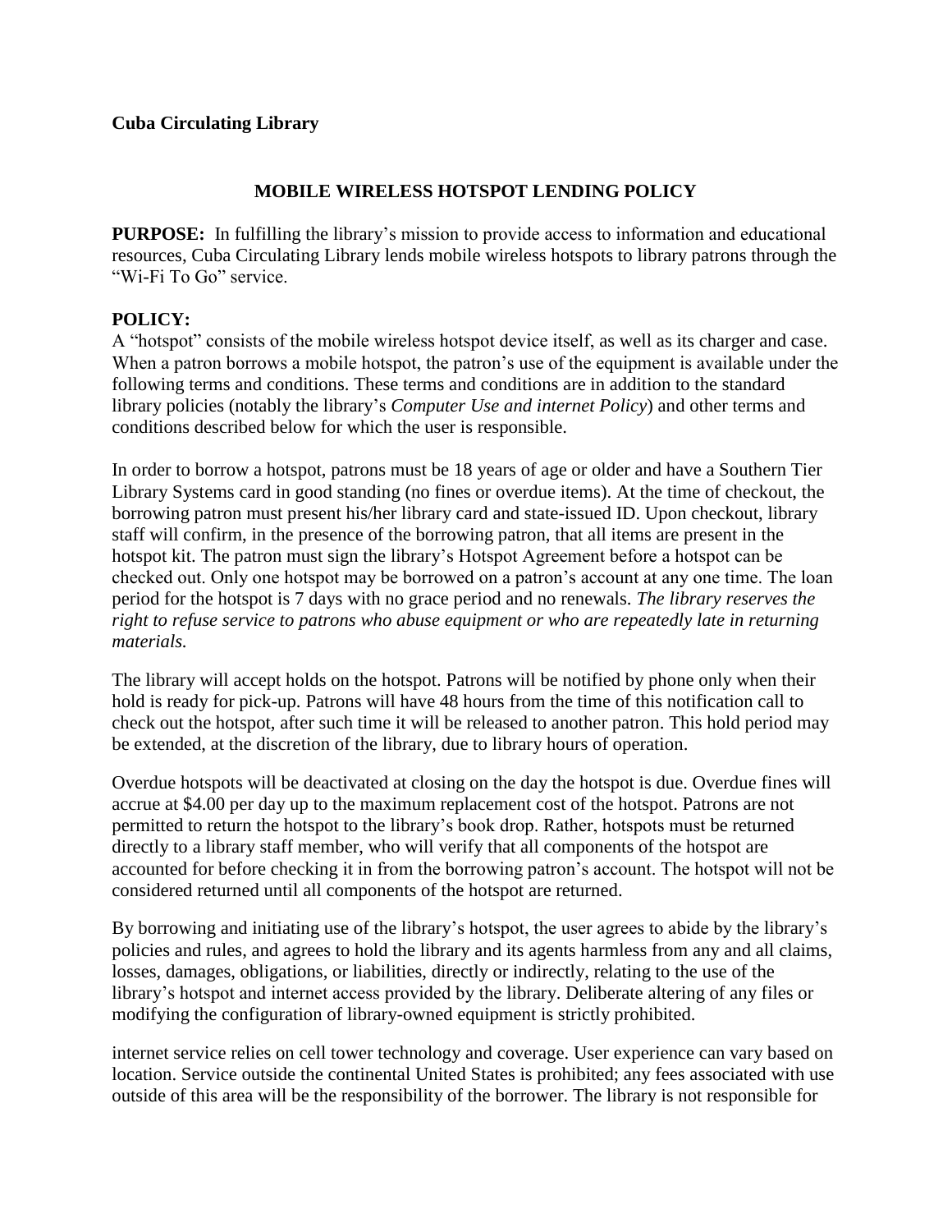**Cuba Circulating Library**

## MOBILE WIRELESS HOTSPOT LENDING POLICY

**PURPOSE:** In fulfilling the library's mission to provide access to information and educational resources, Cuba Circulating Library lends mobile wireless hotspots to library patrons through the "Wi-Fi To Go" service.

**POLICY:**

A "hotspot" consists of the mobile wireless hotspot device itself, as well as its charger and case. When a patron borrows a mobile hotspot, the patron's use of the equipment is available under the following terms and conditions. These terms and conditions are in addition to the standard library policies (notably the library's *Computer Use and internet Policy*) and other terms and conditions described below for which the user is responsible.

In order to borrow a hotspot, patrons must be 18 years of age or older and have a Southern Tier Library Systems card in good standing (no fines or overdue items). At the time of checkout, the borrowing patron must present his/her library card and state-issued ID. Upon checkout, library staff will confirm, in the presence of the borrowing patron, that all items are present in the hotspot kit. The patron must sign the library's Hotspot Agreement before a hotspot can be checked out. Only one hotspot may be borrowed on a patron's account at any one time. The loan period for the hotspot is 7 days with no grace period and no renewals. *The library reserves the right to refuse service to patrons who abuse equipment or who are repeatedly late in returning materials.*

The library will accept holds on the hotspot. Patrons will be notified by phone only when their hold is ready for pick-up. Patrons will have 48 hours from the time of this notification call to check out the hotspot, after such time it will be released to another patron. This hold period may be extended, at the discretion of the library, due to library hours of operation.

Overdue hotspots will be deactivated at closing on the day the hotspot is due. Overdue fines will accrue at $4.00 per day up to the maximum replacement cost of the hotspot. Patrons are not permitted to return the hotspot to the library's book drop. Rather, hotspots must be returned directly to a library staff member, who will verify that all components of the hotspot are accounted for before checking it in from the borrowing patron's account. The hotspot will not be considered returned until all components of the hotspot are returned.

By borrowing and initiating use of the library's hotspot, the user agrees to abide by the library's policies and rules, and agrees to hold the library and its agents harmless from any and all claims, losses, damages, obligations, or liabilities, directly or indirectly, relating to the use of the library's hotspot and internet access provided by the library. Deliberate altering of any files or modifying the configuration of library-owned equipment is strictly prohibited.

internet service relies on cell tower technology and coverage. User experience can vary based on location. Service outside the continental United States is prohibited; any fees associated with use outside of this area will be the responsibility of the borrower. The library is not responsible for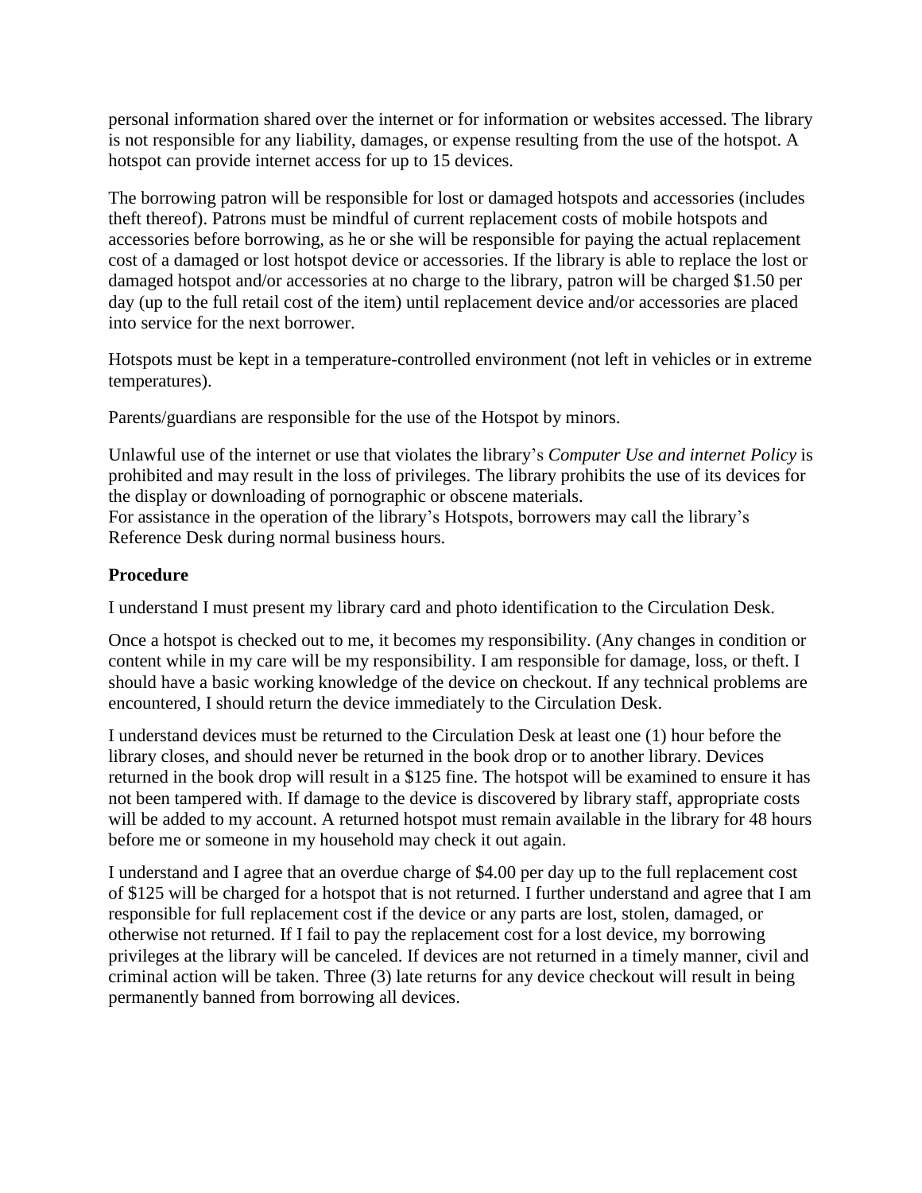personal information shared over the internet or for information or websites accessed. The library is not responsible for any liability, damages, or expense resulting from the use of the hotspot. A hotspot can provide internet access for up to 15 devices.

The borrowing patron will be responsible for lost or damaged hotspots and accessories (includes theft thereof). Patrons must be mindful of current replacement costs of mobile hotspots and accessories before borrowing, as he or she will be responsible for paying the actual replacement cost of a damaged or lost hotspot device or accessories. If the library is able to replace the lost or damaged hotspot and/or accessories at no charge to the library, patron will be charged $1.50 per day (up to the full retail cost of the item) until replacement device and/or accessories are placed into service for the next borrower.

Hotspots must be kept in a temperature-controlled environment (not left in vehicles or in extreme temperatures).

Parents/guardians are responsible for the use of the Hotspot by minors.

Unlawful use of the internet or use that violates the library's *Computer Use and internet Policy* is prohibited and may result in the loss of privileges. The library prohibits the use of its devices for the display or downloading of pornographic or obscene materials.
For assistance in the operation of the library's Hotspots, borrowers may call the library's Reference Desk during normal business hours.

**Procedure**

I understand I must present my library card and photo identification to the Circulation Desk.

Once a hotspot is checked out to me, it becomes my responsibility. (Any changes in condition or content while in my care will be my responsibility. I am responsible for damage, loss, or theft. I should have a basic working knowledge of the device on checkout. If any technical problems are encountered, I should return the device immediately to the Circulation Desk.

I understand devices must be returned to the Circulation Desk at least one (1) hour before the library closes, and should never be returned in the book drop or to another library. Devices returned in the book drop will result in a $125 fine. The hotspot will be examined to ensure it has not been tampered with. If damage to the device is discovered by library staff, appropriate costs will be added to my account. A returned hotspot must remain available in the library for 48 hours before me or someone in my household may check it out again.

I understand and I agree that an overdue charge of $4.00 per day up to the full replacement cost of $125 will be charged for a hotspot that is not returned. I further understand and agree that I am responsible for full replacement cost if the device or any parts are lost, stolen, damaged, or otherwise not returned. If I fail to pay the replacement cost for a lost device, my borrowing privileges at the library will be canceled. If devices are not returned in a timely manner, civil and criminal action will be taken. Three (3) late returns for any device checkout will result in being permanently banned from borrowing all devices.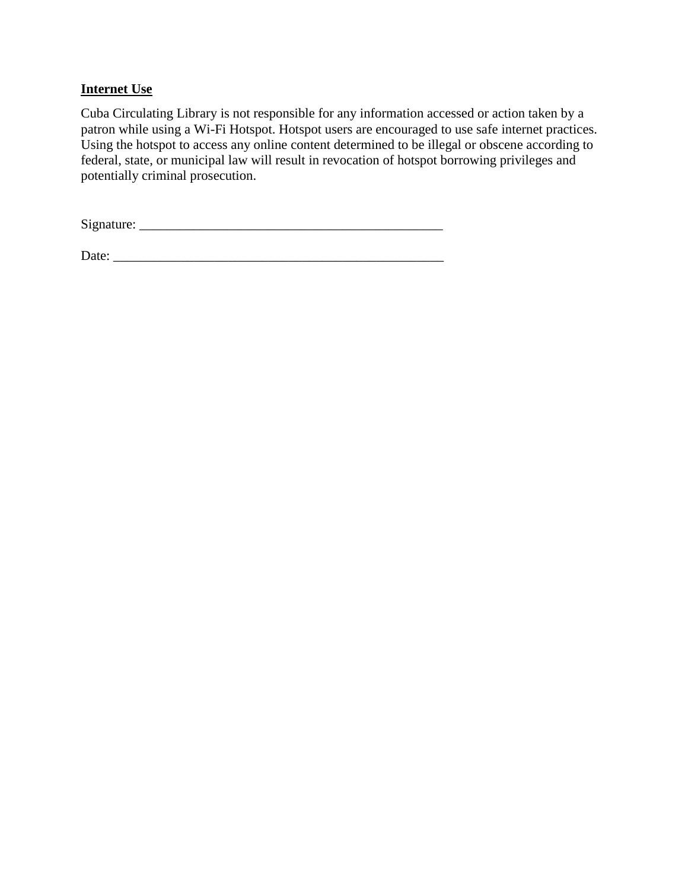**Internet Use**

Cuba Circulating Library is not responsible for any information accessed or action taken by a patron while using a Wi-Fi Hotspot. Hotspot users are encouraged to use safe internet practices. Using the hotspot to access any online content determined to be illegal or obscene according to federal, state, or municipal law will result in revocation of hotspot borrowing privileges and potentially criminal prosecution.

Signature: _______________________________________________

Date: ___________________________________________________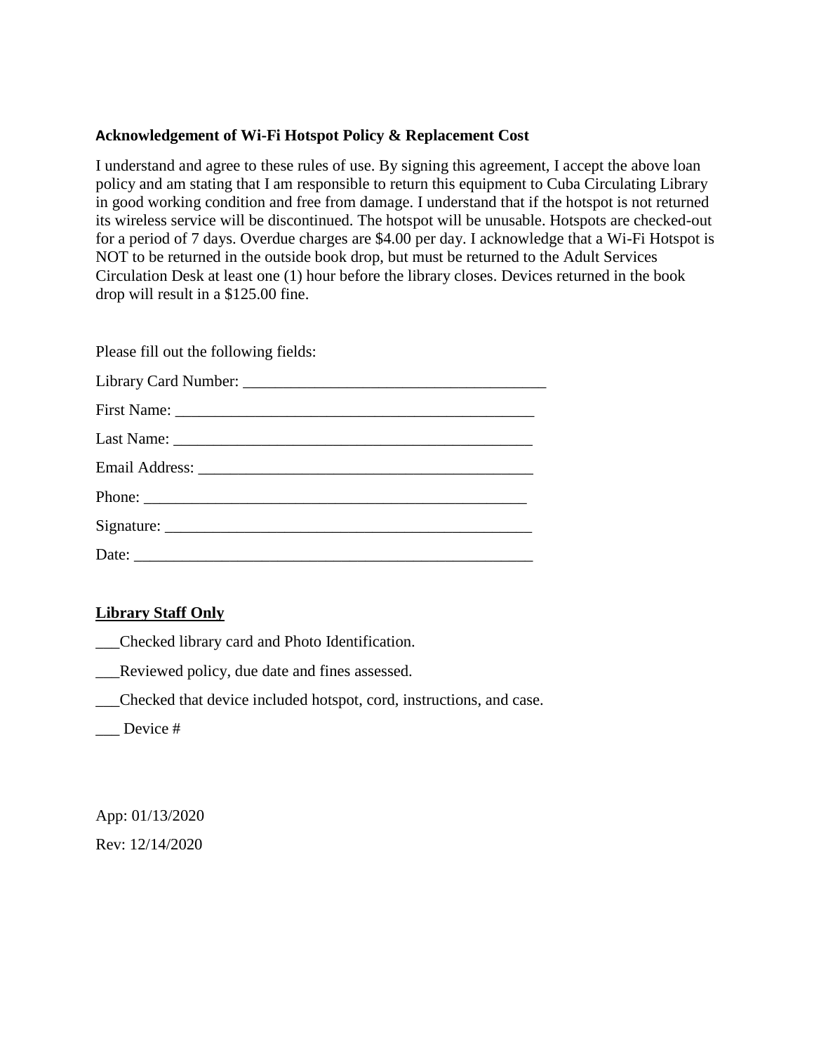**Acknowledgement of Wi-Fi Hotspot Policy & Replacement Cost**

I understand and agree to these rules of use. By signing this agreement, I accept the above loan policy and am stating that I am responsible to return this equipment to Cuba Circulating Library in good working condition and free from damage. I understand that if the hotspot is not returned its wireless service will be discontinued. The hotspot will be unusable. Hotspots are checked-out for a period of 7 days. Overdue charges are $4.00 per day. I acknowledge that a Wi-Fi Hotspot is NOT to be returned in the outside book drop, but must be returned to the Adult Services Circulation Desk at least one (1) hour before the library closes. Devices returned in the book drop will result in a $125.00 fine.

Please fill out the following fields:

Library Card Number: _______________________________________

First Name: ______________________________________________

Last Name: ______________________________________________

Email Address: ___________________________________________

Phone: _________________________________________________

Signature: _______________________________________________

Date: ___________________________________________________

**Library Staff Only**

___Checked library card and Photo Identification.

___Reviewed policy, due date and fines assessed.

___Checked that device included hotspot, cord, instructions, and case.

___ Device #

App: 01/13/2020

Rev: 12/14/2020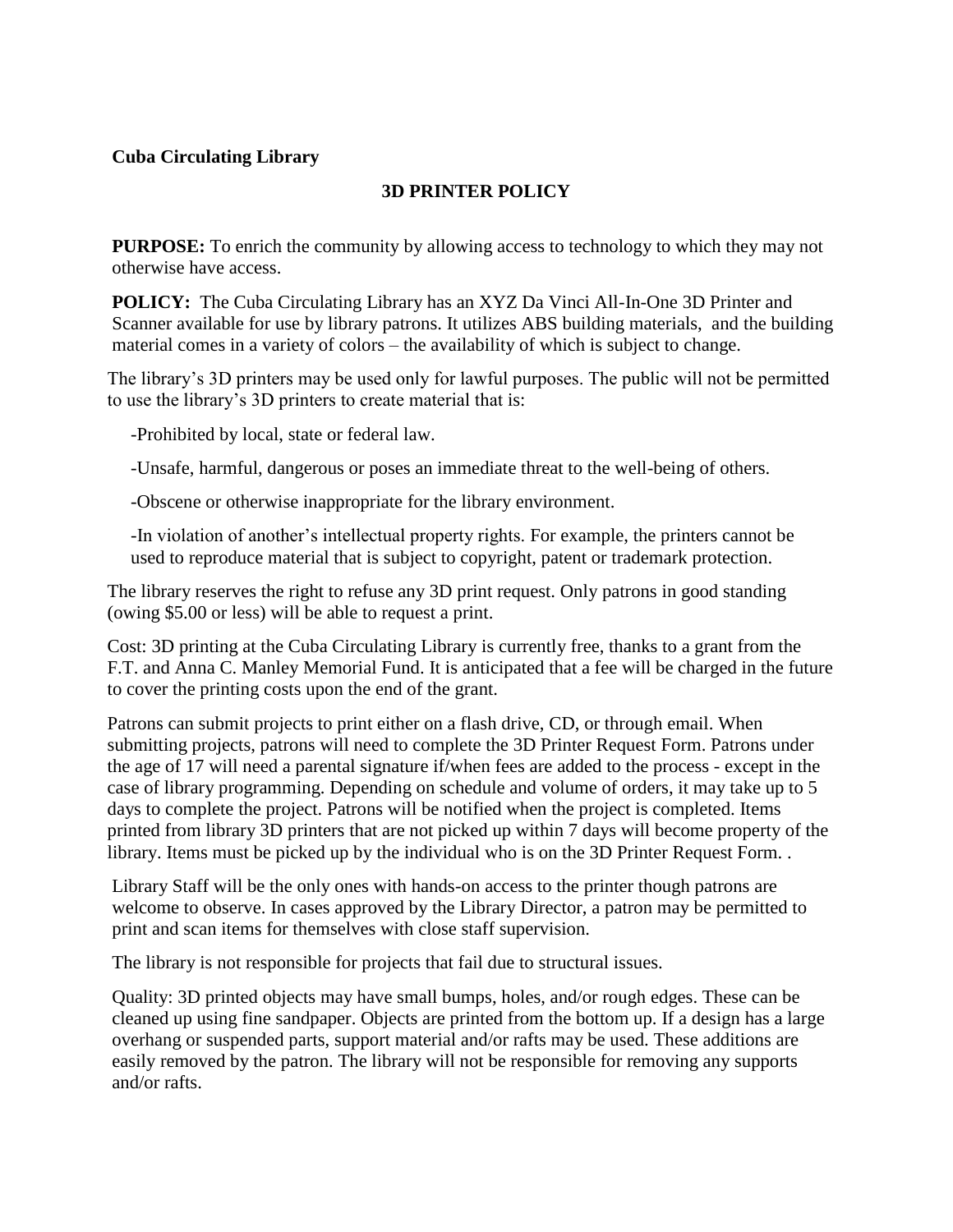**Cuba Circulating Library**

**3D PRINTER POLICY**

**PURPOSE:** To enrich the community by allowing access to technology to which they may not otherwise have access.

**POLICY:** The Cuba Circulating Library has an XYZ Da Vinci All-In-One 3D Printer and Scanner available for use by library patrons. It utilizes ABS building materials, and the building material comes in a variety of colors – the availability of which is subject to change.

The library's 3D printers may be used only for lawful purposes. The public will not be permitted to use the library's 3D printers to create material that is:

-Prohibited by local, state or federal law.

-Unsafe, harmful, dangerous or poses an immediate threat to the well-being of others.

-Obscene or otherwise inappropriate for the library environment.

-In violation of another's intellectual property rights. For example, the printers cannot be used to reproduce material that is subject to copyright, patent or trademark protection.

The library reserves the right to refuse any 3D print request. Only patrons in good standing (owing $5.00 or less) will be able to request a print.

Cost: 3D printing at the Cuba Circulating Library is currently free, thanks to a grant from the F.T. and Anna C. Manley Memorial Fund. It is anticipated that a fee will be charged in the future to cover the printing costs upon the end of the grant.

Patrons can submit projects to print either on a flash drive, CD, or through email. When submitting projects, patrons will need to complete the 3D Printer Request Form. Patrons under the age of 17 will need a parental signature if/when fees are added to the process - except in the case of library programming. Depending on schedule and volume of orders, it may take up to 5 days to complete the project. Patrons will be notified when the project is completed. Items printed from library 3D printers that are not picked up within 7 days will become property of the library. Items must be picked up by the individual who is on the 3D Printer Request Form. .

Library Staff will be the only ones with hands-on access to the printer though patrons are welcome to observe. In cases approved by the Library Director, a patron may be permitted to print and scan items for themselves with close staff supervision.

The library is not responsible for projects that fail due to structural issues.

Quality: 3D printed objects may have small bumps, holes, and/or rough edges. These can be cleaned up using fine sandpaper. Objects are printed from the bottom up. If a design has a large overhang or suspended parts, support material and/or rafts may be used. These additions are easily removed by the patron. The library will not be responsible for removing any supports and/or rafts.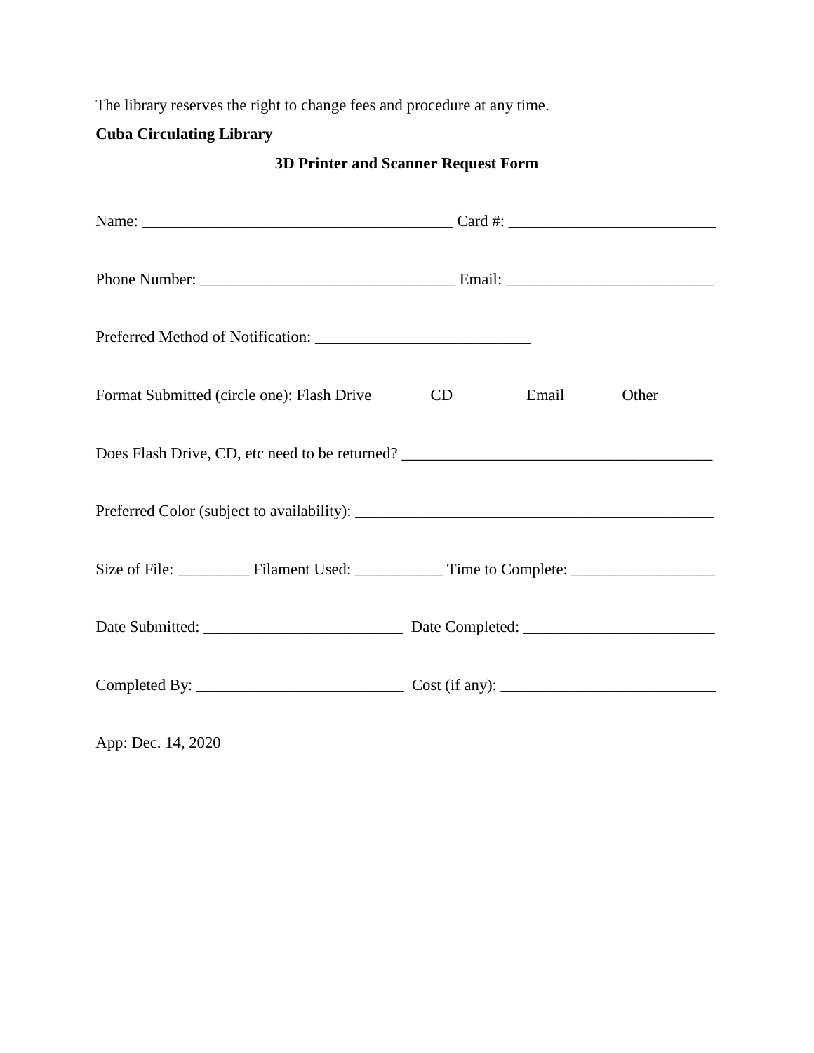The library reserves the right to change fees and procedure at any time.

**Cuba Circulating Library**

**3D Printer and Scanner Request Form**

Name: ________________________________________ Card #: ___________________________

Phone Number: ________________________________ Email: ___________________________

Preferred Method of Notification: ____________________________

Format Submitted (circle one): Flash Drive CD Email Other

Does Flash Drive, CD, etc need to be returned? ________________________________________

Preferred Color (subject to availability): ______________________________________________

Size of File: _________ Filament Used: ___________ Time to Complete: __________________

Date Submitted: _________________________ Date Completed: ________________________

Completed By: __________________________ Cost (if any): ___________________________

App: Dec. 14, 2020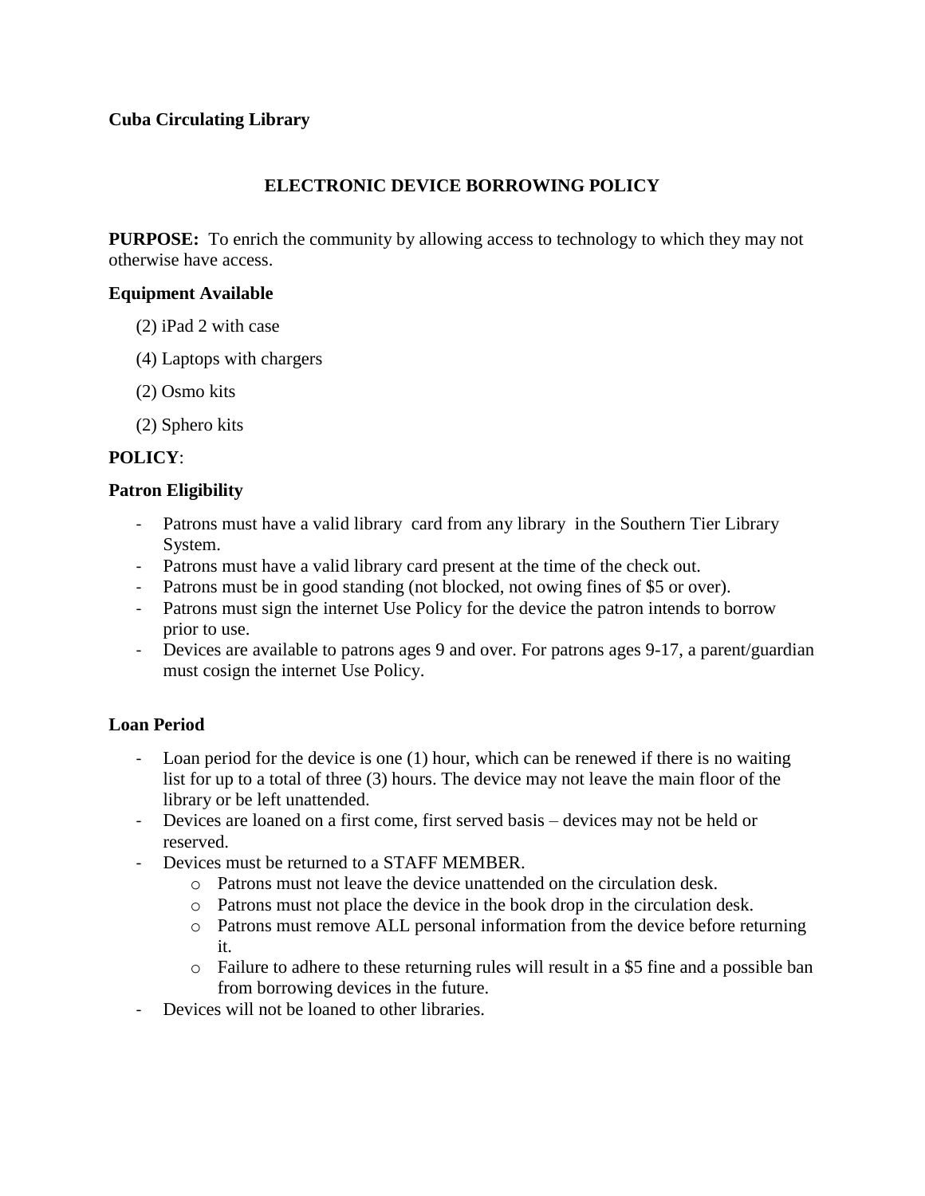**Cuba Circulating Library**

## ELECTRONIC DEVICE BORROWING POLICY

**PURPOSE:** To enrich the community by allowing access to technology to which they may not otherwise have access.

**Equipment Available**

(2) iPad 2 with case

(4) Laptops with chargers

(2) Osmo kits

(2) Sphero kits

**POLICY**:

**Patron Eligibility**

- Patrons must have a valid library card from any library in the Southern Tier Library System.
- Patrons must have a valid library card present at the time of the check out.
- Patrons must be in good standing (not blocked, not owing fines of $5 or over).
- Patrons must sign the internet Use Policy for the device the patron intends to borrow prior to use.
- Devices are available to patrons ages 9 and over. For patrons ages 9-17, a parent/guardian must cosign the internet Use Policy.

**Loan Period**

- Loan period for the device is one (1) hour, which can be renewed if there is no waiting list for up to a total of three (3) hours. The device may not leave the main floor of the library or be left unattended.
- Devices are loaned on a first come, first served basis – devices may not be held or reserved.
- Devices must be returned to a STAFF MEMBER.
  - Patrons must not leave the device unattended on the circulation desk.
  - Patrons must not place the device in the book drop in the circulation desk.
  - Patrons must remove ALL personal information from the device before returning it.
  - Failure to adhere to these returning rules will result in a $5 fine and a possible ban from borrowing devices in the future.
- Devices will not be loaned to other libraries.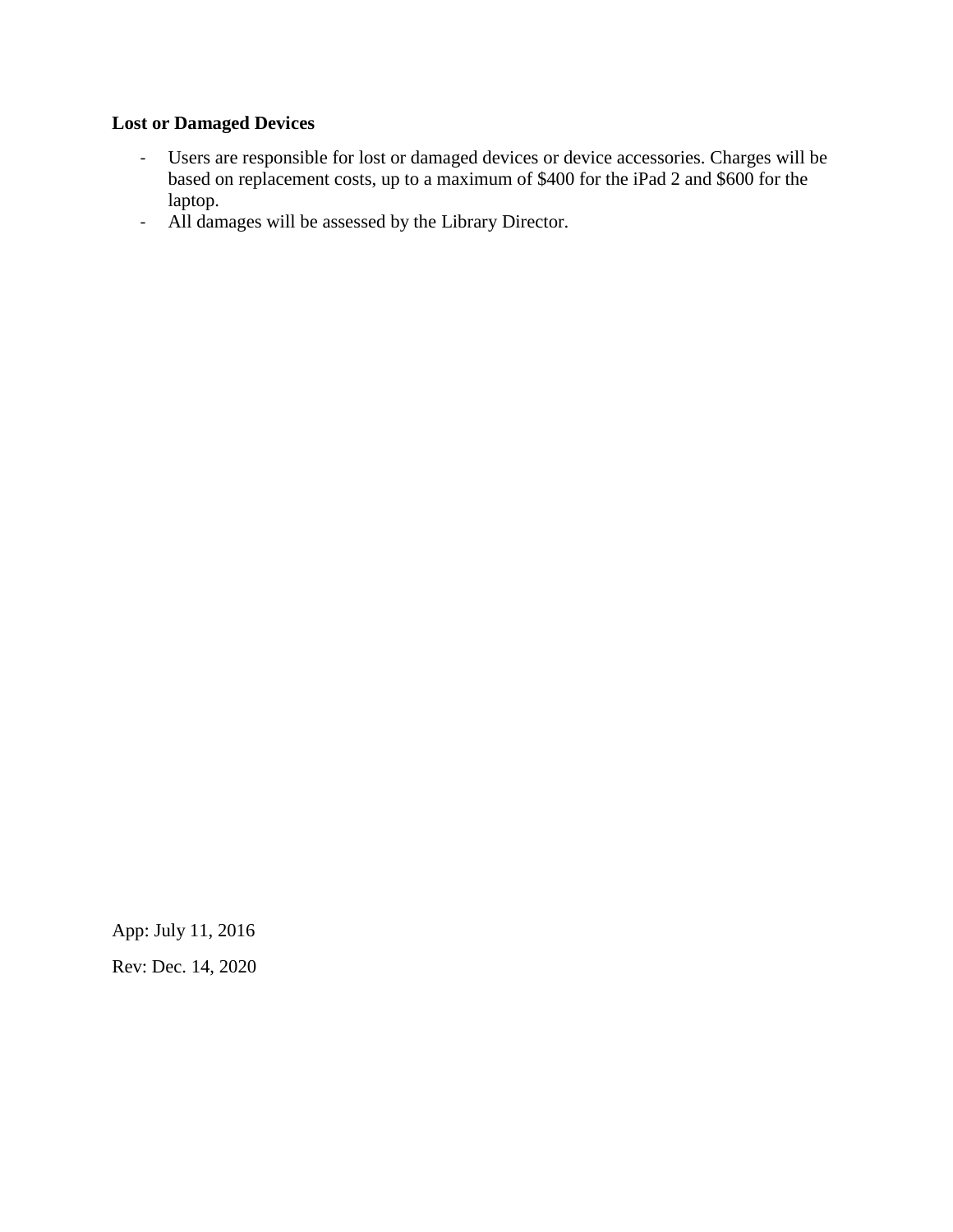**Lost or Damaged Devices**

- Users are responsible for lost or damaged devices or device accessories. Charges will be based on replacement costs, up to a maximum of $400 for the iPad 2 and $600 for the laptop.
- All damages will be assessed by the Library Director.

App: July 11, 2016

Rev: Dec. 14, 2020